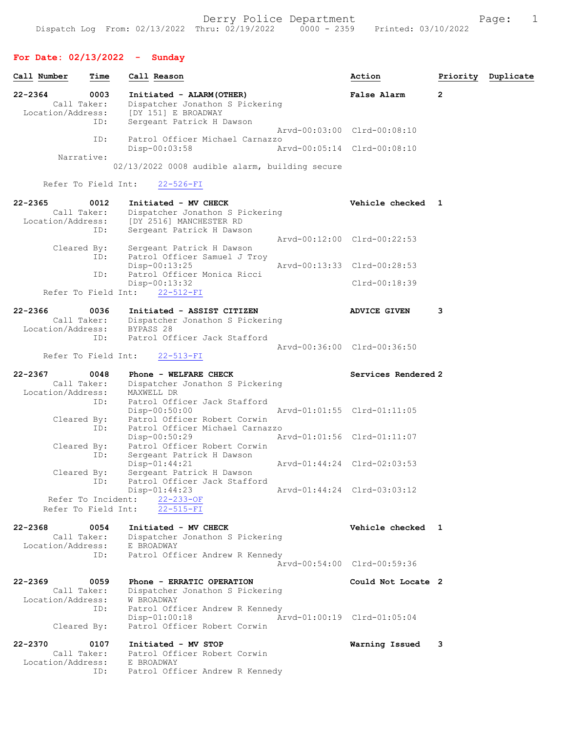Derry Police Department

Dispatch Log From: 02/13/2022 Thru: 02/19/2022 0000 - 2359 Printed: 03/10/2022

## For Date: 02/13/2022 - Sunday

| Call Number | Time | Call Reason | Action | Priority | Duplicate |
|---|---|---|---|---|---|

**22-2364** 0003 **Initiated - ALARM(OTHER)** — **False Alarm** — Priority 2

Call Taker: Dispatcher Jonathon S Pickering
Location/Address: [DY 151] E BROADWAY
ID: Sergeant Patrick H Dawson
Arvd-00:03:00 Clrd-00:08:10
ID: Patrol Officer Michael Carnazzo
Disp-00:03:58 Arvd-00:05:14 Clrd-00:08:10
Narrative:
02/13/2022 0008 audible alarm, building secure

Refer To Field Int: 22-526-FI

**22-2365** 0012 **Initiated - MV CHECK** — **Vehicle checked** — Priority 1

Call Taker: Dispatcher Jonathon S Pickering
Location/Address: [DY 2516] MANCHESTER RD
ID: Sergeant Patrick H Dawson
Arvd-00:12:00 Clrd-00:22:53
Cleared By: Sergeant Patrick H Dawson
ID: Patrol Officer Samuel J Troy
Disp-00:13:25 Arvd-00:13:33 Clrd-00:28:53
ID: Patrol Officer Monica Ricci
Disp-00:13:32 Clrd-00:18:39
Refer To Field Int: 22-512-FI

**22-2366** 0036 **Initiated - ASSIST CITIZEN** — **ADVICE GIVEN** — Priority 3

Call Taker: Dispatcher Jonathon S Pickering
Location/Address: BYPASS 28
ID: Patrol Officer Jack Stafford
Arvd-00:36:00 Clrd-00:36:50
Refer To Field Int: 22-513-FI

**22-2367** 0048 **Phone - WELFARE CHECK** — **Services Rendered** — Priority 2

Call Taker: Dispatcher Jonathon S Pickering
Location/Address: MAXWELL DR
ID: Patrol Officer Jack Stafford
Disp-00:50:00 Arvd-01:01:55 Clrd-01:11:05
Cleared By: Patrol Officer Robert Corwin
ID: Patrol Officer Michael Carnazzo
Disp-00:50:29 Arvd-01:01:56 Clrd-01:11:07
Cleared By: Patrol Officer Robert Corwin
ID: Sergeant Patrick H Dawson
Disp-01:44:21 Arvd-01:44:24 Clrd-02:03:53
Cleared By: Sergeant Patrick H Dawson
ID: Patrol Officer Jack Stafford
Disp-01:44:23 Arvd-01:44:24 Clrd-03:03:12
Refer To Incident: 22-233-OF
Refer To Field Int: 22-515-FI

**22-2368** 0054 **Initiated - MV CHECK** — **Vehicle checked** — Priority 1

Call Taker: Dispatcher Jonathon S Pickering
Location/Address: E BROADWAY
ID: Patrol Officer Andrew R Kennedy
Arvd-00:54:00 Clrd-00:59:36

**22-2369** 0059 **Phone - ERRATIC OPERATION** — **Could Not Locate** — Priority 2

Call Taker: Dispatcher Jonathon S Pickering
Location/Address: W BROADWAY
ID: Patrol Officer Andrew R Kennedy
Disp-01:00:18 Arvd-01:00:19 Clrd-01:05:04
Cleared By: Patrol Officer Robert Corwin

**22-2370** 0107 **Initiated - MV STOP** — **Warning Issued** — Priority 3

Call Taker: Patrol Officer Robert Corwin
Location/Address: E BROADWAY
ID: Patrol Officer Andrew R Kennedy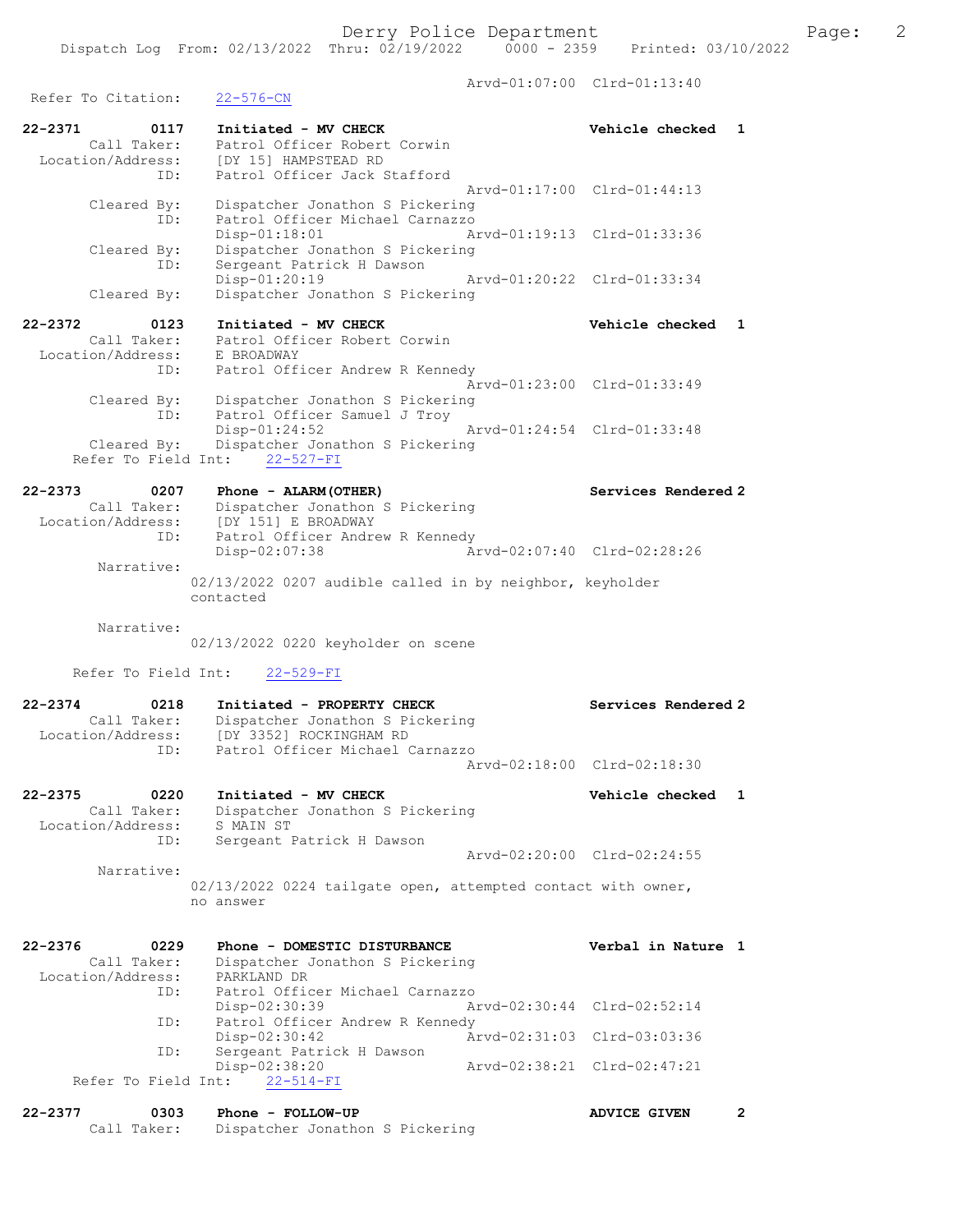Arvd-01:07:00 Clrd-01:13:40

Refer To Citation: 22-576-CN

```
22-2371        0117    Initiated - MV CHECK                          Vehicle checked  1
        Call Taker:    Patrol Officer Robert Corwin
  Location/Address:    [DY 15] HAMPSTEAD RD
               ID:     Patrol Officer Jack Stafford
                                                  Arvd-01:17:00  Clrd-01:44:13
        Cleared By:    Dispatcher Jonathon S Pickering
               ID:     Patrol Officer Michael Carnazzo
                       Disp-01:18:01              Arvd-01:19:13  Clrd-01:33:36
        Cleared By:    Dispatcher Jonathon S Pickering
               ID:     Sergeant Patrick H Dawson
                       Disp-01:20:19              Arvd-01:20:22  Clrd-01:33:34
        Cleared By:    Dispatcher Jonathon S Pickering

22-2372        0123    Initiated - MV CHECK                          Vehicle checked  1
        Call Taker:    Patrol Officer Robert Corwin
  Location/Address:    E BROADWAY
               ID:     Patrol Officer Andrew R Kennedy
                                                  Arvd-01:23:00  Clrd-01:33:49
        Cleared By:    Dispatcher Jonathon S Pickering
               ID:     Patrol Officer Samuel J Troy
                       Disp-01:24:52              Arvd-01:24:54  Clrd-01:33:48
        Cleared By:    Dispatcher Jonathon S Pickering
     Refer To Field Int:    22-527-FI

22-2373        0207    Phone - ALARM(OTHER)                          Services Rendered 2
        Call Taker:    Dispatcher Jonathon S Pickering
  Location/Address:    [DY 151] E BROADWAY
               ID:     Patrol Officer Andrew R Kennedy
                       Disp-02:07:38              Arvd-02:07:40  Clrd-02:28:26
         Narrative:
                  02/13/2022 0207 audible called in by neighbor, keyholder
                  contacted

         Narrative:
                  02/13/2022 0220 keyholder on scene

     Refer To Field Int:    22-529-FI

22-2374        0218    Initiated - PROPERTY CHECK                    Services Rendered 2
        Call Taker:    Dispatcher Jonathon S Pickering
  Location/Address:    [DY 3352] ROCKINGHAM RD
               ID:     Patrol Officer Michael Carnazzo
                                                  Arvd-02:18:00  Clrd-02:18:30

22-2375        0220    Initiated - MV CHECK                          Vehicle checked  1
        Call Taker:    Dispatcher Jonathon S Pickering
  Location/Address:    S MAIN ST
               ID:     Sergeant Patrick H Dawson
                                                  Arvd-02:20:00  Clrd-02:24:55
         Narrative:
                  02/13/2022 0224 tailgate open, attempted contact with owner,
                  no answer

22-2376        0229    Phone - DOMESTIC DISTURBANCE                  Verbal in Nature 1
        Call Taker:    Dispatcher Jonathon S Pickering
  Location/Address:    PARKLAND DR
               ID:     Patrol Officer Michael Carnazzo
                       Disp-02:30:39              Arvd-02:30:44  Clrd-02:52:14
               ID:     Patrol Officer Andrew R Kennedy
                       Disp-02:30:42              Arvd-02:31:03  Clrd-03:03:36
               ID:     Sergeant Patrick H Dawson
                       Disp-02:38:20              Arvd-02:38:21  Clrd-02:47:21
     Refer To Field Int:    22-514-FI

22-2377        0303    Phone - FOLLOW-UP                             ADVICE GIVEN     2
        Call Taker:    Dispatcher Jonathon S Pickering
```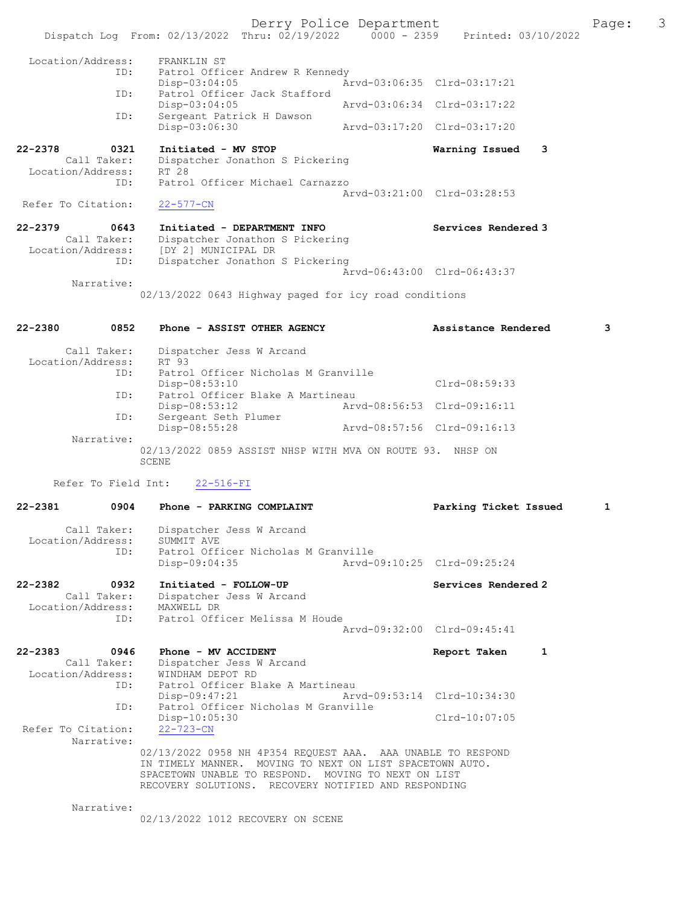```
 Location/Address:    FRANKLIN ST
               ID:    Patrol Officer Andrew R Kennedy
                      Disp-03:04:05              Arvd-03:06:35  Clrd-03:17:21
               ID:    Patrol Officer Jack Stafford
                      Disp-03:04:05              Arvd-03:06:34  Clrd-03:17:22
               ID:    Sergeant Patrick H Dawson
                      Disp-03:06:30              Arvd-03:17:20  Clrd-03:17:20

22-2378        0321   Initiated - MV STOP                       Warning Issued    3
       Call Taker:    Dispatcher Jonathon S Pickering
 Location/Address:    RT 28
               ID:    Patrol Officer Michael Carnazzo
                                                 Arvd-03:21:00  Clrd-03:28:53
 Refer To Citation:   22-577-CN

22-2379        0643   Initiated - DEPARTMENT INFO               Services Rendered 3
       Call Taker:    Dispatcher Jonathon S Pickering
 Location/Address:    [DY 2] MUNICIPAL DR
               ID:    Dispatcher Jonathon S Pickering
                                                 Arvd-06:43:00  Clrd-06:43:37
        Narrative:
                    02/13/2022 0643 Highway paged for icy road conditions

22-2380        0852   Phone - ASSIST OTHER AGENCY               Assistance Rendered       3

       Call Taker:    Dispatcher Jess W Arcand
 Location/Address:    RT 93
               ID:    Patrol Officer Nicholas M Granville
                      Disp-08:53:10                             Clrd-08:59:33
               ID:    Patrol Officer Blake A Martineau
                      Disp-08:53:12              Arvd-08:56:53  Clrd-09:16:11
               ID:    Sergeant Seth Plumer
                      Disp-08:55:28              Arvd-08:57:56  Clrd-09:16:13
        Narrative:
                    02/13/2022 0859 ASSIST NHSP WITH MVA ON ROUTE 93.  NHSP ON
                    SCENE

     Refer To Field Int:    22-516-FI

22-2381        0904   Phone - PARKING COMPLAINT                 Parking Ticket Issued     1

       Call Taker:    Dispatcher Jess W Arcand
 Location/Address:    SUMMIT AVE
               ID:    Patrol Officer Nicholas M Granville
                      Disp-09:04:35              Arvd-09:10:25  Clrd-09:25:24

22-2382        0932   Initiated - FOLLOW-UP                     Services Rendered 2
       Call Taker:    Dispatcher Jess W Arcand
 Location/Address:    MAXWELL DR
               ID:    Patrol Officer Melissa M Houde
                                                 Arvd-09:32:00  Clrd-09:45:41

22-2383        0946   Phone - MV ACCIDENT                       Report Taken      1
       Call Taker:    Dispatcher Jess W Arcand
 Location/Address:    WINDHAM DEPOT RD
               ID:    Patrol Officer Blake A Martineau
                      Disp-09:47:21              Arvd-09:53:14  Clrd-10:34:30
               ID:    Patrol Officer Nicholas M Granville
                      Disp-10:05:30                             Clrd-10:07:05
 Refer To Citation:   22-723-CN
        Narrative:
                    02/13/2022 0958 NH 4P354 REQUEST AAA.  AAA UNABLE TO RESPOND
                    IN TIMELY MANNER.  MOVING TO NEXT ON LIST SPACETOWN AUTO.
                    SPACETOWN UNABLE TO RESPOND.  MOVING TO NEXT ON LIST
                    RECOVERY SOLUTIONS.  RECOVERY NOTIFIED AND RESPONDING

        Narrative:
                    02/13/2022 1012 RECOVERY ON SCENE
```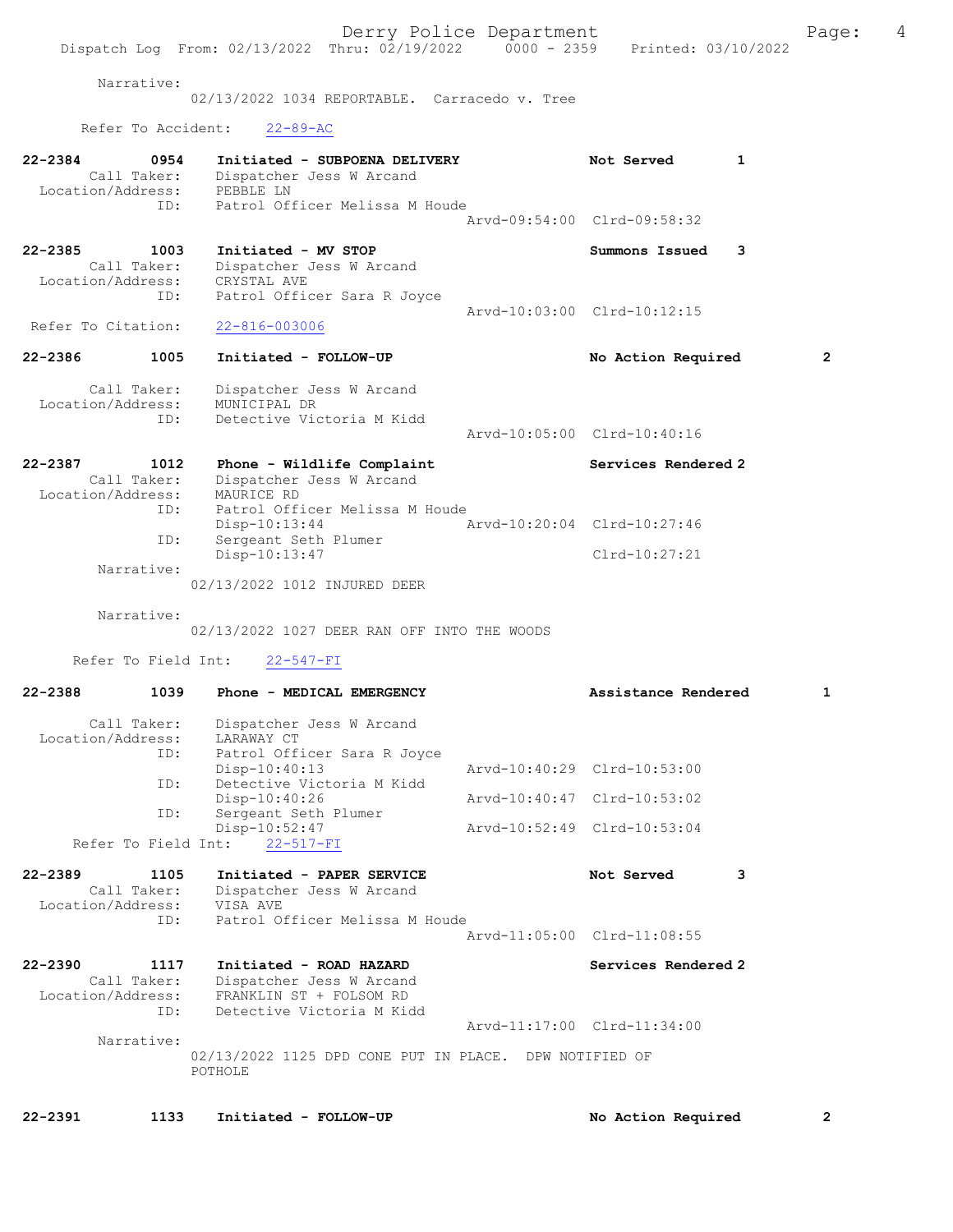Narrative:
02/13/2022 1034 REPORTABLE.  Carracedo v. Tree

Refer To Accident:   22-89-AC

**22-2384   0954   Initiated - SUBPOENA DELIVERY   Not Served   1**
Call Taker: Dispatcher Jess W Arcand
Location/Address: PEBBLE LN
ID: Patrol Officer Melissa M Houde
Arvd-09:54:00  Clrd-09:58:32

**22-2385   1003   Initiated - MV STOP   Summons Issued   3**
Call Taker: Dispatcher Jess W Arcand
Location/Address: CRYSTAL AVE
ID: Patrol Officer Sara R Joyce
Arvd-10:03:00  Clrd-10:12:15
Refer To Citation: 22-816-003006

**22-2386   1005   Initiated - FOLLOW-UP   No Action Required   2**
Call Taker: Dispatcher Jess W Arcand
Location/Address: MUNICIPAL DR
ID: Detective Victoria M Kidd
Arvd-10:05:00  Clrd-10:40:16

**22-2387   1012   Phone - Wildlife Complaint   Services Rendered 2**
Call Taker: Dispatcher Jess W Arcand
Location/Address: MAURICE RD
ID: Patrol Officer Melissa M Houde
Disp-10:13:44  Arvd-10:20:04  Clrd-10:27:46
ID: Sergeant Seth Plumer
Disp-10:13:47  Clrd-10:27:21
Narrative:
02/13/2022 1012 INJURED DEER

Narrative:
02/13/2022 1027 DEER RAN OFF INTO THE WOODS

Refer To Field Int:   22-547-FI

**22-2388   1039   Phone - MEDICAL EMERGENCY   Assistance Rendered   1**
Call Taker: Dispatcher Jess W Arcand
Location/Address: LARAWAY CT
ID: Patrol Officer Sara R Joyce
Disp-10:40:13  Arvd-10:40:29  Clrd-10:53:00
ID: Detective Victoria M Kidd
Disp-10:40:26  Arvd-10:40:47  Clrd-10:53:02
ID: Sergeant Seth Plumer
Disp-10:52:47  Arvd-10:52:49  Clrd-10:53:04
Refer To Field Int:   22-517-FI

**22-2389   1105   Initiated - PAPER SERVICE   Not Served   3**
Call Taker: Dispatcher Jess W Arcand
Location/Address: VISA AVE
ID: Patrol Officer Melissa M Houde
Arvd-11:05:00  Clrd-11:08:55

**22-2390   1117   Initiated - ROAD HAZARD   Services Rendered 2**
Call Taker: Dispatcher Jess W Arcand
Location/Address: FRANKLIN ST + FOLSOM RD
ID: Detective Victoria M Kidd
Arvd-11:17:00  Clrd-11:34:00
Narrative:
02/13/2022 1125 DPD CONE PUT IN PLACE.  DPW NOTIFIED OF POTHOLE

**22-2391   1133   Initiated - FOLLOW-UP   No Action Required   2**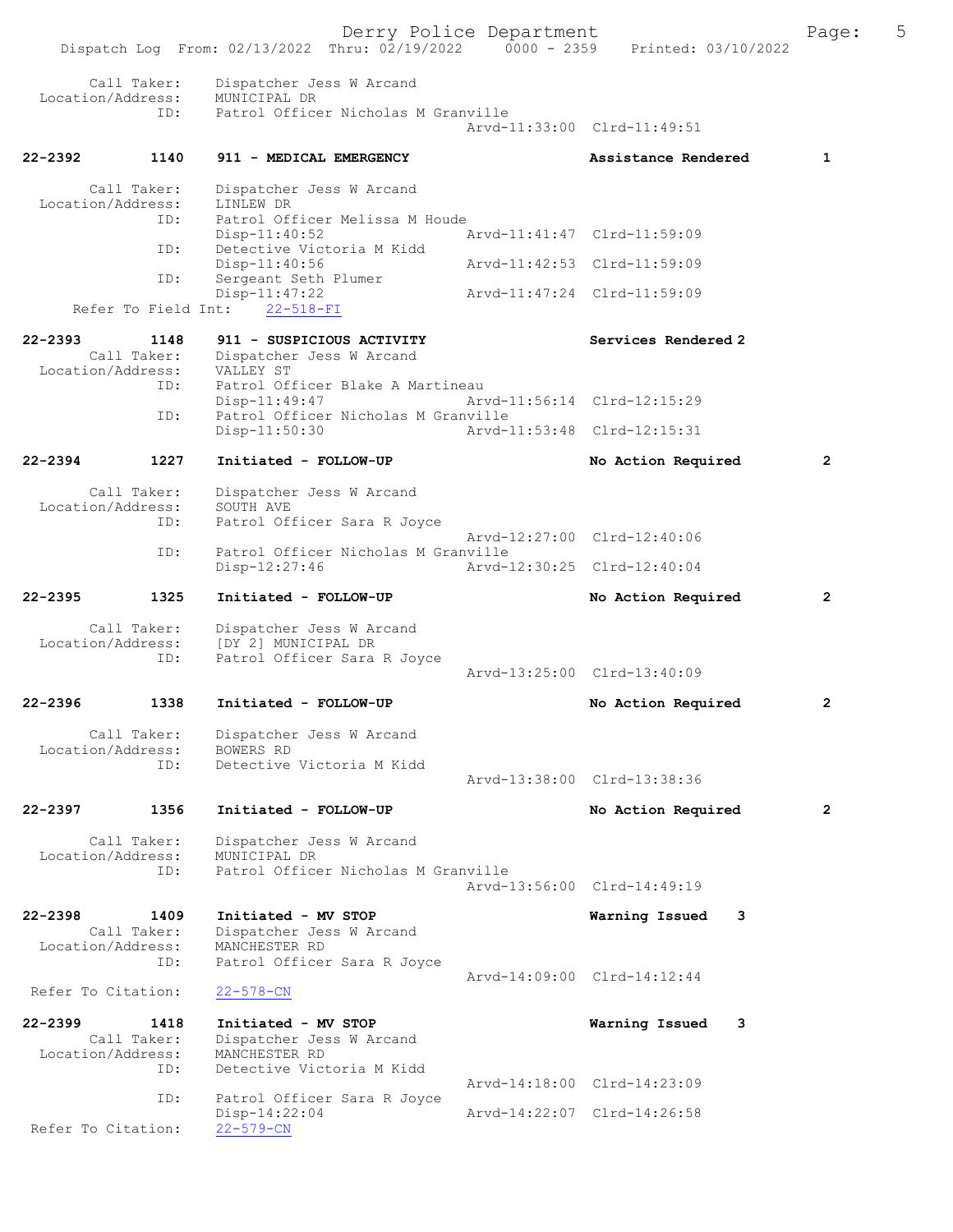Call Taker: Dispatcher Jess W Arcand
Location/Address: MUNICIPAL DR
ID: Patrol Officer Nicholas M Granville
Arvd-11:33:00 Clrd-11:49:51

**22-2392 1140 911 - MEDICAL EMERGENCY Assistance Rendered 1**

Call Taker: Dispatcher Jess W Arcand
Location/Address: LINLEW DR
ID: Patrol Officer Melissa M Houde
Disp-11:40:52 Arvd-11:41:47 Clrd-11:59:09
ID: Detective Victoria M Kidd
Disp-11:40:56 Arvd-11:42:53 Clrd-11:59:09
ID: Sergeant Seth Plumer
Disp-11:47:22 Arvd-11:47:24 Clrd-11:59:09
Refer To Field Int: 22-518-FI

**22-2393 1148 911 - SUSPICIOUS ACTIVITY Services Rendered 2**

Call Taker: Dispatcher Jess W Arcand
Location/Address: VALLEY ST
ID: Patrol Officer Blake A Martineau
Disp-11:49:47 Arvd-11:56:14 Clrd-12:15:29
ID: Patrol Officer Nicholas M Granville
Disp-11:50:30 Arvd-11:53:48 Clrd-12:15:31

**22-2394 1227 Initiated - FOLLOW-UP No Action Required 2**

Call Taker: Dispatcher Jess W Arcand
Location/Address: SOUTH AVE
ID: Patrol Officer Sara R Joyce
Arvd-12:27:00 Clrd-12:40:06
ID: Patrol Officer Nicholas M Granville
Disp-12:27:46 Arvd-12:30:25 Clrd-12:40:04

**22-2395 1325 Initiated - FOLLOW-UP No Action Required 2**

Call Taker: Dispatcher Jess W Arcand
Location/Address: [DY 2] MUNICIPAL DR
ID: Patrol Officer Sara R Joyce
Arvd-13:25:00 Clrd-13:40:09

**22-2396 1338 Initiated - FOLLOW-UP No Action Required 2**

Call Taker: Dispatcher Jess W Arcand
Location/Address: BOWERS RD
ID: Detective Victoria M Kidd
Arvd-13:38:00 Clrd-13:38:36

**22-2397 1356 Initiated - FOLLOW-UP No Action Required 2**

Call Taker: Dispatcher Jess W Arcand
Location/Address: MUNICIPAL DR
ID: Patrol Officer Nicholas M Granville
Arvd-13:56:00 Clrd-14:49:19

**22-2398 1409 Initiated - MV STOP Warning Issued 3**

Call Taker: Dispatcher Jess W Arcand
Location/Address: MANCHESTER RD
ID: Patrol Officer Sara R Joyce
Arvd-14:09:00 Clrd-14:12:44
Refer To Citation: 22-578-CN

**22-2399 1418 Initiated - MV STOP Warning Issued 3**

Call Taker: Dispatcher Jess W Arcand
Location/Address: MANCHESTER RD
ID: Detective Victoria M Kidd
Arvd-14:18:00 Clrd-14:23:09
ID: Patrol Officer Sara R Joyce
Disp-14:22:04 Arvd-14:22:07 Clrd-14:26:58
Refer To Citation: 22-579-CN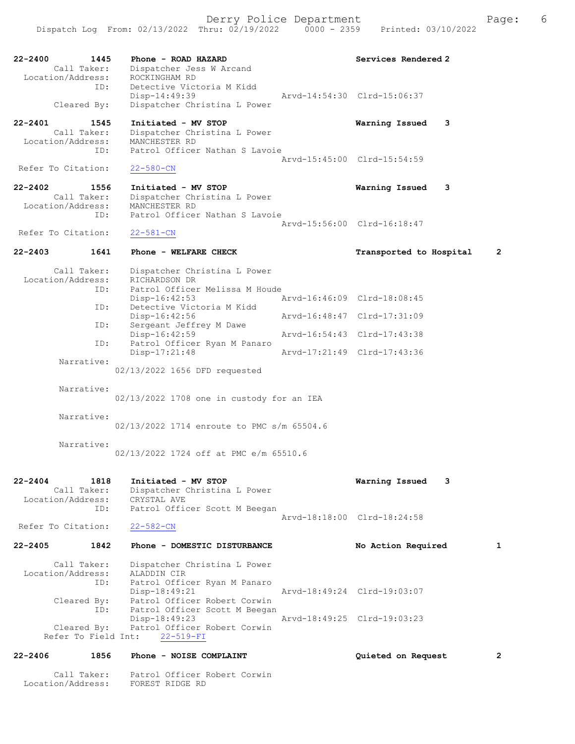22-2400 1445 Phone - ROAD HAZARD Services Rendered 2
Call Taker: Dispatcher Jess W Arcand
Location/Address: ROCKINGHAM RD
ID: Detective Victoria M Kidd
Disp-14:49:39 Arvd-14:54:30 Clrd-15:06:37
Cleared By: Dispatcher Christina L Power

22-2401 1545 Initiated - MV STOP Warning Issued 3
Call Taker: Dispatcher Christina L Power
Location/Address: MANCHESTER RD
ID: Patrol Officer Nathan S Lavoie
Arvd-15:45:00 Clrd-15:54:59
Refer To Citation: 22-580-CN

22-2402 1556 Initiated - MV STOP Warning Issued 3
Call Taker: Dispatcher Christina L Power
Location/Address: MANCHESTER RD
ID: Patrol Officer Nathan S Lavoie
Arvd-15:56:00 Clrd-16:18:47
Refer To Citation: 22-581-CN

22-2403 1641 Phone - WELFARE CHECK Transported to Hospital 2
Call Taker: Dispatcher Christina L Power
Location/Address: RICHARDSON DR
ID: Patrol Officer Melissa M Houde
Disp-16:42:53 Arvd-16:46:09 Clrd-18:08:45
ID: Detective Victoria M Kidd
Disp-16:42:56 Arvd-16:48:47 Clrd-17:31:09
ID: Sergeant Jeffrey M Dawe
Disp-16:42:59 Arvd-16:54:43 Clrd-17:43:38
ID: Patrol Officer Ryan M Panaro
Disp-17:21:48 Arvd-17:21:49 Clrd-17:43:36
Narrative:
02/13/2022 1656 DFD requested

Narrative:
02/13/2022 1708 one in custody for an IEA

Narrative:
02/13/2022 1714 enroute to PMC s/m 65504.6

Narrative:
02/13/2022 1724 off at PMC e/m 65510.6

22-2404 1818 Initiated - MV STOP Warning Issued 3
Call Taker: Dispatcher Christina L Power
Location/Address: CRYSTAL AVE
ID: Patrol Officer Scott M Beegan
Arvd-18:18:00 Clrd-18:24:58
Refer To Citation: 22-582-CN

22-2405 1842 Phone - DOMESTIC DISTURBANCE No Action Required 1
Call Taker: Dispatcher Christina L Power
Location/Address: ALADDIN CIR
ID: Patrol Officer Ryan M Panaro
Disp-18:49:21 Arvd-18:49:24 Clrd-19:03:07
Cleared By: Patrol Officer Robert Corwin
ID: Patrol Officer Scott M Beegan
Disp-18:49:23 Arvd-18:49:25 Clrd-19:03:23
Cleared By: Patrol Officer Robert Corwin
Refer To Field Int: 22-519-FI

22-2406 1856 Phone - NOISE COMPLAINT Quieted on Request 2
Call Taker: Patrol Officer Robert Corwin
Location/Address: FOREST RIDGE RD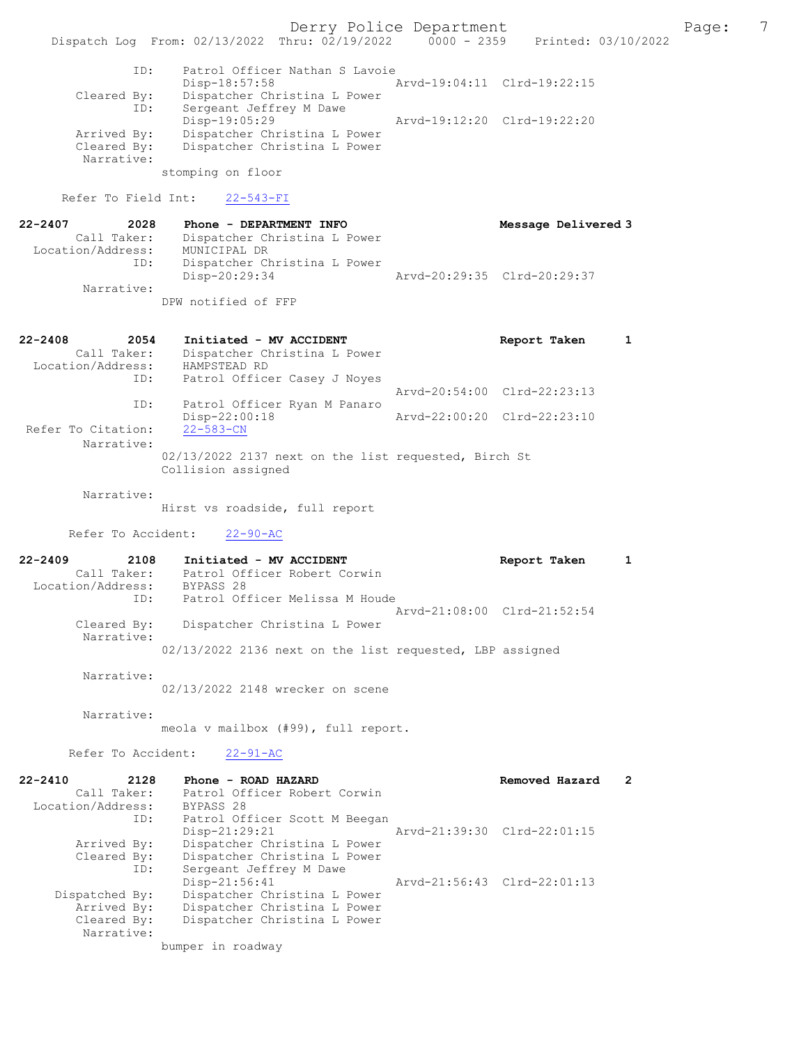```
            ID:     Patrol Officer Nathan S Lavoie
                    Disp-18:57:58                Arvd-19:04:11  Clrd-19:22:15
      Cleared By:   Dispatcher Christina L Power
            ID:     Sergeant Jeffrey M Dawe
                    Disp-19:05:29                Arvd-19:12:20  Clrd-19:22:20
      Arrived By:   Dispatcher Christina L Power
      Cleared By:   Dispatcher Christina L Power
       Narrative:
                  stomping on floor

    Refer To Field Int:    22-543-FI

22-2407        2028    Phone - DEPARTMENT INFO                    Message Delivered 3
       Call Taker:     Dispatcher Christina L Power
  Location/Address:    MUNICIPAL DR
               ID:     Dispatcher Christina L Power
                       Disp-20:29:34              Arvd-20:29:35  Clrd-20:29:37
       Narrative:
                  DPW notified of FFP

22-2408        2054    Initiated - MV ACCIDENT                    Report Taken     1
       Call Taker:     Dispatcher Christina L Power
  Location/Address:    HAMPSTEAD RD
               ID:     Patrol Officer Casey J Noyes
                                                  Arvd-20:54:00  Clrd-22:23:13
               ID:     Patrol Officer Ryan M Panaro
                       Disp-22:00:18              Arvd-22:00:20  Clrd-22:23:10
 Refer To Citation:    22-583-CN
       Narrative:
                  02/13/2022 2137 next on the list requested, Birch St
                  Collision assigned

       Narrative:
                  Hirst vs roadside, full report

     Refer To Accident:    22-90-AC

22-2409        2108    Initiated - MV ACCIDENT                    Report Taken     1
       Call Taker:     Patrol Officer Robert Corwin
  Location/Address:    BYPASS 28
               ID:     Patrol Officer Melissa M Houde
                                                  Arvd-21:08:00  Clrd-21:52:54
       Cleared By:     Dispatcher Christina L Power
       Narrative:
                  02/13/2022 2136 next on the list requested, LBP assigned

       Narrative:
                  02/13/2022 2148 wrecker on scene

       Narrative:
                  meola v mailbox (#99), full report.

     Refer To Accident:    22-91-AC

22-2410        2128    Phone - ROAD HAZARD                        Removed Hazard   2
       Call Taker:     Patrol Officer Robert Corwin
  Location/Address:    BYPASS 28
               ID:     Patrol Officer Scott M Beegan
                       Disp-21:29:21              Arvd-21:39:30  Clrd-22:01:15
       Arrived By:     Dispatcher Christina L Power
       Cleared By:     Dispatcher Christina L Power
               ID:     Sergeant Jeffrey M Dawe
                       Disp-21:56:41              Arvd-21:56:43  Clrd-22:01:13
    Dispatched By:     Dispatcher Christina L Power
       Arrived By:     Dispatcher Christina L Power
       Cleared By:     Dispatcher Christina L Power
       Narrative:
                  bumper in roadway
```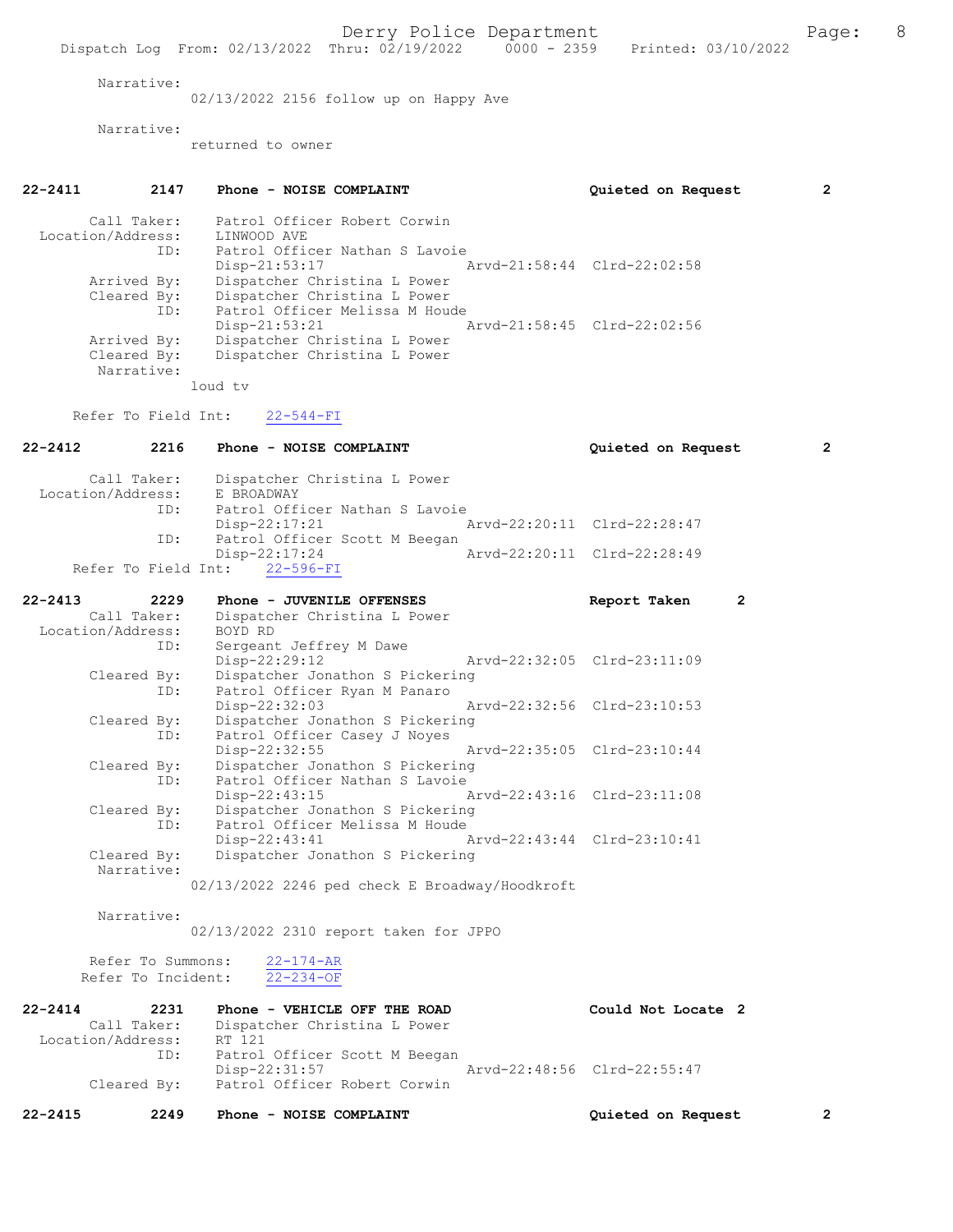Narrative:
02/13/2022 2156 follow up on Happy Ave

Narrative:
returned to owner

**22-2411 2147 Phone - NOISE COMPLAINT — Quieted on Request 2**

```
        Call Taker:    Patrol Officer Robert Corwin
  Location/Address:    LINWOOD AVE
               ID:     Patrol Officer Nathan S Lavoie
                       Disp-21:53:17              Arvd-21:58:44  Clrd-22:02:58
       Arrived By:     Dispatcher Christina L Power
       Cleared By:     Dispatcher Christina L Power
               ID:     Patrol Officer Melissa M Houde
                       Disp-21:53:21              Arvd-21:58:45  Clrd-22:02:56
       Arrived By:     Dispatcher Christina L Power
       Cleared By:     Dispatcher Christina L Power
        Narrative:
                     loud tv

    Refer To Field Int:    22-544-FI
```

**22-2412 2216 Phone - NOISE COMPLAINT — Quieted on Request 2**

```
        Call Taker:    Dispatcher Christina L Power
  Location/Address:    E BROADWAY
               ID:     Patrol Officer Nathan S Lavoie
                       Disp-22:17:21              Arvd-22:20:11  Clrd-22:28:47
               ID:     Patrol Officer Scott M Beegan
                       Disp-22:17:24              Arvd-22:20:11  Clrd-22:28:49
    Refer To Field Int:    22-596-FI
```

**22-2413 2229 Phone - JUVENILE OFFENSES — Report Taken 2**

```
        Call Taker:    Dispatcher Christina L Power
  Location/Address:    BOYD RD
               ID:     Sergeant Jeffrey M Dawe
                       Disp-22:29:12              Arvd-22:32:05  Clrd-23:11:09
       Cleared By:     Dispatcher Jonathon S Pickering
               ID:     Patrol Officer Ryan M Panaro
                       Disp-22:32:03              Arvd-22:32:56  Clrd-23:10:53
       Cleared By:     Dispatcher Jonathon S Pickering
               ID:     Patrol Officer Casey J Noyes
                       Disp-22:32:55              Arvd-22:35:05  Clrd-23:10:44
       Cleared By:     Dispatcher Jonathon S Pickering
               ID:     Patrol Officer Nathan S Lavoie
                       Disp-22:43:15              Arvd-22:43:16  Clrd-23:11:08
       Cleared By:     Dispatcher Jonathon S Pickering
               ID:     Patrol Officer Melissa M Houde
                       Disp-22:43:41              Arvd-22:43:44  Clrd-23:10:41
       Cleared By:     Dispatcher Jonathon S Pickering
        Narrative:
                     02/13/2022 2246 ped check E Broadway/Hoodkroft

        Narrative:
                     02/13/2022 2310 report taken for JPPO

      Refer To Summons:    22-174-AR
     Refer To Incident:    22-234-OF
```

**22-2414 2231 Phone - VEHICLE OFF THE ROAD — Could Not Locate 2**

```
        Call Taker:    Dispatcher Christina L Power
  Location/Address:    RT 121
               ID:     Patrol Officer Scott M Beegan
                       Disp-22:31:57              Arvd-22:48:56  Clrd-22:55:47
       Cleared By:     Patrol Officer Robert Corwin
```

**22-2415 2249 Phone - NOISE COMPLAINT — Quieted on Request 2**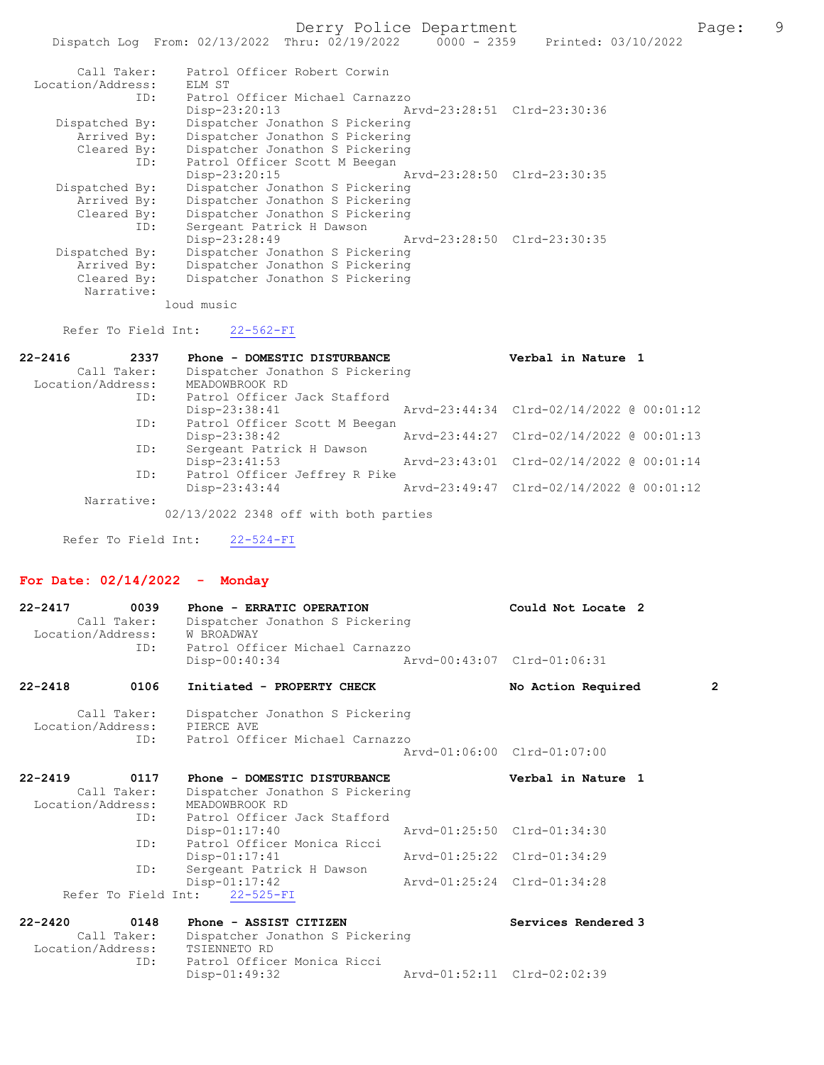```
      Call Taker:    Patrol Officer Robert Corwin
  Location/Address:    ELM ST
                ID:    Patrol Officer Michael Carnazzo
                       Disp-23:20:13              Arvd-23:28:51  Clrd-23:30:36
     Dispatched By:    Dispatcher Jonathon S Pickering
        Arrived By:    Dispatcher Jonathon S Pickering
        Cleared By:    Dispatcher Jonathon S Pickering
                ID:    Patrol Officer Scott M Beegan
                       Disp-23:20:15              Arvd-23:28:50  Clrd-23:30:35
     Dispatched By:    Dispatcher Jonathon S Pickering
        Arrived By:    Dispatcher Jonathon S Pickering
        Cleared By:    Dispatcher Jonathon S Pickering
                ID:    Sergeant Patrick H Dawson
                       Disp-23:28:49              Arvd-23:28:50  Clrd-23:30:35
     Dispatched By:    Dispatcher Jonathon S Pickering
        Arrived By:    Dispatcher Jonathon S Pickering
        Cleared By:    Dispatcher Jonathon S Pickering
         Narrative:
                     loud music

      Refer To Field Int:    22-562-FI

22-2416        2337    Phone - DOMESTIC DISTURBANCE              Verbal in Nature  1
       Call Taker:    Dispatcher Jonathon S Pickering
  Location/Address:    MEADOWBROOK RD
                ID:    Patrol Officer Jack Stafford
                       Disp-23:38:41              Arvd-23:44:34  Clrd-02/14/2022 @ 00:01:12
                ID:    Patrol Officer Scott M Beegan
                       Disp-23:38:42              Arvd-23:44:27  Clrd-02/14/2022 @ 00:01:13
                ID:    Sergeant Patrick H Dawson
                       Disp-23:41:53              Arvd-23:43:01  Clrd-02/14/2022 @ 00:01:14
                ID:    Patrol Officer Jeffrey R Pike
                       Disp-23:43:44              Arvd-23:49:47  Clrd-02/14/2022 @ 00:01:12
         Narrative:
                     02/13/2022 2348 off with both parties

      Refer To Field Int:    22-524-FI
```

## For Date: 02/14/2022 - Monday

```
22-2417        0039    Phone - ERRATIC OPERATION                 Could Not Locate  2
       Call Taker:    Dispatcher Jonathon S Pickering
  Location/Address:    W BROADWAY
                ID:    Patrol Officer Michael Carnazzo
                       Disp-00:40:34              Arvd-00:43:07  Clrd-01:06:31

22-2418        0106    Initiated - PROPERTY CHECK                No Action Required        2

       Call Taker:    Dispatcher Jonathon S Pickering
  Location/Address:    PIERCE AVE
                ID:    Patrol Officer Michael Carnazzo
                                                  Arvd-01:06:00  Clrd-01:07:00

22-2419        0117    Phone - DOMESTIC DISTURBANCE              Verbal in Nature  1
       Call Taker:    Dispatcher Jonathon S Pickering
  Location/Address:    MEADOWBROOK RD
                ID:    Patrol Officer Jack Stafford
                       Disp-01:17:40              Arvd-01:25:50  Clrd-01:34:30
                ID:    Patrol Officer Monica Ricci
                       Disp-01:17:41              Arvd-01:25:22  Clrd-01:34:29
                ID:    Sergeant Patrick H Dawson
                       Disp-01:17:42              Arvd-01:25:24  Clrd-01:34:28
      Refer To Field Int:    22-525-FI

22-2420        0148    Phone - ASSIST CITIZEN                    Services Rendered 3
       Call Taker:    Dispatcher Jonathon S Pickering
  Location/Address:    TSIENNETO RD
                ID:    Patrol Officer Monica Ricci
                       Disp-01:49:32              Arvd-01:52:11  Clrd-02:02:39
```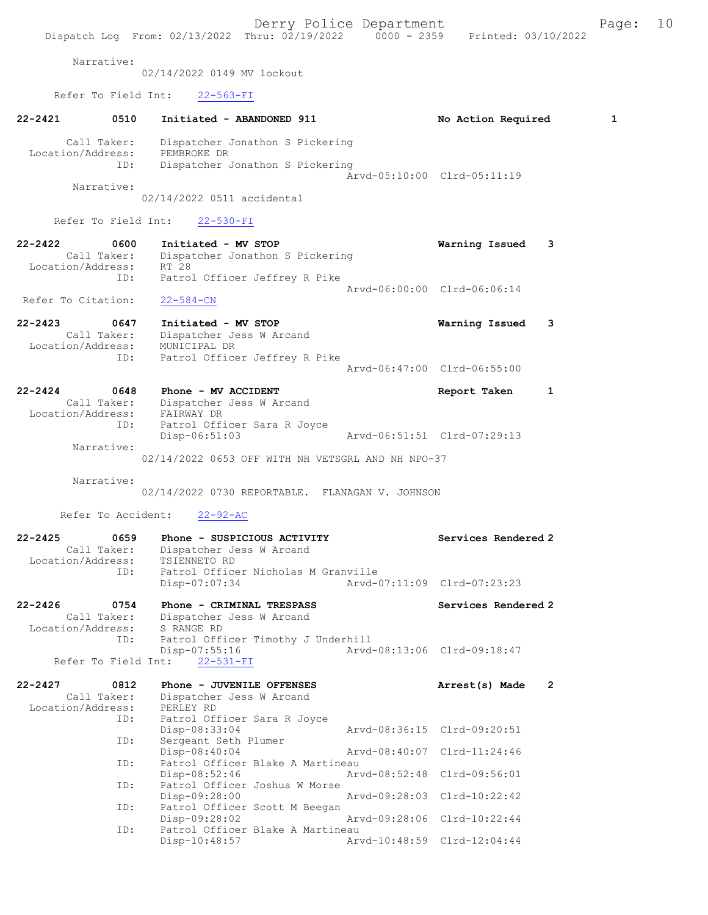Narrative:
02/14/2022 0149 MV lockout

Refer To Field Int: 22-563-FI

**22-2421 0510 Initiated - ABANDONED 911 — No Action Required 1**

Call Taker: Dispatcher Jonathon S Pickering
Location/Address: PEMBROKE DR
ID: Dispatcher Jonathon S Pickering
Arvd-05:10:00 Clrd-05:11:19

Narrative:
02/14/2022 0511 accidental

Refer To Field Int: 22-530-FI

**22-2422 0600 Initiated - MV STOP — Warning Issued 3**

Call Taker: Dispatcher Jonathon S Pickering
Location/Address: RT 28
ID: Patrol Officer Jeffrey R Pike
Arvd-06:00:00 Clrd-06:06:14

Refer To Citation: 22-584-CN

**22-2423 0647 Initiated - MV STOP — Warning Issued 3**

Call Taker: Dispatcher Jess W Arcand
Location/Address: MUNICIPAL DR
ID: Patrol Officer Jeffrey R Pike
Arvd-06:47:00 Clrd-06:55:00

**22-2424 0648 Phone - MV ACCIDENT — Report Taken 1**

Call Taker: Dispatcher Jess W Arcand
Location/Address: FAIRWAY DR
ID: Patrol Officer Sara R Joyce
Disp-06:51:03 Arvd-06:51:51 Clrd-07:29:13

Narrative:
02/14/2022 0653 OFF WITH NH VETSGRL AND NH NPO-37

Narrative:
02/14/2022 0730 REPORTABLE. FLANAGAN V. JOHNSON

Refer To Accident: 22-92-AC

**22-2425 0659 Phone - SUSPICIOUS ACTIVITY — Services Rendered 2**

Call Taker: Dispatcher Jess W Arcand
Location/Address: TSIENNETO RD
ID: Patrol Officer Nicholas M Granville
Disp-07:07:34 Arvd-07:11:09 Clrd-07:23:23

**22-2426 0754 Phone - CRIMINAL TRESPASS — Services Rendered 2**

Call Taker: Dispatcher Jess W Arcand
Location/Address: S RANGE RD
ID: Patrol Officer Timothy J Underhill
Disp-07:55:16 Arvd-08:13:06 Clrd-09:18:47

Refer To Field Int: 22-531-FI

**22-2427 0812 Phone - JUVENILE OFFENSES — Arrest(s) Made 2**

Call Taker: Dispatcher Jess W Arcand
Location/Address: PERLEY RD
ID: Patrol Officer Sara R Joyce
Disp-08:33:04 Arvd-08:36:15 Clrd-09:20:51
ID: Sergeant Seth Plumer
Disp-08:40:04 Arvd-08:40:07 Clrd-11:24:46
ID: Patrol Officer Blake A Martineau
Disp-08:52:46 Arvd-08:52:48 Clrd-09:56:01
ID: Patrol Officer Joshua W Morse
Disp-09:28:00 Arvd-09:28:03 Clrd-10:22:42
ID: Patrol Officer Scott M Beegan
Disp-09:28:02 Arvd-09:28:06 Clrd-10:22:44
ID: Patrol Officer Blake A Martineau
Disp-10:48:57 Arvd-10:48:59 Clrd-12:04:44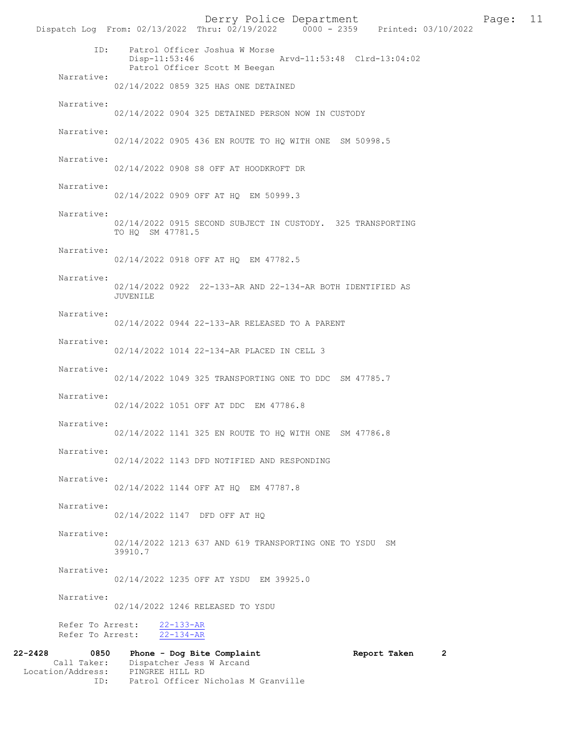ID: Patrol Officer Joshua W Morse
Disp-11:53:46 Arvd-11:53:48 Clrd-13:04:02
Patrol Officer Scott M Beegan

Narrative:
02/14/2022 0859 325 HAS ONE DETAINED

Narrative:
02/14/2022 0904 325 DETAINED PERSON NOW IN CUSTODY

Narrative:
02/14/2022 0905 436 EN ROUTE TO HQ WITH ONE SM 50998.5

Narrative:
02/14/2022 0908 S8 OFF AT HOODKROFT DR

Narrative:
02/14/2022 0909 OFF AT HQ EM 50999.3

Narrative:
02/14/2022 0915 SECOND SUBJECT IN CUSTODY. 325 TRANSPORTING TO HQ SM 47781.5

Narrative:
02/14/2022 0918 OFF AT HQ EM 47782.5

Narrative:
02/14/2022 0922 22-133-AR AND 22-134-AR BOTH IDENTIFIED AS JUVENILE

Narrative:
02/14/2022 0944 22-133-AR RELEASED TO A PARENT

Narrative:
02/14/2022 1014 22-134-AR PLACED IN CELL 3

Narrative:
02/14/2022 1049 325 TRANSPORTING ONE TO DDC SM 47785.7

Narrative:
02/14/2022 1051 OFF AT DDC EM 47786.8

Narrative:
02/14/2022 1141 325 EN ROUTE TO HQ WITH ONE SM 47786.8

Narrative:
02/14/2022 1143 DFD NOTIFIED AND RESPONDING

Narrative:
02/14/2022 1144 OFF AT HQ EM 47787.8

Narrative:
02/14/2022 1147 DFD OFF AT HQ

Narrative:
02/14/2022 1213 637 AND 619 TRANSPORTING ONE TO YSDU SM 39910.7

Narrative:
02/14/2022 1235 OFF AT YSDU EM 39925.0

Narrative:
02/14/2022 1246 RELEASED TO YSDU

Refer To Arrest: 22-133-AR
Refer To Arrest: 22-134-AR

**22-2428 0850 Phone - Dog Bite Complaint Report Taken 2**
Call Taker: Dispatcher Jess W Arcand
Location/Address: PINGREE HILL RD
ID: Patrol Officer Nicholas M Granville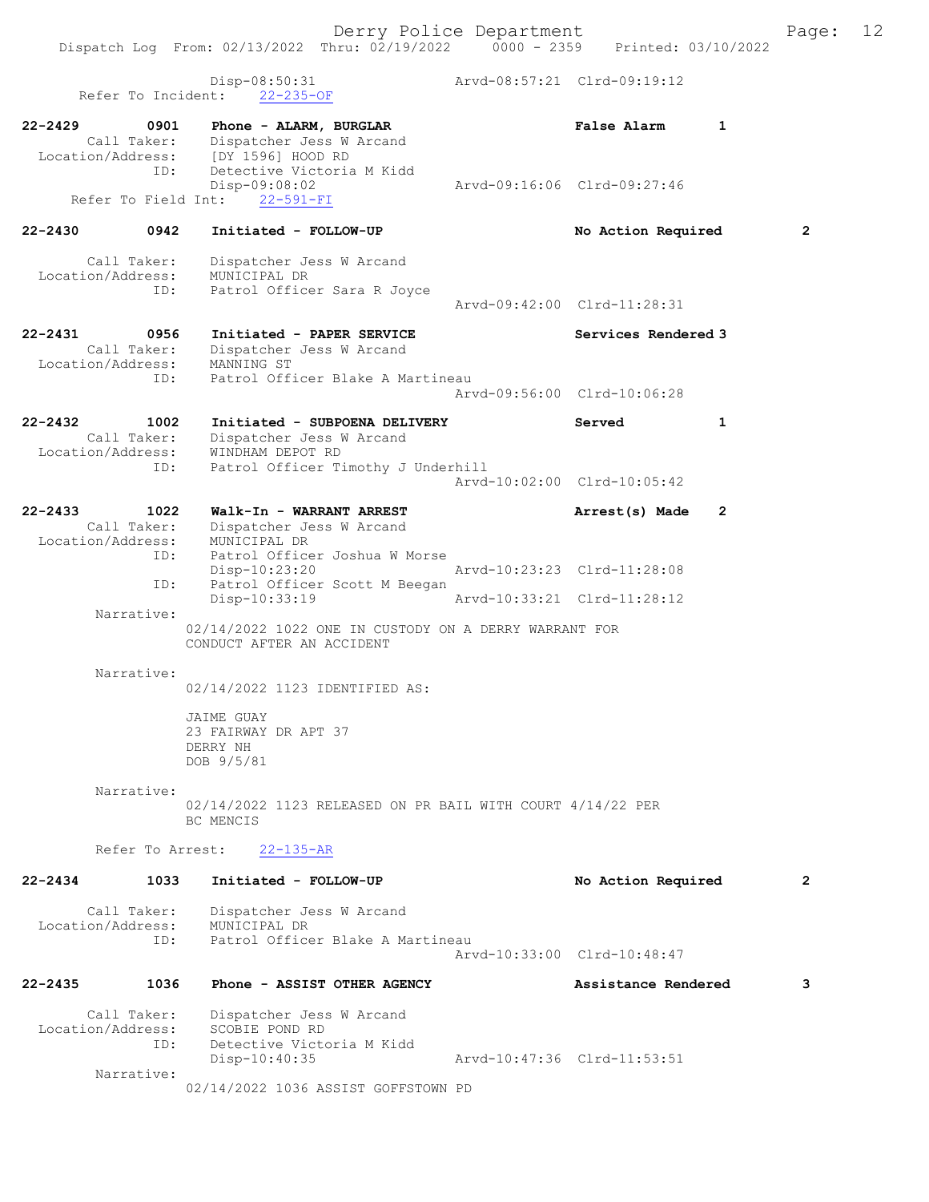Disp-08:50:31 Arvd-08:57:21 Clrd-09:19:12
Refer To Incident: 22-235-OF

22-2429 0901 Phone - ALARM, BURGLAR False Alarm 1
Call Taker: Dispatcher Jess W Arcand
Location/Address: [DY 1596] HOOD RD
ID: Detective Victoria M Kidd
Disp-09:08:02 Arvd-09:16:06 Clrd-09:27:46
Refer To Field Int: 22-591-FI

22-2430 0942 Initiated - FOLLOW-UP No Action Required 2
Call Taker: Dispatcher Jess W Arcand
Location/Address: MUNICIPAL DR
ID: Patrol Officer Sara R Joyce
Arvd-09:42:00 Clrd-11:28:31

22-2431 0956 Initiated - PAPER SERVICE Services Rendered 3
Call Taker: Dispatcher Jess W Arcand
Location/Address: MANNING ST
ID: Patrol Officer Blake A Martineau
Arvd-09:56:00 Clrd-10:06:28

22-2432 1002 Initiated - SUBPOENA DELIVERY Served 1
Call Taker: Dispatcher Jess W Arcand
Location/Address: WINDHAM DEPOT RD
ID: Patrol Officer Timothy J Underhill
Arvd-10:02:00 Clrd-10:05:42

22-2433 1022 Walk-In - WARRANT ARREST Arrest(s) Made 2
Call Taker: Dispatcher Jess W Arcand
Location/Address: MUNICIPAL DR
ID: Patrol Officer Joshua W Morse
Disp-10:23:20 Arvd-10:23:23 Clrd-11:28:08
ID: Patrol Officer Scott M Beegan
Disp-10:33:19 Arvd-10:33:21 Clrd-11:28:12
Narrative:
02/14/2022 1022 ONE IN CUSTODY ON A DERRY WARRANT FOR CONDUCT AFTER AN ACCIDENT

Narrative:
02/14/2022 1123 IDENTIFIED AS:

JAIME GUAY
23 FAIRWAY DR APT 37
DERRY NH
DOB 9/5/81

Narrative:
02/14/2022 1123 RELEASED ON PR BAIL WITH COURT 4/14/22 PER BC MENCIS

Refer To Arrest: 22-135-AR

22-2434 1033 Initiated - FOLLOW-UP No Action Required 2
Call Taker: Dispatcher Jess W Arcand
Location/Address: MUNICIPAL DR
ID: Patrol Officer Blake A Martineau
Arvd-10:33:00 Clrd-10:48:47

22-2435 1036 Phone - ASSIST OTHER AGENCY Assistance Rendered 3
Call Taker: Dispatcher Jess W Arcand
Location/Address: SCOBIE POND RD
ID: Detective Victoria M Kidd
Disp-10:40:35 Arvd-10:47:36 Clrd-11:53:51
Narrative:
02/14/2022 1036 ASSIST GOFFSTOWN PD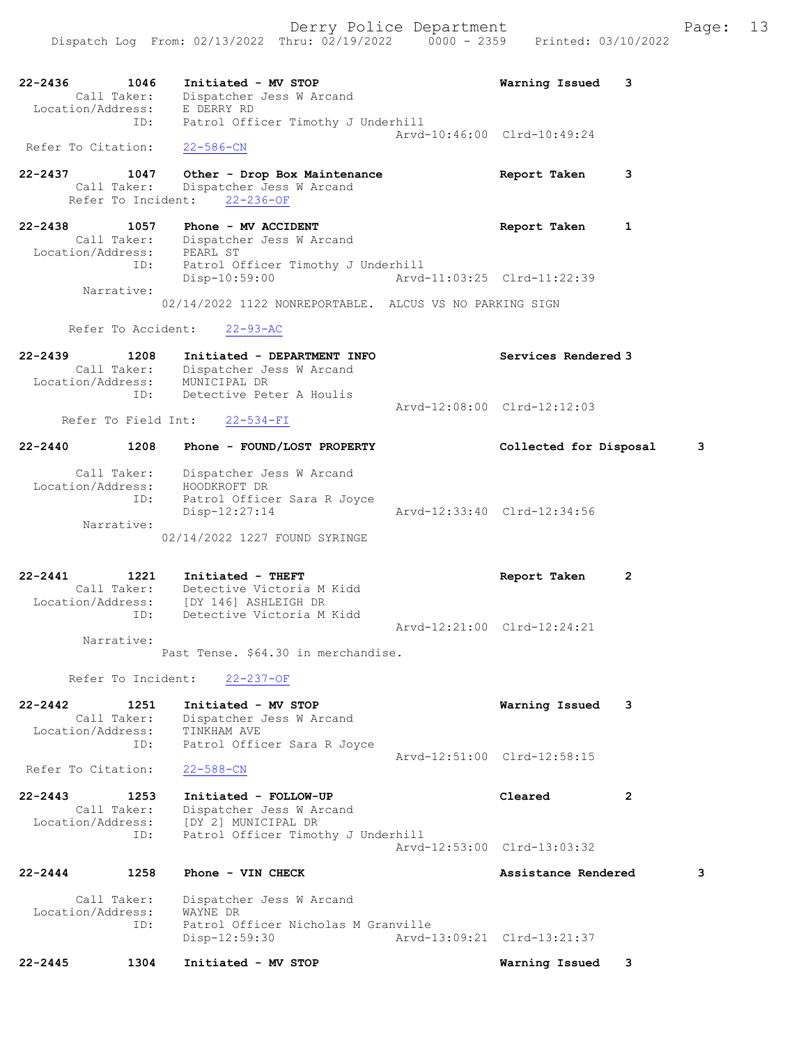```
22-2436        1046    Initiated - MV STOP                          Warning Issued    3
        Call Taker:    Dispatcher Jess W Arcand
  Location/Address:    E DERRY RD
                ID:    Patrol Officer Timothy J Underhill
                                                   Arvd-10:46:00  Clrd-10:49:24
 Refer To Citation:    22-586-CN

22-2437        1047    Other - Drop Box Maintenance                 Report Taken      3
        Call Taker:    Dispatcher Jess W Arcand
      Refer To Incident:    22-236-OF

22-2438        1057    Phone - MV ACCIDENT                          Report Taken      1
        Call Taker:    Dispatcher Jess W Arcand
  Location/Address:    PEARL ST
                ID:    Patrol Officer Timothy J Underhill
                       Disp-10:59:00               Arvd-11:03:25  Clrd-11:22:39
         Narrative:
                    02/14/2022 1122 NONREPORTABLE.  ALCUS VS NO PARKING SIGN

      Refer To Accident:    22-93-AC

22-2439        1208    Initiated - DEPARTMENT INFO                  Services Rendered 3
        Call Taker:    Dispatcher Jess W Arcand
  Location/Address:    MUNICIPAL DR
                ID:    Detective Peter A Houlis
                                                   Arvd-12:08:00  Clrd-12:12:03
     Refer To Field Int:    22-534-FI

22-2440        1208    Phone - FOUND/LOST PROPERTY                  Collected for Disposal    3

        Call Taker:    Dispatcher Jess W Arcand
  Location/Address:    HOODKROFT DR
                ID:    Patrol Officer Sara R Joyce
                       Disp-12:27:14               Arvd-12:33:40  Clrd-12:34:56
         Narrative:
                    02/14/2022 1227 FOUND SYRINGE


22-2441        1221    Initiated - THEFT                            Report Taken      2
        Call Taker:    Detective Victoria M Kidd
  Location/Address:    [DY 146] ASHLEIGH DR
                ID:    Detective Victoria M Kidd
                                                   Arvd-12:21:00  Clrd-12:24:21
         Narrative:
                    Past Tense. $64.30 in merchandise.

      Refer To Incident:    22-237-OF

22-2442        1251    Initiated - MV STOP                          Warning Issued    3
        Call Taker:    Dispatcher Jess W Arcand
  Location/Address:    TINKHAM AVE
                ID:    Patrol Officer Sara R Joyce
                                                   Arvd-12:51:00  Clrd-12:58:15
 Refer To Citation:    22-588-CN

22-2443        1253    Initiated - FOLLOW-UP                        Cleared           2
        Call Taker:    Dispatcher Jess W Arcand
  Location/Address:    [DY 2] MUNICIPAL DR
                ID:    Patrol Officer Timothy J Underhill
                                                   Arvd-12:53:00  Clrd-13:03:32

22-2444        1258    Phone - VIN CHECK                            Assistance Rendered       3

        Call Taker:    Dispatcher Jess W Arcand
  Location/Address:    WAYNE DR
                ID:    Patrol Officer Nicholas M Granville
                       Disp-12:59:30               Arvd-13:09:21  Clrd-13:21:37

22-2445        1304    Initiated - MV STOP                          Warning Issued    3
```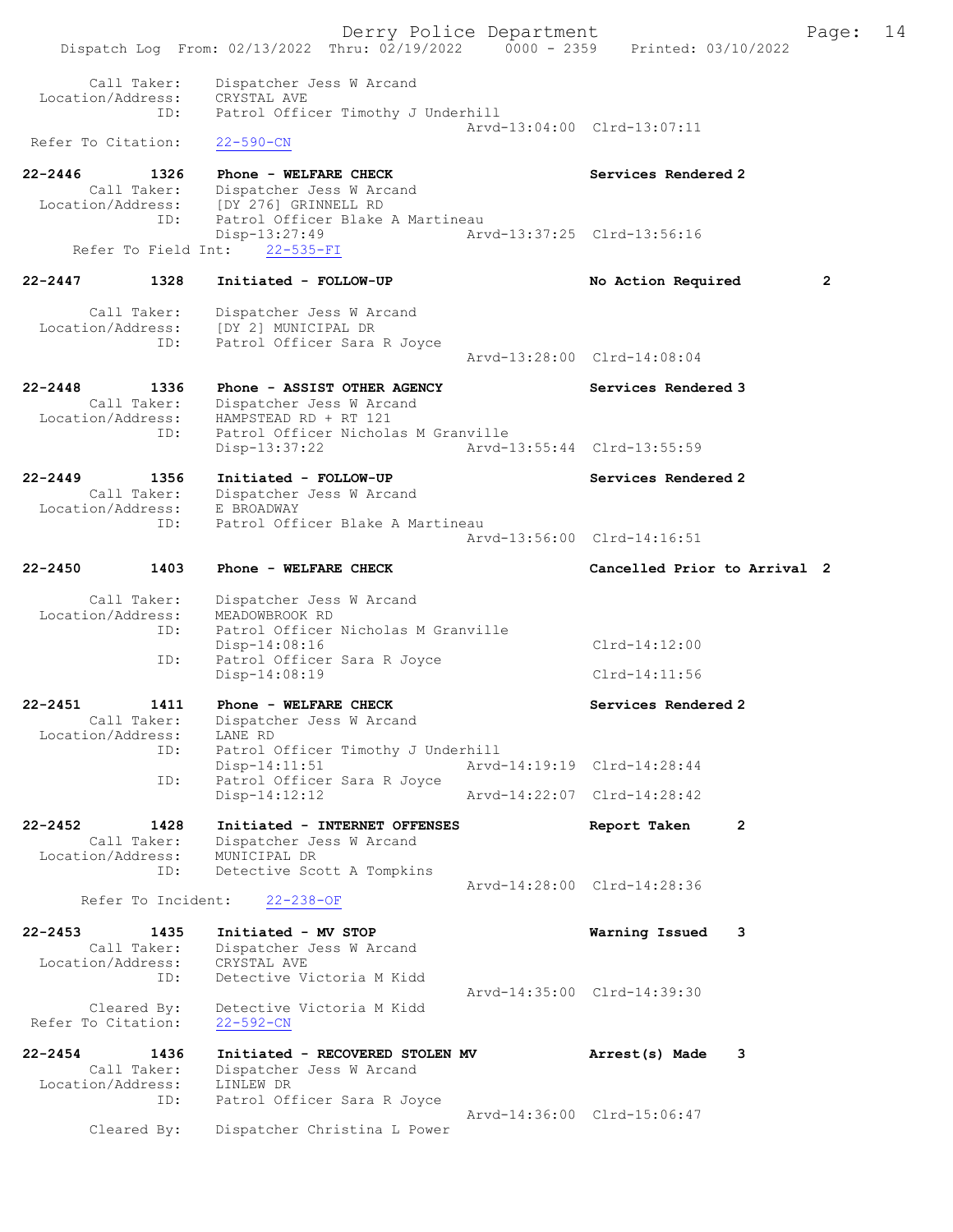Call Taker: Dispatcher Jess W Arcand
Location/Address: CRYSTAL AVE
ID: Patrol Officer Timothy J Underhill
Arvd-13:04:00 Clrd-13:07:11
Refer To Citation: 22-590-CN

22-2446 1326 Phone - WELFARE CHECK Services Rendered 2
Call Taker: Dispatcher Jess W Arcand
Location/Address: [DY 276] GRINNELL RD
ID: Patrol Officer Blake A Martineau
Disp-13:27:49 Arvd-13:37:25 Clrd-13:56:16
Refer To Field Int: 22-535-FI

22-2447 1328 Initiated - FOLLOW-UP No Action Required 2
Call Taker: Dispatcher Jess W Arcand
Location/Address: [DY 2] MUNICIPAL DR
ID: Patrol Officer Sara R Joyce
Arvd-13:28:00 Clrd-14:08:04

22-2448 1336 Phone - ASSIST OTHER AGENCY Services Rendered 3
Call Taker: Dispatcher Jess W Arcand
Location/Address: HAMPSTEAD RD + RT 121
ID: Patrol Officer Nicholas M Granville
Disp-13:37:22 Arvd-13:55:44 Clrd-13:55:59

22-2449 1356 Initiated - FOLLOW-UP Services Rendered 2
Call Taker: Dispatcher Jess W Arcand
Location/Address: E BROADWAY
ID: Patrol Officer Blake A Martineau
Arvd-13:56:00 Clrd-14:16:51

22-2450 1403 Phone - WELFARE CHECK Cancelled Prior to Arrival 2
Call Taker: Dispatcher Jess W Arcand
Location/Address: MEADOWBROOK RD
ID: Patrol Officer Nicholas M Granville
Disp-14:08:16 Clrd-14:12:00
ID: Patrol Officer Sara R Joyce
Disp-14:08:19 Clrd-14:11:56

22-2451 1411 Phone - WELFARE CHECK Services Rendered 2
Call Taker: Dispatcher Jess W Arcand
Location/Address: LANE RD
ID: Patrol Officer Timothy J Underhill
Disp-14:11:51 Arvd-14:19:19 Clrd-14:28:44
ID: Patrol Officer Sara R Joyce
Disp-14:12:12 Arvd-14:22:07 Clrd-14:28:42

22-2452 1428 Initiated - INTERNET OFFENSES Report Taken 2
Call Taker: Dispatcher Jess W Arcand
Location/Address: MUNICIPAL DR
ID: Detective Scott A Tompkins
Arvd-14:28:00 Clrd-14:28:36
Refer To Incident: 22-238-OF

22-2453 1435 Initiated - MV STOP Warning Issued 3
Call Taker: Dispatcher Jess W Arcand
Location/Address: CRYSTAL AVE
ID: Detective Victoria M Kidd
Arvd-14:35:00 Clrd-14:39:30
Cleared By: Detective Victoria M Kidd
Refer To Citation: 22-592-CN

22-2454 1436 Initiated - RECOVERED STOLEN MV Arrest(s) Made 3
Call Taker: Dispatcher Jess W Arcand
Location/Address: LINLEW DR
ID: Patrol Officer Sara R Joyce
Arvd-14:36:00 Clrd-15:06:47
Cleared By: Dispatcher Christina L Power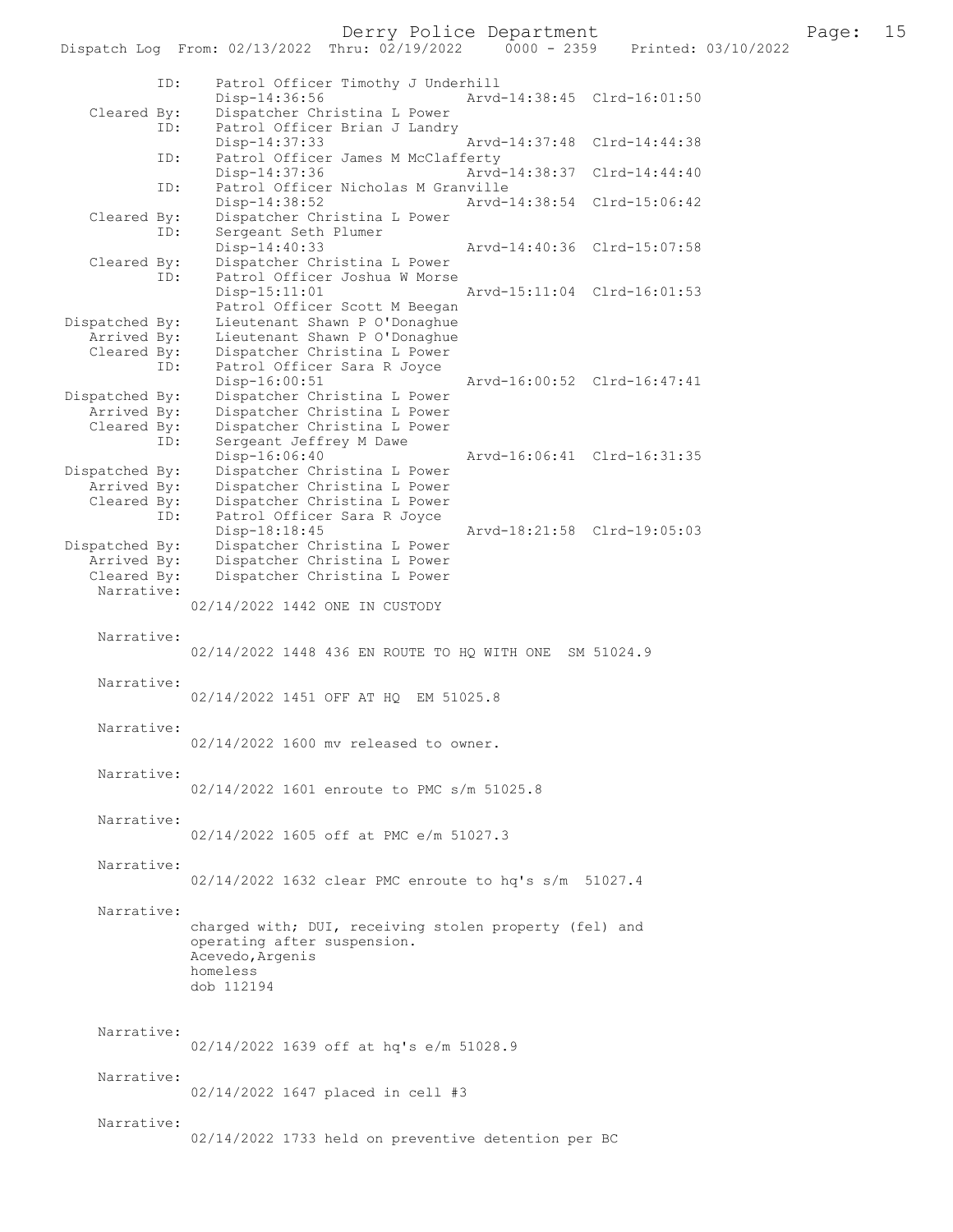```
           ID:     Patrol Officer Timothy J Underhill
                   Disp-14:36:56                Arvd-14:38:45  Clrd-16:01:50
   Cleared By:     Dispatcher Christina L Power
           ID:     Patrol Officer Brian J Landry
                   Disp-14:37:33                Arvd-14:37:48  Clrd-14:44:38
           ID:     Patrol Officer James M McClafferty
                   Disp-14:37:36                Arvd-14:38:37  Clrd-14:44:40
           ID:     Patrol Officer Nicholas M Granville
                   Disp-14:38:52                Arvd-14:38:54  Clrd-15:06:42
   Cleared By:     Dispatcher Christina L Power
           ID:     Sergeant Seth Plumer
                   Disp-14:40:33                Arvd-14:40:36  Clrd-15:07:58
   Cleared By:     Dispatcher Christina L Power
           ID:     Patrol Officer Joshua W Morse
                   Disp-15:11:01                Arvd-15:11:04  Clrd-16:01:53
                   Patrol Officer Scott M Beegan
Dispatched By:     Lieutenant Shawn P O'Donaghue
   Arrived By:     Lieutenant Shawn P O'Donaghue
   Cleared By:     Dispatcher Christina L Power
           ID:     Patrol Officer Sara R Joyce
                   Disp-16:00:51                Arvd-16:00:52  Clrd-16:47:41
Dispatched By:     Dispatcher Christina L Power
   Arrived By:     Dispatcher Christina L Power
   Cleared By:     Dispatcher Christina L Power
           ID:     Sergeant Jeffrey M Dawe
                   Disp-16:06:40                Arvd-16:06:41  Clrd-16:31:35
Dispatched By:     Dispatcher Christina L Power
   Arrived By:     Dispatcher Christina L Power
   Cleared By:     Dispatcher Christina L Power
           ID:     Patrol Officer Sara R Joyce
                   Disp-18:18:45                Arvd-18:21:58  Clrd-19:05:03
Dispatched By:     Dispatcher Christina L Power
   Arrived By:     Dispatcher Christina L Power
   Cleared By:     Dispatcher Christina L Power
   Narrative:
                   02/14/2022 1442 ONE IN CUSTODY

   Narrative:
                   02/14/2022 1448 436 EN ROUTE TO HQ WITH ONE  SM 51024.9

   Narrative:
                   02/14/2022 1451 OFF AT HQ  EM 51025.8

   Narrative:
                   02/14/2022 1600 mv released to owner.

   Narrative:
                   02/14/2022 1601 enroute to PMC s/m 51025.8

   Narrative:
                   02/14/2022 1605 off at PMC e/m 51027.3

   Narrative:
                   02/14/2022 1632 clear PMC enroute to hq's s/m  51027.4

   Narrative:
                   charged with; DUI, receiving stolen property (fel) and
                   operating after suspension.
                   Acevedo,Argenis
                   homeless
                   dob 112194

   Narrative:
                   02/14/2022 1639 off at hq's e/m 51028.9

   Narrative:
                   02/14/2022 1647 placed in cell #3

   Narrative:
                   02/14/2022 1733 held on preventive detention per BC
```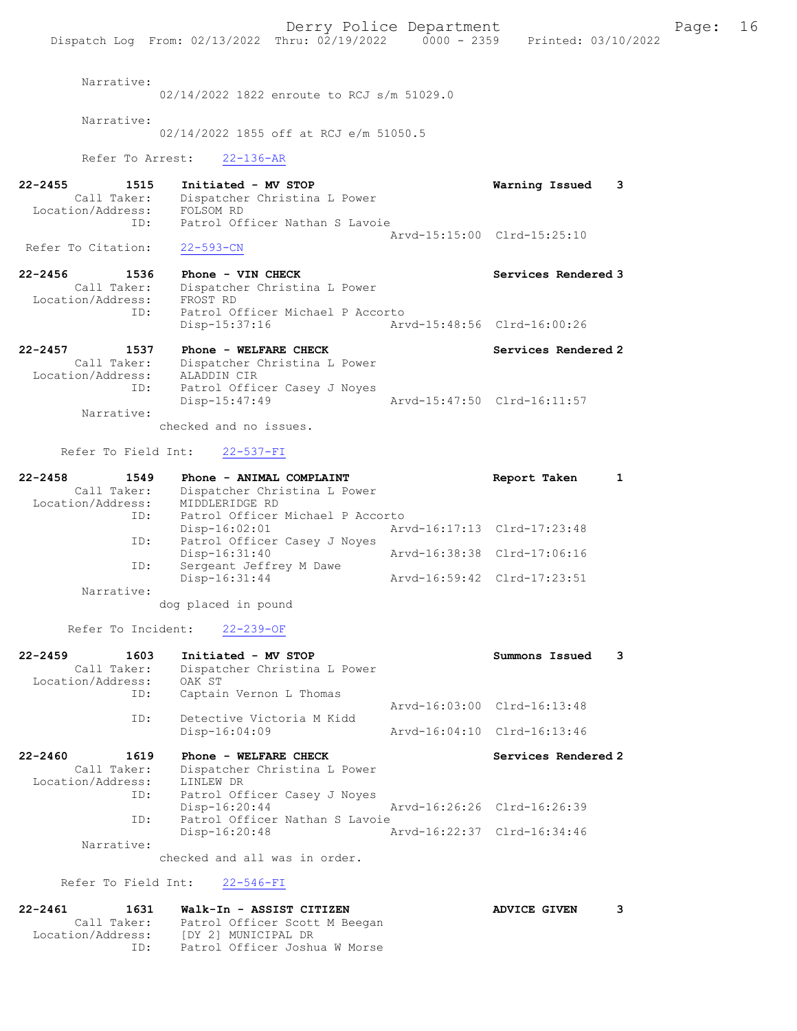Narrative:
02/14/2022 1822 enroute to RCJ s/m 51029.0

Narrative:
02/14/2022 1855 off at RCJ e/m 51050.5

Refer To Arrest: 22-136-AR

**22-2455 1515 Initiated - MV STOP** — **Warning Issued 3**
Call Taker: Dispatcher Christina L Power
Location/Address: FOLSOM RD
ID: Patrol Officer Nathan S Lavoie
Arvd-15:15:00 Clrd-15:25:10
Refer To Citation: 22-593-CN

**22-2456 1536 Phone - VIN CHECK** — **Services Rendered 3**
Call Taker: Dispatcher Christina L Power
Location/Address: FROST RD
ID: Patrol Officer Michael P Accorto
Disp-15:37:16 Arvd-15:48:56 Clrd-16:00:26

**22-2457 1537 Phone - WELFARE CHECK** — **Services Rendered 2**
Call Taker: Dispatcher Christina L Power
Location/Address: ALADDIN CIR
ID: Patrol Officer Casey J Noyes
Disp-15:47:49 Arvd-15:47:50 Clrd-16:11:57
Narrative:
checked and no issues.

Refer To Field Int: 22-537-FI

**22-2458 1549 Phone - ANIMAL COMPLAINT** — **Report Taken 1**
Call Taker: Dispatcher Christina L Power
Location/Address: MIDDLERIDGE RD
ID: Patrol Officer Michael P Accorto
Disp-16:02:01 Arvd-16:17:13 Clrd-17:23:48
ID: Patrol Officer Casey J Noyes
Disp-16:31:40 Arvd-16:38:38 Clrd-17:06:16
ID: Sergeant Jeffrey M Dawe
Disp-16:31:44 Arvd-16:59:42 Clrd-17:23:51
Narrative:
dog placed in pound

Refer To Incident: 22-239-OF

**22-2459 1603 Initiated - MV STOP** — **Summons Issued 3**
Call Taker: Dispatcher Christina L Power
Location/Address: OAK ST
ID: Captain Vernon L Thomas
Arvd-16:03:00 Clrd-16:13:48
ID: Detective Victoria M Kidd
Disp-16:04:09 Arvd-16:04:10 Clrd-16:13:46

**22-2460 1619 Phone - WELFARE CHECK** — **Services Rendered 2**
Call Taker: Dispatcher Christina L Power
Location/Address: LINLEW DR
ID: Patrol Officer Casey J Noyes
Disp-16:20:44 Arvd-16:26:26 Clrd-16:26:39
ID: Patrol Officer Nathan S Lavoie
Disp-16:20:48 Arvd-16:22:37 Clrd-16:34:46
Narrative:
checked and all was in order.

Refer To Field Int: 22-546-FI

**22-2461 1631 Walk-In - ASSIST CITIZEN** — **ADVICE GIVEN 3**
Call Taker: Patrol Officer Scott M Beegan
Location/Address: [DY 2] MUNICIPAL DR
ID: Patrol Officer Joshua W Morse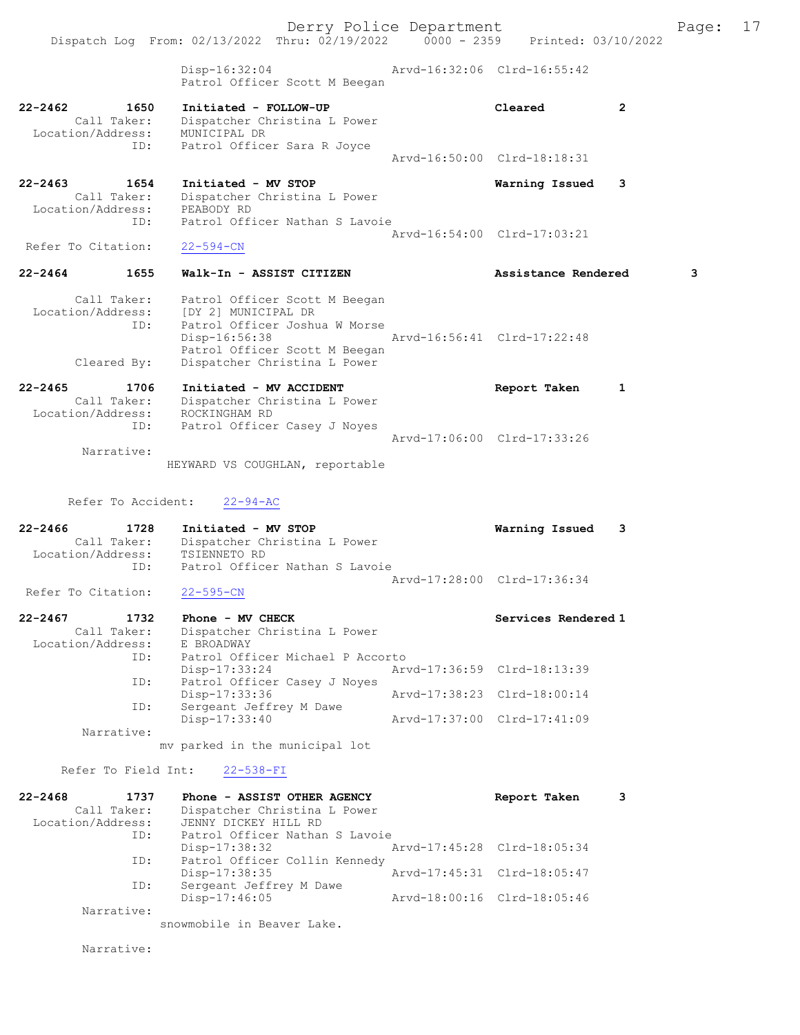Disp-16:32:04 Arvd-16:32:06 Clrd-16:55:42
Patrol Officer Scott M Beegan

22-2462 1650 Initiated - FOLLOW-UP Cleared 2
Call Taker: Dispatcher Christina L Power
Location/Address: MUNICIPAL DR
ID: Patrol Officer Sara R Joyce
Arvd-16:50:00 Clrd-18:18:31

22-2463 1654 Initiated - MV STOP Warning Issued 3
Call Taker: Dispatcher Christina L Power
Location/Address: PEABODY RD
ID: Patrol Officer Nathan S Lavoie
Arvd-16:54:00 Clrd-17:03:21
Refer To Citation: 22-594-CN

22-2464 1655 Walk-In - ASSIST CITIZEN Assistance Rendered 3

Call Taker: Patrol Officer Scott M Beegan
Location/Address: [DY 2] MUNICIPAL DR
ID: Patrol Officer Joshua W Morse
Disp-16:56:38 Arvd-16:56:41 Clrd-17:22:48
Patrol Officer Scott M Beegan
Cleared By: Dispatcher Christina L Power

22-2465 1706 Initiated - MV ACCIDENT Report Taken 1
Call Taker: Dispatcher Christina L Power
Location/Address: ROCKINGHAM RD
ID: Patrol Officer Casey J Noyes
Arvd-17:06:00 Clrd-17:33:26
Narrative:
HEYWARD VS COUGHLAN, reportable

Refer To Accident: 22-94-AC

22-2466 1728 Initiated - MV STOP Warning Issued 3
Call Taker: Dispatcher Christina L Power
Location/Address: TSIENNETO RD
ID: Patrol Officer Nathan S Lavoie
Arvd-17:28:00 Clrd-17:36:34
Refer To Citation: 22-595-CN

22-2467 1732 Phone - MV CHECK Services Rendered 1
Call Taker: Dispatcher Christina L Power
Location/Address: E BROADWAY
ID: Patrol Officer Michael P Accorto
Disp-17:33:24 Arvd-17:36:59 Clrd-18:13:39
ID: Patrol Officer Casey J Noyes
Disp-17:33:36 Arvd-17:38:23 Clrd-18:00:14
ID: Sergeant Jeffrey M Dawe
Disp-17:33:40 Arvd-17:37:00 Clrd-17:41:09
Narrative:
mv parked in the municipal lot

Refer To Field Int: 22-538-FI

22-2468 1737 Phone - ASSIST OTHER AGENCY Report Taken 3
Call Taker: Dispatcher Christina L Power
Location/Address: JENNY DICKEY HILL RD
ID: Patrol Officer Nathan S Lavoie
Disp-17:38:32 Arvd-17:45:28 Clrd-18:05:34
ID: Patrol Officer Collin Kennedy
Disp-17:38:35 Arvd-17:45:31 Clrd-18:05:47
ID: Sergeant Jeffrey M Dawe
Disp-17:46:05 Arvd-18:00:16 Clrd-18:05:46
Narrative:
snowmobile in Beaver Lake.

Narrative: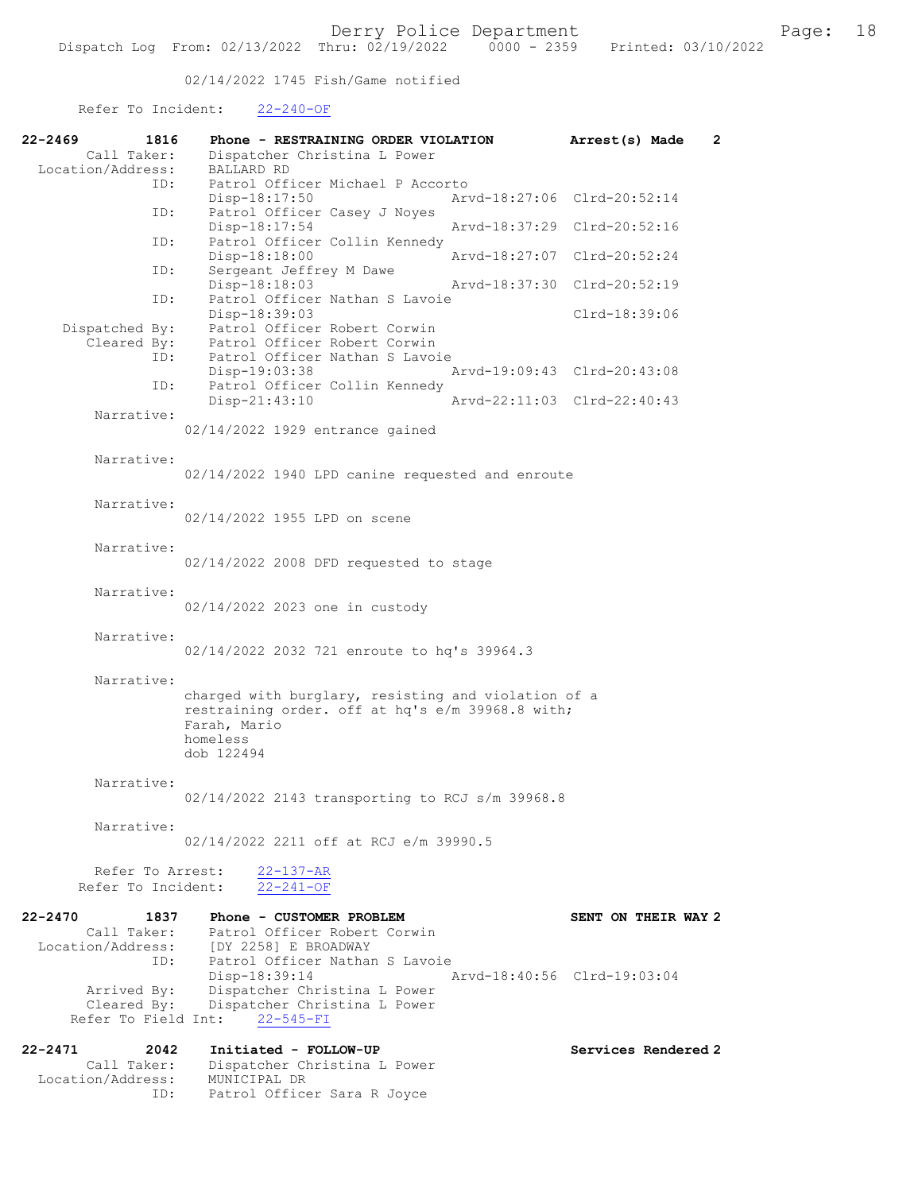02/14/2022 1745 Fish/Game notified

Refer To Incident: 22-240-OF

**22-2469 1816 Phone - RESTRAINING ORDER VIOLATION Arrest(s) Made 2**

Call Taker: Dispatcher Christina L Power
Location/Address: BALLARD RD
ID: Patrol Officer Michael P Accorto
Disp-18:17:50 Arvd-18:27:06 Clrd-20:52:14
ID: Patrol Officer Casey J Noyes
Disp-18:17:54 Arvd-18:37:29 Clrd-20:52:16
ID: Patrol Officer Collin Kennedy
Disp-18:18:00 Arvd-18:27:07 Clrd-20:52:24
ID: Sergeant Jeffrey M Dawe
Disp-18:18:03 Arvd-18:37:30 Clrd-20:52:19
ID: Patrol Officer Nathan S Lavoie
Disp-18:39:03 Clrd-18:39:06
Dispatched By: Patrol Officer Robert Corwin
Cleared By: Patrol Officer Robert Corwin
ID: Patrol Officer Nathan S Lavoie
Disp-19:03:38 Arvd-19:09:43 Clrd-20:43:08
ID: Patrol Officer Collin Kennedy
Disp-21:43:10 Arvd-22:11:03 Clrd-22:40:43

Narrative:
02/14/2022 1929 entrance gained

Narrative:
02/14/2022 1940 LPD canine requested and enroute

Narrative:
02/14/2022 1955 LPD on scene

Narrative:
02/14/2022 2008 DFD requested to stage

Narrative:
02/14/2022 2023 one in custody

Narrative:
02/14/2022 2032 721 enroute to hq's 39964.3

Narrative:
charged with burglary, resisting and violation of a restraining order. off at hq's e/m 39968.8 with;
Farah, Mario
homeless
dob 122494

Narrative:
02/14/2022 2143 transporting to RCJ s/m 39968.8

Narrative:
02/14/2022 2211 off at RCJ e/m 39990.5

Refer To Arrest: 22-137-AR
Refer To Incident: 22-241-OF

**22-2470 1837 Phone - CUSTOMER PROBLEM SENT ON THEIR WAY 2**

Call Taker: Patrol Officer Robert Corwin
Location/Address: [DY 2258] E BROADWAY
ID: Patrol Officer Nathan S Lavoie
Disp-18:39:14 Arvd-18:40:56 Clrd-19:03:04
Arrived By: Dispatcher Christina L Power
Cleared By: Dispatcher Christina L Power
Refer To Field Int: 22-545-FI

**22-2471 2042 Initiated - FOLLOW-UP Services Rendered 2**

Call Taker: Dispatcher Christina L Power
Location/Address: MUNICIPAL DR
ID: Patrol Officer Sara R Joyce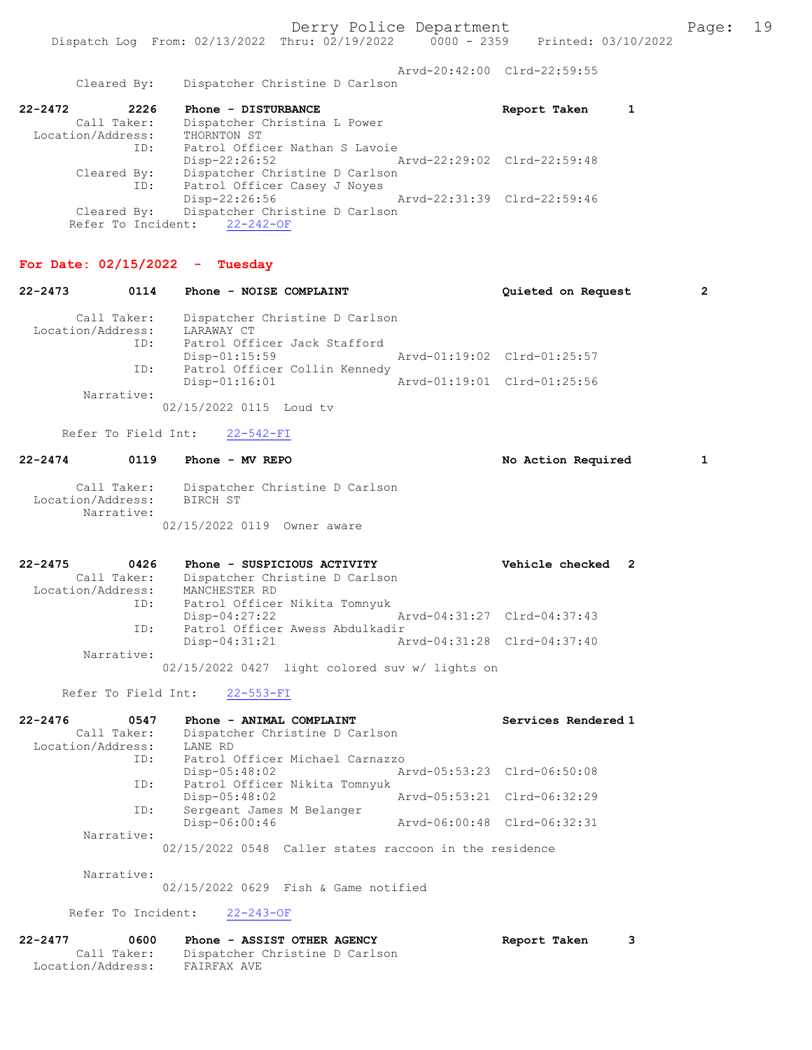Arvd-20:42:00 Clrd-22:59:55
Cleared By: Dispatcher Christine D Carlson

**22-2472 2226 Phone - DISTURBANCE** Report Taken 1
Call Taker: Dispatcher Christina L Power
Location/Address: THORNTON ST
ID: Patrol Officer Nathan S Lavoie
Disp-22:26:52 Arvd-22:29:02 Clrd-22:59:48
Cleared By: Dispatcher Christine D Carlson
ID: Patrol Officer Casey J Noyes
Disp-22:26:56 Arvd-22:31:39 Clrd-22:59:46
Cleared By: Dispatcher Christine D Carlson
Refer To Incident: 22-242-OF

## For Date: 02/15/2022 - Tuesday

**22-2473 0114 Phone - NOISE COMPLAINT** Quieted on Request 2
Call Taker: Dispatcher Christine D Carlson
Location/Address: LARAWAY CT
ID: Patrol Officer Jack Stafford
Disp-01:15:59 Arvd-01:19:02 Clrd-01:25:57
ID: Patrol Officer Collin Kennedy
Disp-01:16:01 Arvd-01:19:01 Clrd-01:25:56
Narrative:
02/15/2022 0115 Loud tv

Refer To Field Int: 22-542-FI

**22-2474 0119 Phone - MV REPO** No Action Required 1
Call Taker: Dispatcher Christine D Carlson
Location/Address: BIRCH ST
Narrative:
02/15/2022 0119 Owner aware

**22-2475 0426 Phone - SUSPICIOUS ACTIVITY** Vehicle checked 2
Call Taker: Dispatcher Christine D Carlson
Location/Address: MANCHESTER RD
ID: Patrol Officer Nikita Tomnyuk
Disp-04:27:22 Arvd-04:31:27 Clrd-04:37:43
ID: Patrol Officer Awess Abdulkadir
Disp-04:31:21 Arvd-04:31:28 Clrd-04:37:40
Narrative:
02/15/2022 0427 light colored suv w/ lights on

Refer To Field Int: 22-553-FI

**22-2476 0547 Phone - ANIMAL COMPLAINT** Services Rendered 1
Call Taker: Dispatcher Christine D Carlson
Location/Address: LANE RD
ID: Patrol Officer Michael Carnazzo
Disp-05:48:02 Arvd-05:53:23 Clrd-06:50:08
ID: Patrol Officer Nikita Tomnyuk
Disp-05:48:02 Arvd-05:53:21 Clrd-06:32:29
ID: Sergeant James M Belanger
Disp-06:00:46 Arvd-06:00:48 Clrd-06:32:31
Narrative:
02/15/2022 0548 Caller states raccoon in the residence

Narrative:
02/15/2022 0629 Fish & Game notified

Refer To Incident: 22-243-OF

**22-2477 0600 Phone - ASSIST OTHER AGENCY** Report Taken 3
Call Taker: Dispatcher Christine D Carlson
Location/Address: FAIRFAX AVE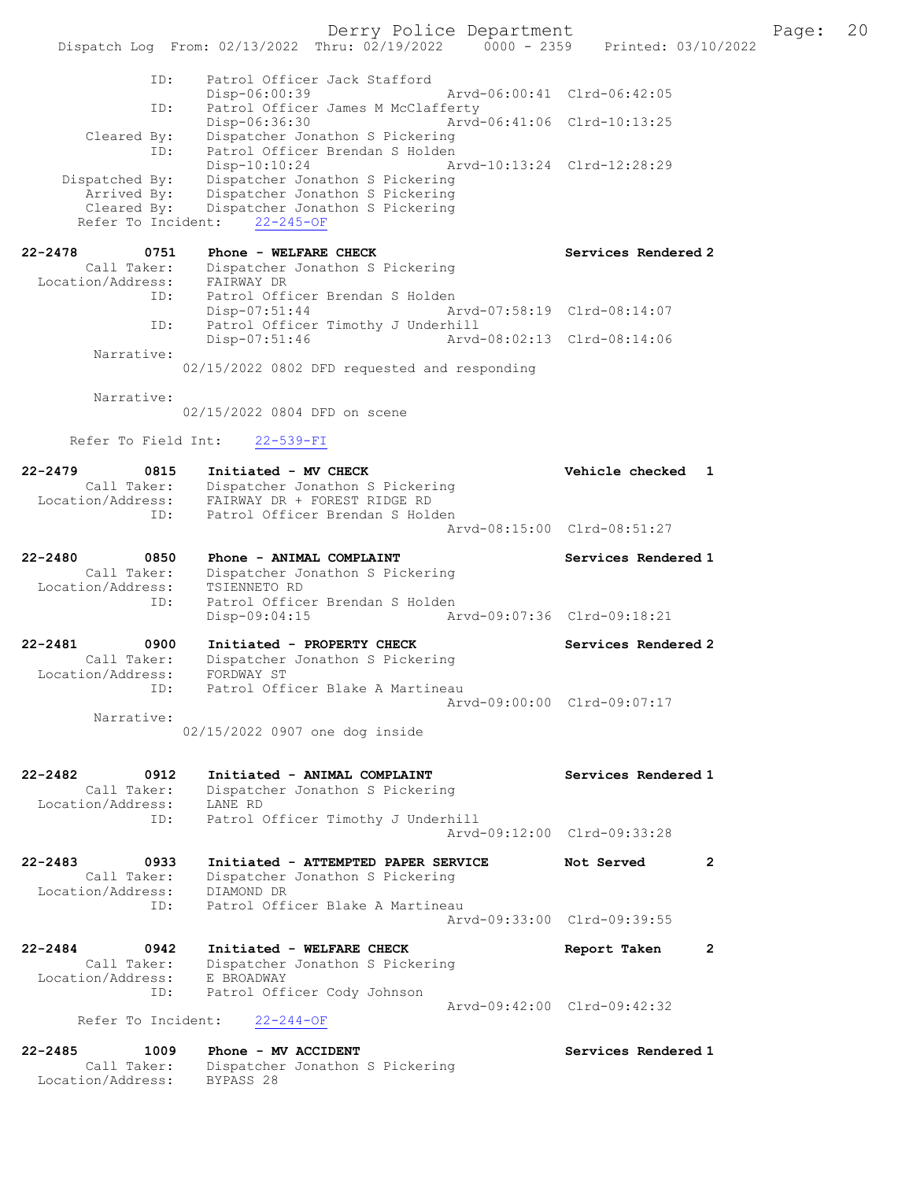```
            ID:    Patrol Officer Jack Stafford
                   Disp-06:00:39              Arvd-06:00:41  Clrd-06:42:05
            ID:    Patrol Officer James M McClafferty
                   Disp-06:36:30              Arvd-06:41:06  Clrd-10:13:25
    Cleared By:    Dispatcher Jonathon S Pickering
            ID:    Patrol Officer Brendan S Holden
                   Disp-10:10:24              Arvd-10:13:24  Clrd-12:28:29
 Dispatched By:    Dispatcher Jonathon S Pickering
    Arrived By:    Dispatcher Jonathon S Pickering
    Cleared By:    Dispatcher Jonathon S Pickering
  Refer To Incident:    22-245-OF

22-2478        0751    Phone - WELFARE CHECK                     Services Rendered 2
       Call Taker:    Dispatcher Jonathon S Pickering
 Location/Address:    FAIRWAY DR
               ID:    Patrol Officer Brendan S Holden
                      Disp-07:51:44              Arvd-07:58:19  Clrd-08:14:07
               ID:    Patrol Officer Timothy J Underhill
                      Disp-07:51:46              Arvd-08:02:13  Clrd-08:14:06
        Narrative:
                   02/15/2022 0802 DFD requested and responding

        Narrative:
                   02/15/2022 0804 DFD on scene

     Refer To Field Int:    22-539-FI

22-2479        0815    Initiated - MV CHECK                      Vehicle checked   1
       Call Taker:    Dispatcher Jonathon S Pickering
 Location/Address:    FAIRWAY DR + FOREST RIDGE RD
               ID:    Patrol Officer Brendan S Holden
                                                 Arvd-08:15:00  Clrd-08:51:27

22-2480        0850    Phone - ANIMAL COMPLAINT                  Services Rendered 1
       Call Taker:    Dispatcher Jonathon S Pickering
 Location/Address:    TSIENNETO RD
               ID:    Patrol Officer Brendan S Holden
                      Disp-09:04:15              Arvd-09:07:36  Clrd-09:18:21

22-2481        0900    Initiated - PROPERTY CHECK                Services Rendered 2
       Call Taker:    Dispatcher Jonathon S Pickering
 Location/Address:    FORDWAY ST
               ID:    Patrol Officer Blake A Martineau
                                                 Arvd-09:00:00  Clrd-09:07:17
        Narrative:
                   02/15/2022 0907 one dog inside

22-2482        0912    Initiated - ANIMAL COMPLAINT              Services Rendered 1
       Call Taker:    Dispatcher Jonathon S Pickering
 Location/Address:    LANE RD
               ID:    Patrol Officer Timothy J Underhill
                                                 Arvd-09:12:00  Clrd-09:33:28

22-2483        0933    Initiated - ATTEMPTED PAPER SERVICE       Not Served        2
       Call Taker:    Dispatcher Jonathon S Pickering
 Location/Address:    DIAMOND DR
               ID:    Patrol Officer Blake A Martineau
                                                 Arvd-09:33:00  Clrd-09:39:55

22-2484        0942    Initiated - WELFARE CHECK                 Report Taken      2
       Call Taker:    Dispatcher Jonathon S Pickering
 Location/Address:    E BROADWAY
               ID:    Patrol Officer Cody Johnson
                                                 Arvd-09:42:00  Clrd-09:42:32
     Refer To Incident:    22-244-OF

22-2485        1009    Phone - MV ACCIDENT                       Services Rendered 1
       Call Taker:    Dispatcher Jonathon S Pickering
 Location/Address:    BYPASS 28
```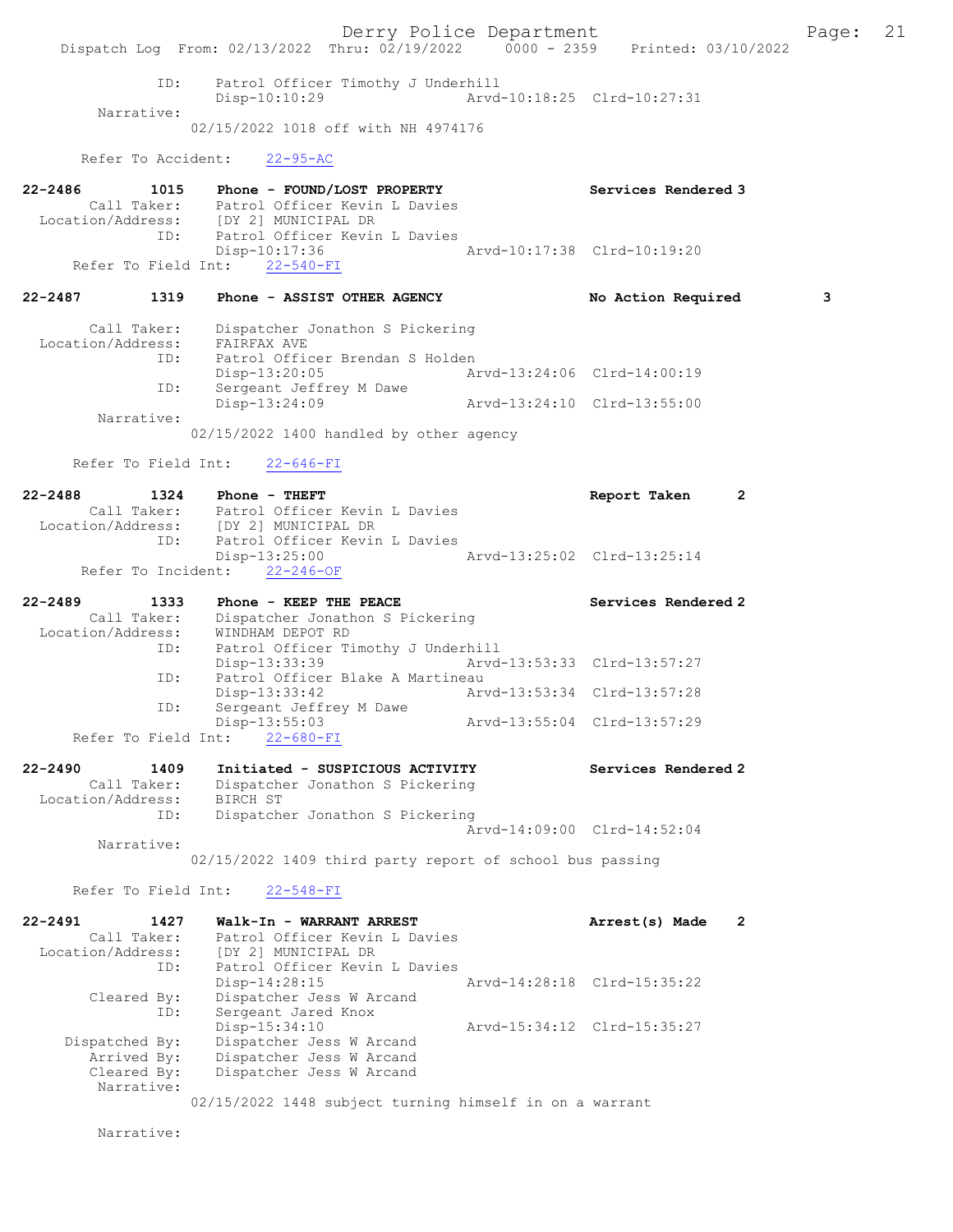```
            ID:     Patrol Officer Timothy J Underhill
                    Disp-10:10:29                  Arvd-10:18:25  Clrd-10:27:31
      Narrative:
                  02/15/2022 1018 off with NH 4974176

      Refer To Accident:    22-95-AC

22-2486        1015   Phone - FOUND/LOST PROPERTY              Services Rendered 3
       Call Taker:    Patrol Officer Kevin L Davies
  Location/Address:   [DY 2] MUNICIPAL DR
              ID:     Patrol Officer Kevin L Davies
                      Disp-10:17:36                Arvd-10:17:38  Clrd-10:19:20
     Refer To Field Int:    22-540-FI

22-2487        1319   Phone - ASSIST OTHER AGENCY              No Action Required      3

       Call Taker:    Dispatcher Jonathon S Pickering
  Location/Address:   FAIRFAX AVE
              ID:     Patrol Officer Brendan S Holden
                      Disp-13:20:05                Arvd-13:24:06  Clrd-14:00:19
              ID:     Sergeant Jeffrey M Dawe
                      Disp-13:24:09                Arvd-13:24:10  Clrd-13:55:00
        Narrative:
                  02/15/2022 1400 handled by other agency

     Refer To Field Int:    22-646-FI

22-2488        1324   Phone - THEFT                            Report Taken       2
       Call Taker:    Patrol Officer Kevin L Davies
  Location/Address:   [DY 2] MUNICIPAL DR
              ID:     Patrol Officer Kevin L Davies
                      Disp-13:25:00                Arvd-13:25:02  Clrd-13:25:14
      Refer To Incident:    22-246-OF

22-2489        1333   Phone - KEEP THE PEACE                   Services Rendered 2
       Call Taker:    Dispatcher Jonathon S Pickering
  Location/Address:   WINDHAM DEPOT RD
              ID:     Patrol Officer Timothy J Underhill
                      Disp-13:33:39                Arvd-13:53:33  Clrd-13:57:27
              ID:     Patrol Officer Blake A Martineau
                      Disp-13:33:42                Arvd-13:53:34  Clrd-13:57:28
              ID:     Sergeant Jeffrey M Dawe
                      Disp-13:55:03                Arvd-13:55:04  Clrd-13:57:29
     Refer To Field Int:    22-680-FI

22-2490        1409   Initiated - SUSPICIOUS ACTIVITY          Services Rendered 2
       Call Taker:    Dispatcher Jonathon S Pickering
  Location/Address:   BIRCH ST
              ID:     Dispatcher Jonathon S Pickering
                                                   Arvd-14:09:00  Clrd-14:52:04
        Narrative:
                  02/15/2022 1409 third party report of school bus passing

     Refer To Field Int:    22-548-FI

22-2491        1427   Walk-In - WARRANT ARREST                 Arrest(s) Made     2
       Call Taker:    Patrol Officer Kevin L Davies
  Location/Address:   [DY 2] MUNICIPAL DR
              ID:     Patrol Officer Kevin L Davies
                      Disp-14:28:15                Arvd-14:28:18  Clrd-15:35:22
       Cleared By:    Dispatcher Jess W Arcand
              ID:     Sergeant Jared Knox
                      Disp-15:34:10                Arvd-15:34:12  Clrd-15:35:27
    Dispatched By:    Dispatcher Jess W Arcand
       Arrived By:    Dispatcher Jess W Arcand
       Cleared By:    Dispatcher Jess W Arcand
        Narrative:
                  02/15/2022 1448 subject turning himself in on a warrant

        Narrative:
```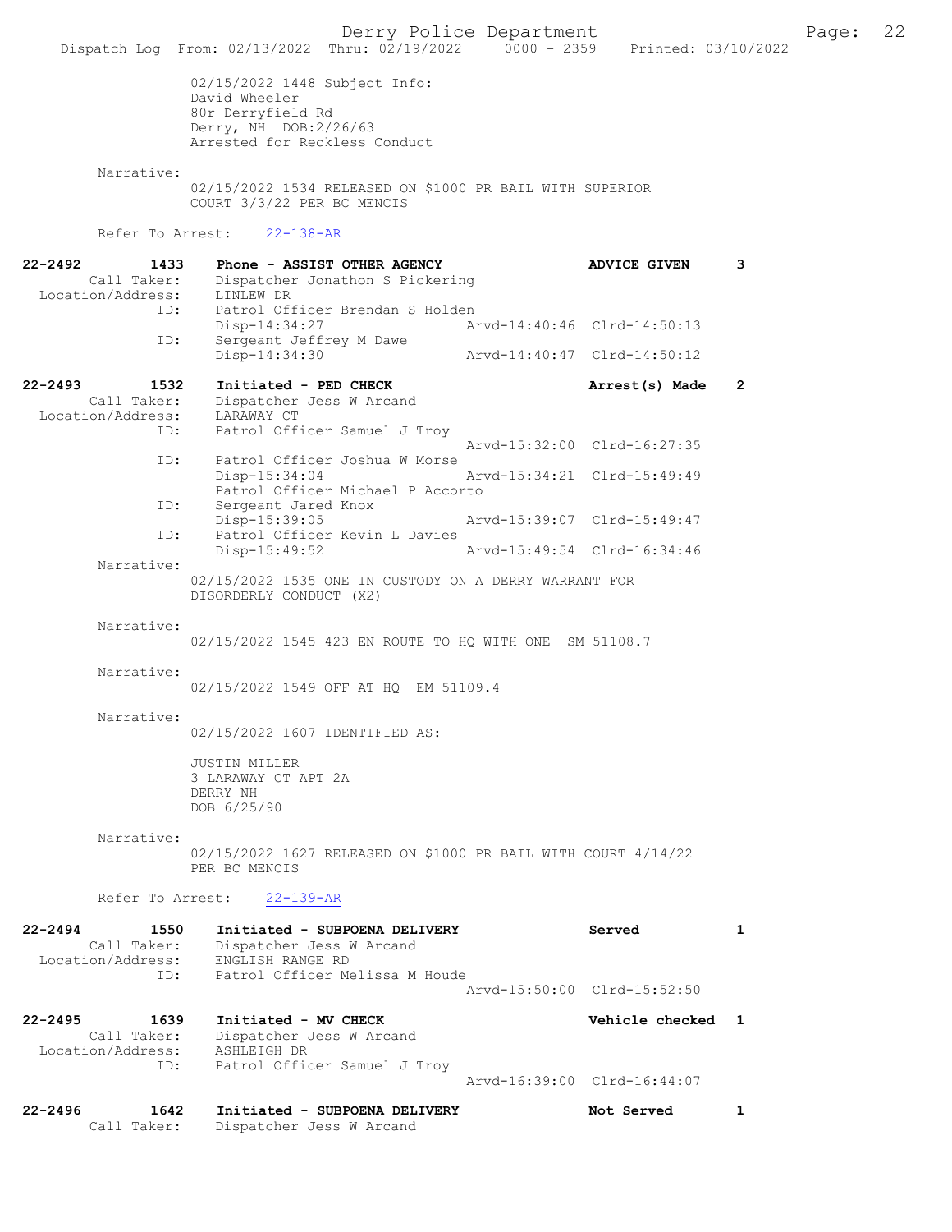02/15/2022 1448 Subject Info:
David Wheeler
80r Derryfield Rd
Derry, NH DOB:2/26/63
Arrested for Reckless Conduct

Narrative:
02/15/2022 1534 RELEASED ON $1000 PR BAIL WITH SUPERIOR COURT 3/3/22 PER BC MENCIS

Refer To Arrest: 22-138-AR

**22-2492** 1433 **Phone - ASSIST OTHER AGENCY** **ADVICE GIVEN** **3**
Call Taker: Dispatcher Jonathon S Pickering
Location/Address: LINLEW DR
ID: Patrol Officer Brendan S Holden
Disp-14:34:27 Arvd-14:40:46 Clrd-14:50:13
ID: Sergeant Jeffrey M Dawe
Disp-14:34:30 Arvd-14:40:47 Clrd-14:50:12

**22-2493** 1532 **Initiated - PED CHECK** **Arrest(s) Made** **2**
Call Taker: Dispatcher Jess W Arcand
Location/Address: LARAWAY CT
ID: Patrol Officer Samuel J Troy
Arvd-15:32:00 Clrd-16:27:35
ID: Patrol Officer Joshua W Morse
Disp-15:34:04 Arvd-15:34:21 Clrd-15:49:49
Patrol Officer Michael P Accorto
ID: Sergeant Jared Knox
Disp-15:39:05 Arvd-15:39:07 Clrd-15:49:47
ID: Patrol Officer Kevin L Davies
Disp-15:49:52 Arvd-15:49:54 Clrd-16:34:46

Narrative:
02/15/2022 1535 ONE IN CUSTODY ON A DERRY WARRANT FOR DISORDERLY CONDUCT (X2)

Narrative:
02/15/2022 1545 423 EN ROUTE TO HQ WITH ONE SM 51108.7

Narrative:
02/15/2022 1549 OFF AT HQ EM 51109.4

Narrative:
02/15/2022 1607 IDENTIFIED AS:

JUSTIN MILLER
3 LARAWAY CT APT 2A
DERRY NH
DOB 6/25/90

Narrative:
02/15/2022 1627 RELEASED ON $1000 PR BAIL WITH COURT 4/14/22 PER BC MENCIS

Refer To Arrest: 22-139-AR

**22-2494** 1550 **Initiated - SUBPOENA DELIVERY** **Served** **1**
Call Taker: Dispatcher Jess W Arcand
Location/Address: ENGLISH RANGE RD
ID: Patrol Officer Melissa M Houde
Arvd-15:50:00 Clrd-15:52:50

**22-2495** 1639 **Initiated - MV CHECK** **Vehicle checked** **1**
Call Taker: Dispatcher Jess W Arcand
Location/Address: ASHLEIGH DR
ID: Patrol Officer Samuel J Troy
Arvd-16:39:00 Clrd-16:44:07

**22-2496** 1642 **Initiated - SUBPOENA DELIVERY** **Not Served** **1**
Call Taker: Dispatcher Jess W Arcand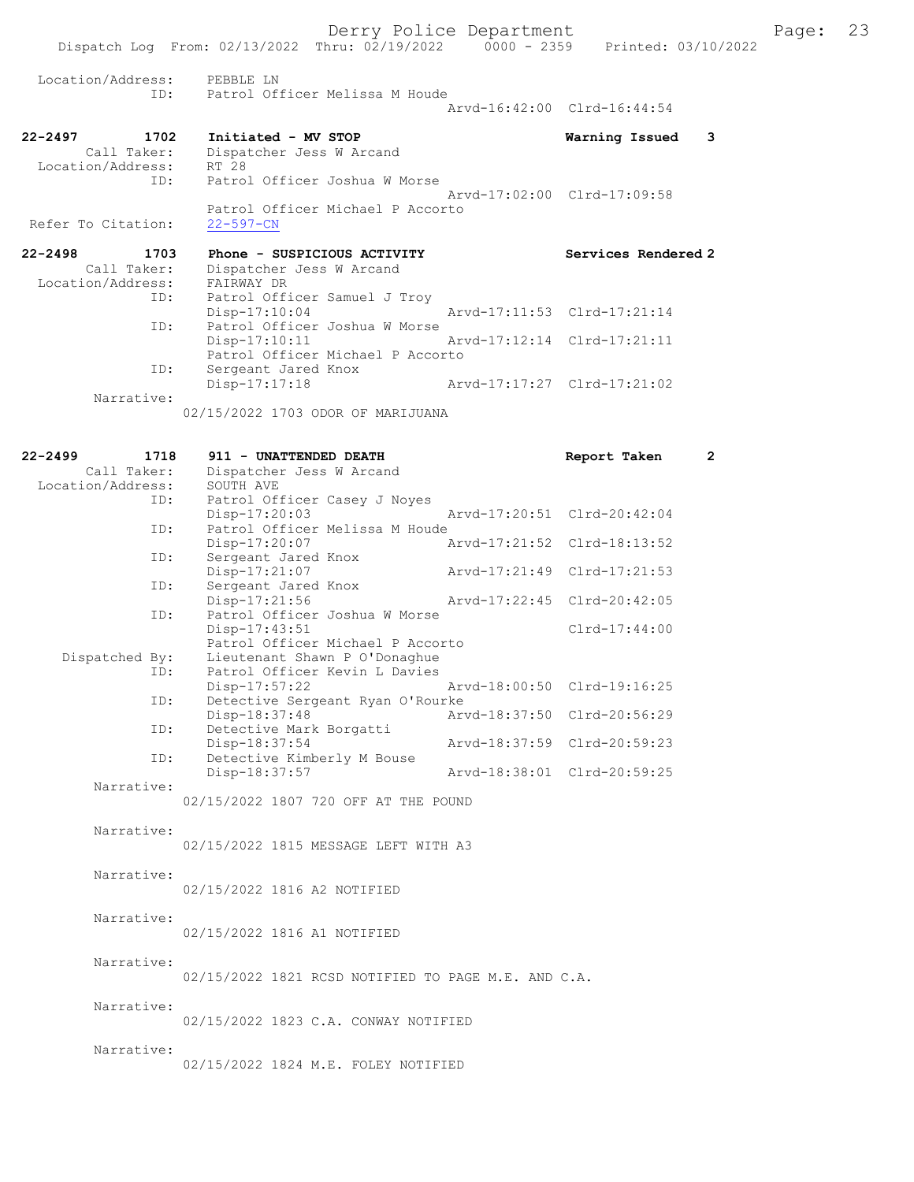```
 Location/Address:    PEBBLE LN
               ID:    Patrol Officer Melissa M Houde
                                               Arvd-16:42:00  Clrd-16:44:54

22-2497          1702   Initiated - MV STOP                        Warning Issued    3
       Call Taker:    Dispatcher Jess W Arcand
 Location/Address:    RT 28
               ID:    Patrol Officer Joshua W Morse
                                               Arvd-17:02:00  Clrd-17:09:58
                      Patrol Officer Michael P Accorto
 Refer To Citation:   22-597-CN

22-2498          1703   Phone - SUSPICIOUS ACTIVITY                Services Rendered 2
       Call Taker:    Dispatcher Jess W Arcand
 Location/Address:    FAIRWAY DR
               ID:    Patrol Officer Samuel J Troy
                      Disp-17:10:04            Arvd-17:11:53  Clrd-17:21:14
               ID:    Patrol Officer Joshua W Morse
                      Disp-17:10:11            Arvd-17:12:14  Clrd-17:21:11
                      Patrol Officer Michael P Accorto
               ID:    Sergeant Jared Knox
                      Disp-17:17:18            Arvd-17:17:27  Clrd-17:21:02
        Narrative:
                      02/15/2022 1703 ODOR OF MARIJUANA


22-2499          1718   911 - UNATTENDED DEATH                     Report Taken      2
       Call Taker:    Dispatcher Jess W Arcand
 Location/Address:    SOUTH AVE
               ID:    Patrol Officer Casey J Noyes
                      Disp-17:20:03            Arvd-17:20:51  Clrd-20:42:04
               ID:    Patrol Officer Melissa M Houde
                      Disp-17:20:07            Arvd-17:21:52  Clrd-18:13:52
               ID:    Sergeant Jared Knox
                      Disp-17:21:07            Arvd-17:21:49  Clrd-17:21:53
               ID:    Sergeant Jared Knox
                      Disp-17:21:56            Arvd-17:22:45  Clrd-20:42:05
               ID:    Patrol Officer Joshua W Morse
                      Disp-17:43:51                           Clrd-17:44:00
                      Patrol Officer Michael P Accorto
    Dispatched By:    Lieutenant Shawn P O'Donaghue
               ID:    Patrol Officer Kevin L Davies
                      Disp-17:57:22            Arvd-18:00:50  Clrd-19:16:25
               ID:    Detective Sergeant Ryan O'Rourke
                      Disp-18:37:48            Arvd-18:37:50  Clrd-20:56:29
               ID:    Detective Mark Borgatti
                      Disp-18:37:54            Arvd-18:37:59  Clrd-20:59:23
               ID:    Detective Kimberly M Bouse
                      Disp-18:37:57            Arvd-18:38:01  Clrd-20:59:25
        Narrative:
                      02/15/2022 1807 720 OFF AT THE POUND

        Narrative:
                      02/15/2022 1815 MESSAGE LEFT WITH A3

        Narrative:
                      02/15/2022 1816 A2 NOTIFIED

        Narrative:
                      02/15/2022 1816 A1 NOTIFIED

        Narrative:
                      02/15/2022 1821 RCSD NOTIFIED TO PAGE M.E. AND C.A.

        Narrative:
                      02/15/2022 1823 C.A. CONWAY NOTIFIED

        Narrative:
                      02/15/2022 1824 M.E. FOLEY NOTIFIED
```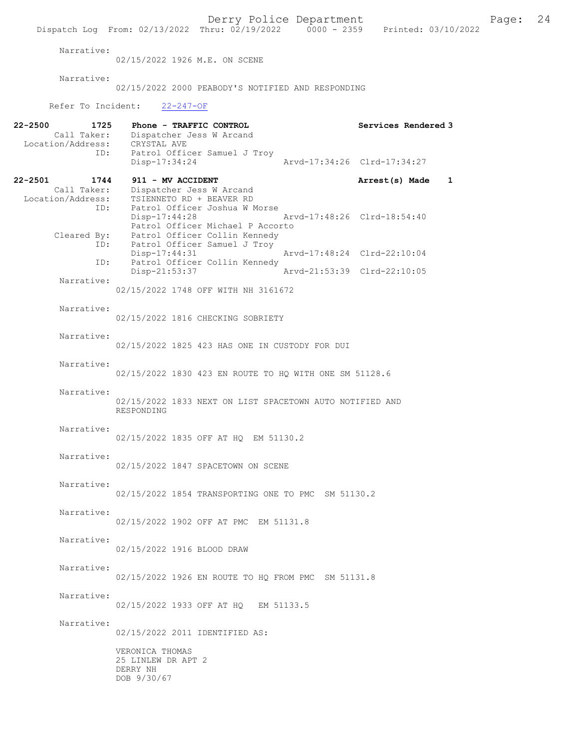Narrative:
02/15/2022 1926 M.E. ON SCENE

Narrative:
02/15/2022 2000 PEABODY'S NOTIFIED AND RESPONDING

Refer To Incident: 22-247-OF

**22-2500 1725 Phone - TRAFFIC CONTROL** **Services Rendered 3**
Call Taker: Dispatcher Jess W Arcand
Location/Address: CRYSTAL AVE
ID: Patrol Officer Samuel J Troy
Disp-17:34:24 Arvd-17:34:26 Clrd-17:34:27

**22-2501 1744 911 - MV ACCIDENT** **Arrest(s) Made 1**
Call Taker: Dispatcher Jess W Arcand
Location/Address: TSIENNETO RD + BEAVER RD
ID: Patrol Officer Joshua W Morse
Disp-17:44:28 Arvd-17:48:26 Clrd-18:54:40
Patrol Officer Michael P Accorto
Cleared By: Patrol Officer Collin Kennedy
ID: Patrol Officer Samuel J Troy
Disp-17:44:31 Arvd-17:48:24 Clrd-22:10:04
ID: Patrol Officer Collin Kennedy
Disp-21:53:37 Arvd-21:53:39 Clrd-22:10:05

Narrative:
02/15/2022 1748 OFF WITH NH 3161672

Narrative:
02/15/2022 1816 CHECKING SOBRIETY

Narrative:
02/15/2022 1825 423 HAS ONE IN CUSTODY FOR DUI

Narrative:
02/15/2022 1830 423 EN ROUTE TO HQ WITH ONE SM 51128.6

Narrative:
02/15/2022 1833 NEXT ON LIST SPACETOWN AUTO NOTIFIED AND RESPONDING

Narrative:
02/15/2022 1835 OFF AT HQ EM 51130.2

Narrative:
02/15/2022 1847 SPACETOWN ON SCENE

Narrative:
02/15/2022 1854 TRANSPORTING ONE TO PMC SM 51130.2

Narrative:
02/15/2022 1902 OFF AT PMC EM 51131.8

Narrative:
02/15/2022 1916 BLOOD DRAW

Narrative:
02/15/2022 1926 EN ROUTE TO HQ FROM PMC SM 51131.8

Narrative:
02/15/2022 1933 OFF AT HQ EM 51133.5

Narrative:
02/15/2022 2011 IDENTIFIED AS:

VERONICA THOMAS
25 LINLEW DR APT 2
DERRY NH
DOB 9/30/67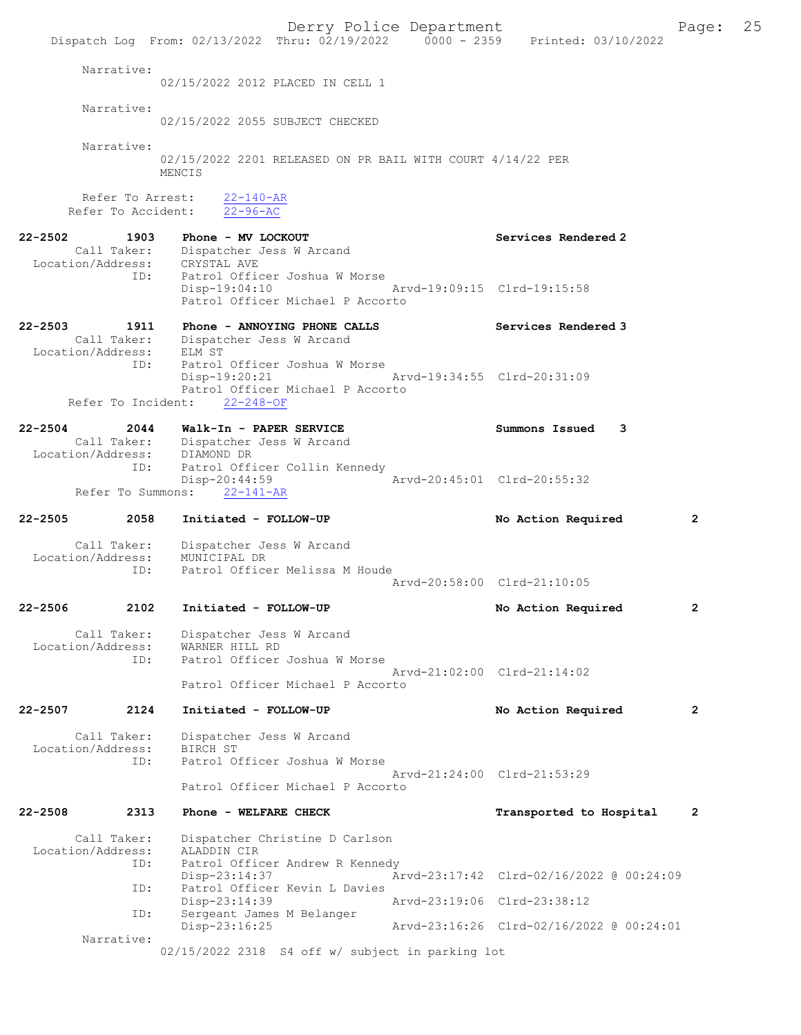Narrative:
02/15/2022 2012 PLACED IN CELL 1

Narrative:
02/15/2022 2055 SUBJECT CHECKED

Narrative:
02/15/2022 2201 RELEASED ON PR BAIL WITH COURT 4/14/22 PER MENCIS

Refer To Arrest: 22-140-AR
Refer To Accident: 22-96-AC

**22-2502 1903 Phone - MV LOCKOUT — Services Rendered 2**
Call Taker: Dispatcher Jess W Arcand
Location/Address: CRYSTAL AVE
ID: Patrol Officer Joshua W Morse
Disp-19:04:10 Arvd-19:09:15 Clrd-19:15:58
Patrol Officer Michael P Accorto

**22-2503 1911 Phone - ANNOYING PHONE CALLS — Services Rendered 3**
Call Taker: Dispatcher Jess W Arcand
Location/Address: ELM ST
ID: Patrol Officer Joshua W Morse
Disp-19:20:21 Arvd-19:34:55 Clrd-20:31:09
Patrol Officer Michael P Accorto
Refer To Incident: 22-248-OF

**22-2504 2044 Walk-In - PAPER SERVICE — Summons Issued 3**
Call Taker: Dispatcher Jess W Arcand
Location/Address: DIAMOND DR
ID: Patrol Officer Collin Kennedy
Disp-20:44:59 Arvd-20:45:01 Clrd-20:55:32
Refer To Summons: 22-141-AR

**22-2505 2058 Initiated - FOLLOW-UP — No Action Required 2**
Call Taker: Dispatcher Jess W Arcand
Location/Address: MUNICIPAL DR
ID: Patrol Officer Melissa M Houde
Arvd-20:58:00 Clrd-21:10:05

**22-2506 2102 Initiated - FOLLOW-UP — No Action Required 2**
Call Taker: Dispatcher Jess W Arcand
Location/Address: WARNER HILL RD
ID: Patrol Officer Joshua W Morse
Arvd-21:02:00 Clrd-21:14:02
Patrol Officer Michael P Accorto

**22-2507 2124 Initiated - FOLLOW-UP — No Action Required 2**
Call Taker: Dispatcher Jess W Arcand
Location/Address: BIRCH ST
ID: Patrol Officer Joshua W Morse
Arvd-21:24:00 Clrd-21:53:29
Patrol Officer Michael P Accorto

**22-2508 2313 Phone - WELFARE CHECK — Transported to Hospital 2**
Call Taker: Dispatcher Christine D Carlson
Location/Address: ALADDIN CIR
ID: Patrol Officer Andrew R Kennedy
Disp-23:14:37 Arvd-23:17:42 Clrd-02/16/2022 @ 00:24:09
ID: Patrol Officer Kevin L Davies
Disp-23:14:39 Arvd-23:19:06 Clrd-23:38:12
ID: Sergeant James M Belanger
Disp-23:16:25 Arvd-23:16:26 Clrd-02/16/2022 @ 00:24:01
Narrative:
02/15/2022 2318 S4 off w/ subject in parking lot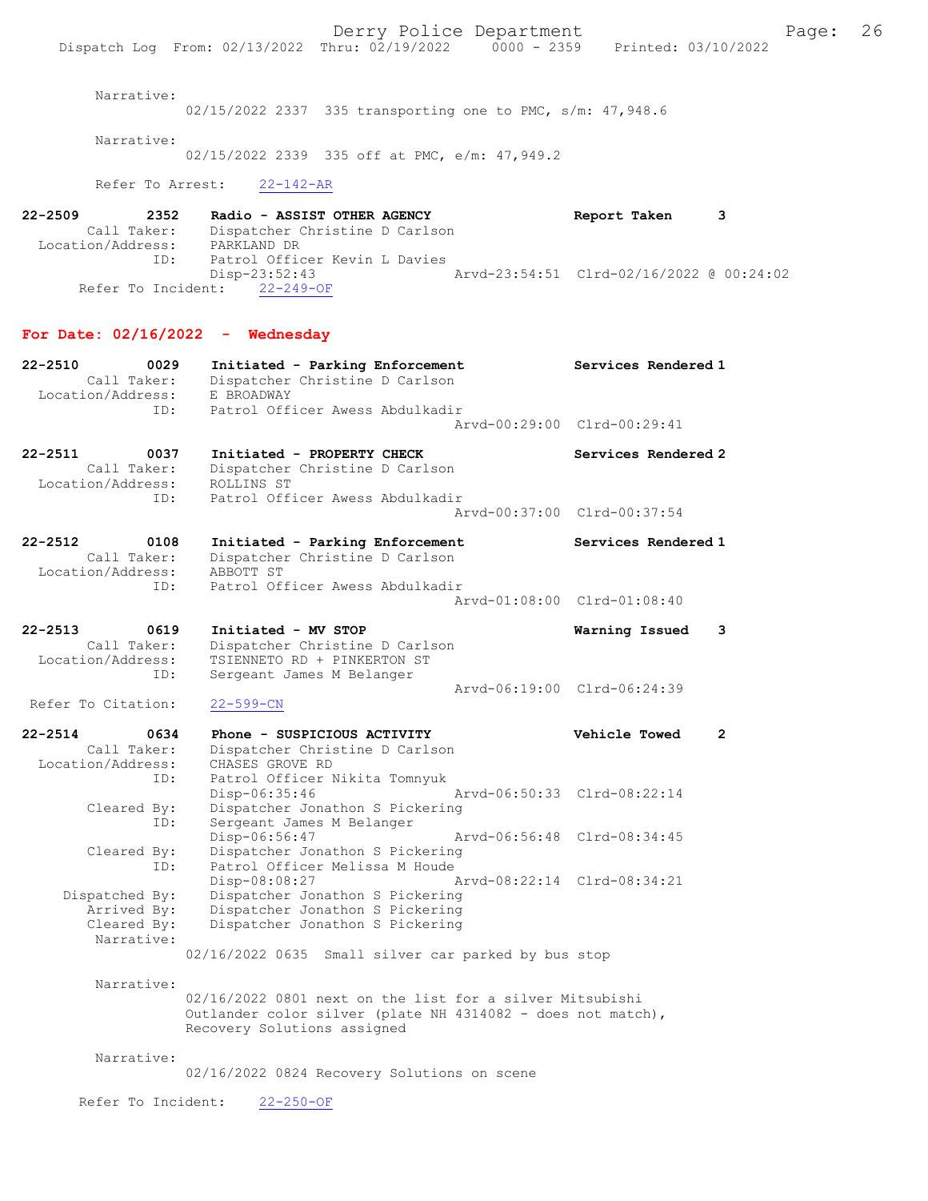Narrative:
02/15/2022 2337 335 transporting one to PMC, s/m: 47,948.6

Narrative:
02/15/2022 2339 335 off at PMC, e/m: 47,949.2

Refer To Arrest: 22-142-AR

**22-2509 2352 Radio - ASSIST OTHER AGENCY Report Taken 3**
Call Taker: Dispatcher Christine D Carlson
Location/Address: PARKLAND DR
ID: Patrol Officer Kevin L Davies
Disp-23:52:43 Arvd-23:54:51 Clrd-02/16/2022 @ 00:24:02
Refer To Incident: 22-249-OF

## For Date: 02/16/2022 - Wednesday

**22-2510 0029 Initiated - Parking Enforcement Services Rendered 1**
Call Taker: Dispatcher Christine D Carlson
Location/Address: E BROADWAY
ID: Patrol Officer Awess Abdulkadir
Arvd-00:29:00 Clrd-00:29:41

**22-2511 0037 Initiated - PROPERTY CHECK Services Rendered 2**
Call Taker: Dispatcher Christine D Carlson
Location/Address: ROLLINS ST
ID: Patrol Officer Awess Abdulkadir
Arvd-00:37:00 Clrd-00:37:54

**22-2512 0108 Initiated - Parking Enforcement Services Rendered 1**
Call Taker: Dispatcher Christine D Carlson
Location/Address: ABBOTT ST
ID: Patrol Officer Awess Abdulkadir
Arvd-01:08:00 Clrd-01:08:40

**22-2513 0619 Initiated - MV STOP Warning Issued 3**
Call Taker: Dispatcher Christine D Carlson
Location/Address: TSIENNETO RD + PINKERTON ST
ID: Sergeant James M Belanger
Arvd-06:19:00 Clrd-06:24:39
Refer To Citation: 22-599-CN

**22-2514 0634 Phone - SUSPICIOUS ACTIVITY Vehicle Towed 2**
Call Taker: Dispatcher Christine D Carlson
Location/Address: CHASES GROVE RD
ID: Patrol Officer Nikita Tomnyuk
Disp-06:35:46 Arvd-06:50:33 Clrd-08:22:14
Cleared By: Dispatcher Jonathon S Pickering
ID: Sergeant James M Belanger
Disp-06:56:47 Arvd-06:56:48 Clrd-08:34:45
Cleared By: Dispatcher Jonathon S Pickering
ID: Patrol Officer Melissa M Houde
Disp-08:08:27 Arvd-08:22:14 Clrd-08:34:21
Dispatched By: Dispatcher Jonathon S Pickering
Arrived By: Dispatcher Jonathon S Pickering
Cleared By: Dispatcher Jonathon S Pickering
Narrative:
02/16/2022 0635 Small silver car parked by bus stop

Narrative:
02/16/2022 0801 next on the list for a silver Mitsubishi Outlander color silver (plate NH 4314082 - does not match), Recovery Solutions assigned

Narrative:
02/16/2022 0824 Recovery Solutions on scene

Refer To Incident: 22-250-OF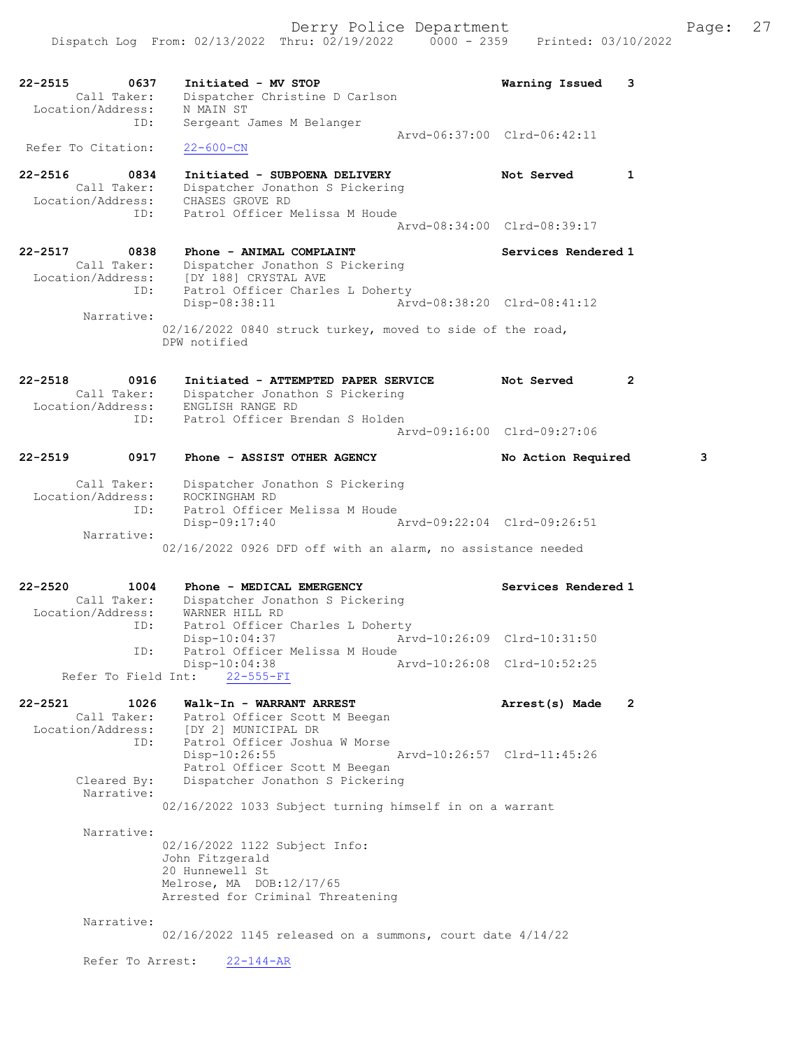22-2515 0637 Initiated - MV STOP Warning Issued 3
Call Taker: Dispatcher Christine D Carlson
Location/Address: N MAIN ST
ID: Sergeant James M Belanger
Arvd-06:37:00 Clrd-06:42:11
Refer To Citation: 22-600-CN

22-2516 0834 Initiated - SUBPOENA DELIVERY Not Served 1
Call Taker: Dispatcher Jonathon S Pickering
Location/Address: CHASES GROVE RD
ID: Patrol Officer Melissa M Houde
Arvd-08:34:00 Clrd-08:39:17

22-2517 0838 Phone - ANIMAL COMPLAINT Services Rendered 1
Call Taker: Dispatcher Jonathon S Pickering
Location/Address: [DY 188] CRYSTAL AVE
ID: Patrol Officer Charles L Doherty
Disp-08:38:11 Arvd-08:38:20 Clrd-08:41:12
Narrative:
02/16/2022 0840 struck turkey, moved to side of the road, DPW notified

22-2518 0916 Initiated - ATTEMPTED PAPER SERVICE Not Served 2
Call Taker: Dispatcher Jonathon S Pickering
Location/Address: ENGLISH RANGE RD
ID: Patrol Officer Brendan S Holden
Arvd-09:16:00 Clrd-09:27:06

22-2519 0917 Phone - ASSIST OTHER AGENCY No Action Required 3
Call Taker: Dispatcher Jonathon S Pickering
Location/Address: ROCKINGHAM RD
ID: Patrol Officer Melissa M Houde
Disp-09:17:40 Arvd-09:22:04 Clrd-09:26:51
Narrative:
02/16/2022 0926 DFD off with an alarm, no assistance needed

22-2520 1004 Phone - MEDICAL EMERGENCY Services Rendered 1
Call Taker: Dispatcher Jonathon S Pickering
Location/Address: WARNER HILL RD
ID: Patrol Officer Charles L Doherty
Disp-10:04:37 Arvd-10:26:09 Clrd-10:31:50
ID: Patrol Officer Melissa M Houde
Disp-10:04:38 Arvd-10:26:08 Clrd-10:52:25
Refer To Field Int: 22-555-FI

22-2521 1026 Walk-In - WARRANT ARREST Arrest(s) Made 2
Call Taker: Patrol Officer Scott M Beegan
Location/Address: [DY 2] MUNICIPAL DR
ID: Patrol Officer Joshua W Morse
Disp-10:26:55 Arvd-10:26:57 Clrd-11:45:26
Patrol Officer Scott M Beegan
Cleared By: Dispatcher Jonathon S Pickering
Narrative:
02/16/2022 1033 Subject turning himself in on a warrant

Narrative:
02/16/2022 1122 Subject Info:
John Fitzgerald
20 Hunnewell St
Melrose, MA DOB:12/17/65
Arrested for Criminal Threatening

Narrative:
02/16/2022 1145 released on a summons, court date 4/14/22

Refer To Arrest: 22-144-AR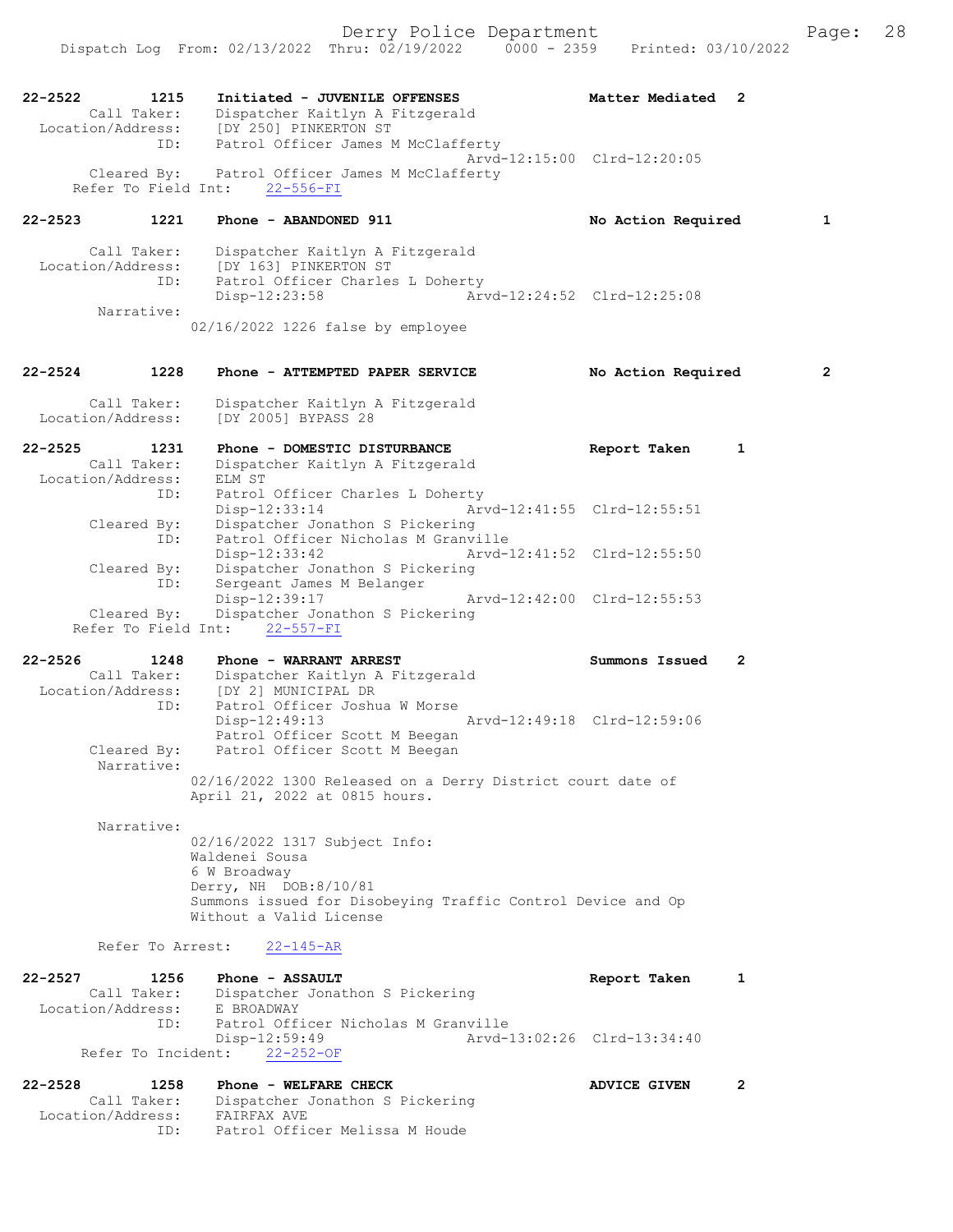22-2522 1215 Initiated - JUVENILE OFFENSES Matter Mediated 2
Call Taker: Dispatcher Kaitlyn A Fitzgerald
Location/Address: [DY 250] PINKERTON ST
ID: Patrol Officer James M McClafferty
Arvd-12:15:00 Clrd-12:20:05
Cleared By: Patrol Officer James M McClafferty
Refer To Field Int: 22-556-FI

22-2523 1221 Phone - ABANDONED 911 No Action Required 1
Call Taker: Dispatcher Kaitlyn A Fitzgerald
Location/Address: [DY 163] PINKERTON ST
ID: Patrol Officer Charles L Doherty
Disp-12:23:58 Arvd-12:24:52 Clrd-12:25:08
Narrative:
02/16/2022 1226 false by employee

22-2524 1228 Phone - ATTEMPTED PAPER SERVICE No Action Required 2
Call Taker: Dispatcher Kaitlyn A Fitzgerald
Location/Address: [DY 2005] BYPASS 28

22-2525 1231 Phone - DOMESTIC DISTURBANCE Report Taken 1
Call Taker: Dispatcher Kaitlyn A Fitzgerald
Location/Address: ELM ST
ID: Patrol Officer Charles L Doherty
Disp-12:33:14 Arvd-12:41:55 Clrd-12:55:51
Cleared By: Dispatcher Jonathon S Pickering
ID: Patrol Officer Nicholas M Granville
Disp-12:33:42 Arvd-12:41:52 Clrd-12:55:50
Cleared By: Dispatcher Jonathon S Pickering
ID: Sergeant James M Belanger
Disp-12:39:17 Arvd-12:42:00 Clrd-12:55:53
Cleared By: Dispatcher Jonathon S Pickering
Refer To Field Int: 22-557-FI

22-2526 1248 Phone - WARRANT ARREST Summons Issued 2
Call Taker: Dispatcher Kaitlyn A Fitzgerald
Location/Address: [DY 2] MUNICIPAL DR
ID: Patrol Officer Joshua W Morse
Disp-12:49:13 Arvd-12:49:18 Clrd-12:59:06
Patrol Officer Scott M Beegan
Cleared By: Patrol Officer Scott M Beegan
Narrative:
02/16/2022 1300 Released on a Derry District court date of April 21, 2022 at 0815 hours.

Narrative:
02/16/2022 1317 Subject Info:
Waldenei Sousa
6 W Broadway
Derry, NH DOB:8/10/81
Summons issued for Disobeying Traffic Control Device and Op Without a Valid License

Refer To Arrest: 22-145-AR

22-2527 1256 Phone - ASSAULT Report Taken 1
Call Taker: Dispatcher Jonathon S Pickering
Location/Address: E BROADWAY
ID: Patrol Officer Nicholas M Granville
Disp-12:59:49 Arvd-13:02:26 Clrd-13:34:40
Refer To Incident: 22-252-OF

22-2528 1258 Phone - WELFARE CHECK ADVICE GIVEN 2
Call Taker: Dispatcher Jonathon S Pickering
Location/Address: FAIRFAX AVE
ID: Patrol Officer Melissa M Houde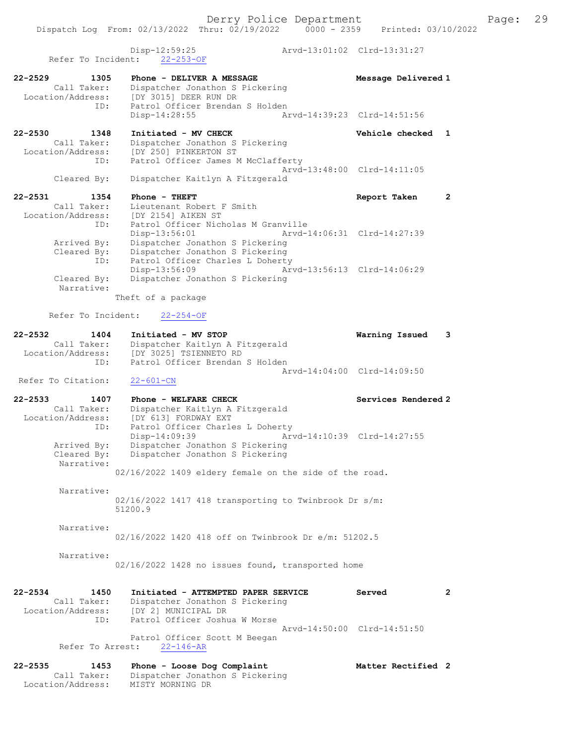Disp-12:59:25 Arvd-13:01:02 Clrd-13:31:27
Refer To Incident: 22-253-OF

**22-2529 1305 Phone - DELIVER A MESSAGE** **Message Delivered 1**
Call Taker: Dispatcher Jonathon S Pickering
Location/Address: [DY 3015] DEER RUN DR
ID: Patrol Officer Brendan S Holden
Disp-14:28:55 Arvd-14:39:23 Clrd-14:51:56

**22-2530 1348 Initiated - MV CHECK** **Vehicle checked 1**
Call Taker: Dispatcher Jonathon S Pickering
Location/Address: [DY 250] PINKERTON ST
ID: Patrol Officer James M McClafferty
Arvd-13:48:00 Clrd-14:11:05
Cleared By: Dispatcher Kaitlyn A Fitzgerald

**22-2531 1354 Phone - THEFT** **Report Taken 2**
Call Taker: Lieutenant Robert F Smith
Location/Address: [DY 2154] AIKEN ST
ID: Patrol Officer Nicholas M Granville
Disp-13:56:01 Arvd-14:06:31 Clrd-14:27:39
Arrived By: Dispatcher Jonathon S Pickering
Cleared By: Dispatcher Jonathon S Pickering
ID: Patrol Officer Charles L Doherty
Disp-13:56:09 Arvd-13:56:13 Clrd-14:06:29
Cleared By: Dispatcher Jonathon S Pickering
Narrative:
Theft of a package

Refer To Incident: 22-254-OF

**22-2532 1404 Initiated - MV STOP** **Warning Issued 3**
Call Taker: Dispatcher Kaitlyn A Fitzgerald
Location/Address: [DY 3025] TSIENNETO RD
ID: Patrol Officer Brendan S Holden
Arvd-14:04:00 Clrd-14:09:50
Refer To Citation: 22-601-CN

**22-2533 1407 Phone - WELFARE CHECK** **Services Rendered 2**
Call Taker: Dispatcher Kaitlyn A Fitzgerald
Location/Address: [DY 613] FORDWAY EXT
ID: Patrol Officer Charles L Doherty
Disp-14:09:39 Arvd-14:10:39 Clrd-14:27:55
Arrived By: Dispatcher Jonathon S Pickering
Cleared By: Dispatcher Jonathon S Pickering
Narrative:
02/16/2022 1409 eldery female on the side of the road.

Narrative:
02/16/2022 1417 418 transporting to Twinbrook Dr s/m: 51200.9

Narrative:
02/16/2022 1420 418 off on Twinbrook Dr e/m: 51202.5

Narrative:
02/16/2022 1428 no issues found, transported home

**22-2534 1450 Initiated - ATTEMPTED PAPER SERVICE** **Served 2**
Call Taker: Dispatcher Jonathon S Pickering
Location/Address: [DY 2] MUNICIPAL DR
ID: Patrol Officer Joshua W Morse
Arvd-14:50:00 Clrd-14:51:50
Patrol Officer Scott M Beegan
Refer To Arrest: 22-146-AR

**22-2535 1453 Phone - Loose Dog Complaint** **Matter Rectified 2**
Call Taker: Dispatcher Jonathon S Pickering
Location/Address: MISTY MORNING DR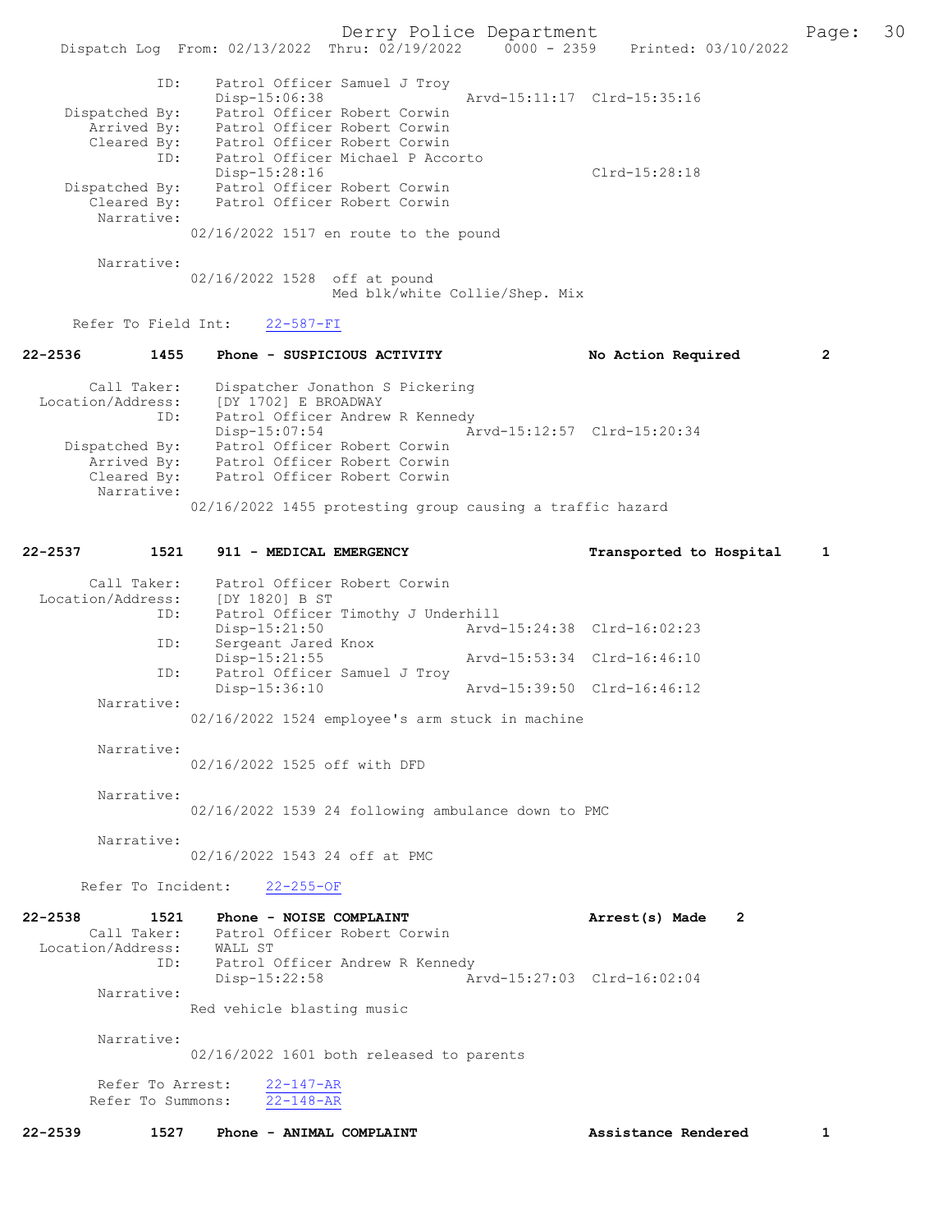```
            ID:     Patrol Officer Samuel J Troy
                    Disp-15:06:38                 Arvd-15:11:17  Clrd-15:35:16
 Dispatched By:     Patrol Officer Robert Corwin
    Arrived By:     Patrol Officer Robert Corwin
    Cleared By:     Patrol Officer Robert Corwin
            ID:     Patrol Officer Michael P Accorto
                    Disp-15:28:16                                Clrd-15:28:18
 Dispatched By:     Patrol Officer Robert Corwin
    Cleared By:     Patrol Officer Robert Corwin
     Narrative:
                02/16/2022 1517 en route to the pound

     Narrative:
                02/16/2022 1528  off at pound
                                 Med blk/white Collie/Shep. Mix

   Refer To Field Int:    22-587-FI
```

```
22-2536        1455    Phone - SUSPICIOUS ACTIVITY                   No Action Required        2

     Call Taker:    Dispatcher Jonathon S Pickering
 Location/Address:  [DY 1702] E BROADWAY
            ID:     Patrol Officer Andrew R Kennedy
                    Disp-15:07:54                 Arvd-15:12:57  Clrd-15:20:34
 Dispatched By:     Patrol Officer Robert Corwin
    Arrived By:     Patrol Officer Robert Corwin
    Cleared By:     Patrol Officer Robert Corwin
     Narrative:
                02/16/2022 1455 protesting group causing a traffic hazard
```

```
22-2537        1521    911 - MEDICAL EMERGENCY                       Transported to Hospital   1

     Call Taker:    Patrol Officer Robert Corwin
 Location/Address:  [DY 1820] B ST
            ID:     Patrol Officer Timothy J Underhill
                    Disp-15:21:50                 Arvd-15:24:38  Clrd-16:02:23
            ID:     Sergeant Jared Knox
                    Disp-15:21:55                 Arvd-15:53:34  Clrd-16:46:10
            ID:     Patrol Officer Samuel J Troy
                    Disp-15:36:10                 Arvd-15:39:50  Clrd-16:46:12
     Narrative:
                02/16/2022 1524 employee's arm stuck in machine

     Narrative:
                02/16/2022 1525 off with DFD

     Narrative:
                02/16/2022 1539 24 following ambulance down to PMC

     Narrative:
                02/16/2022 1543 24 off at PMC

   Refer To Incident:    22-255-OF
```

```
22-2538        1521    Phone - NOISE COMPLAINT                       Arrest(s) Made    2
     Call Taker:    Patrol Officer Robert Corwin
 Location/Address:  WALL ST
            ID:     Patrol Officer Andrew R Kennedy
                    Disp-15:22:58                 Arvd-15:27:03  Clrd-16:02:04
     Narrative:
                Red vehicle blasting music

     Narrative:
                02/16/2022 1601 both released to parents

     Refer To Arrest:    22-147-AR
    Refer To Summons:    22-148-AR
```

```
22-2539        1527    Phone - ANIMAL COMPLAINT                      Assistance Rendered       1
```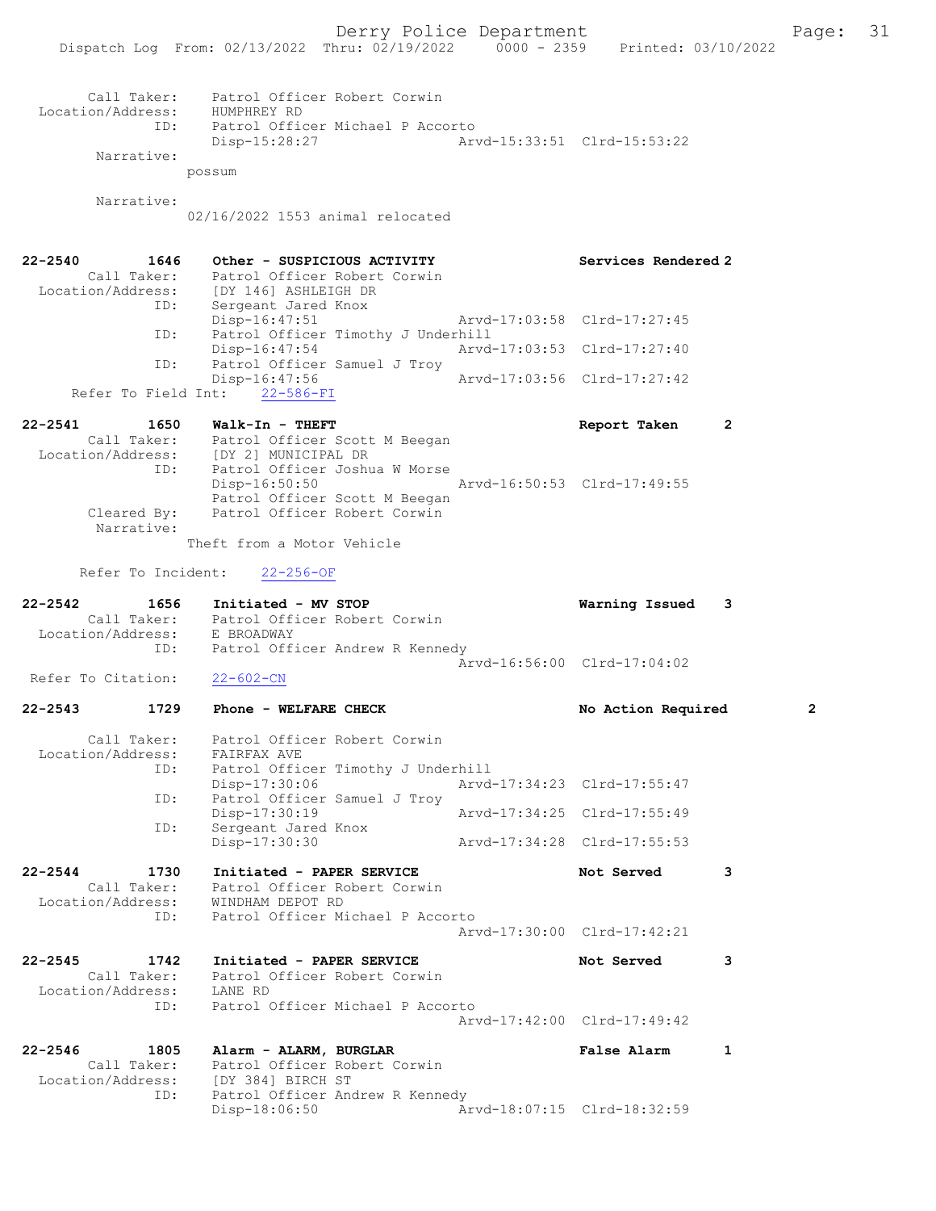```
        Call Taker:     Patrol Officer Robert Corwin
  Location/Address:     HUMPHREY RD
                ID:     Patrol Officer Michael P Accorto
                        Disp-15:28:27                 Arvd-15:33:51  Clrd-15:53:22
         Narrative:
                      possum

         Narrative:
                      02/16/2022 1553 animal relocated


22-2540         1646    Other - SUSPICIOUS ACTIVITY                 Services Rendered 2
        Call Taker:     Patrol Officer Robert Corwin
  Location/Address:     [DY 146] ASHLEIGH DR
                ID:     Sergeant Jared Knox
                        Disp-16:47:51                 Arvd-17:03:58  Clrd-17:27:45
                ID:     Patrol Officer Timothy J Underhill
                        Disp-16:47:54                 Arvd-17:03:53  Clrd-17:27:40
                ID:     Patrol Officer Samuel J Troy
                        Disp-16:47:56                 Arvd-17:03:56  Clrd-17:27:42
      Refer To Field Int:     22-586-FI

22-2541         1650    Walk-In - THEFT                             Report Taken      2
        Call Taker:     Patrol Officer Scott M Beegan
  Location/Address:     [DY 2] MUNICIPAL DR
                ID:     Patrol Officer Joshua W Morse
                        Disp-16:50:50                 Arvd-16:50:53  Clrd-17:49:55
                        Patrol Officer Scott M Beegan
        Cleared By:     Patrol Officer Robert Corwin
         Narrative:
                      Theft from a Motor Vehicle

       Refer To Incident:     22-256-OF

22-2542         1656    Initiated - MV STOP                         Warning Issued    3
        Call Taker:     Patrol Officer Robert Corwin
  Location/Address:     E BROADWAY
                ID:     Patrol Officer Andrew R Kennedy
                                                      Arvd-16:56:00  Clrd-17:04:02
  Refer To Citation:    22-602-CN

22-2543         1729    Phone - WELFARE CHECK                       No Action Required        2

        Call Taker:     Patrol Officer Robert Corwin
  Location/Address:     FAIRFAX AVE
                ID:     Patrol Officer Timothy J Underhill
                        Disp-17:30:06                 Arvd-17:34:23  Clrd-17:55:47
                ID:     Patrol Officer Samuel J Troy
                        Disp-17:30:19                 Arvd-17:34:25  Clrd-17:55:49
                ID:     Sergeant Jared Knox
                        Disp-17:30:30                 Arvd-17:34:28  Clrd-17:55:53

22-2544         1730    Initiated - PAPER SERVICE                   Not Served        3
        Call Taker:     Patrol Officer Robert Corwin
  Location/Address:     WINDHAM DEPOT RD
                ID:     Patrol Officer Michael P Accorto
                                                      Arvd-17:30:00  Clrd-17:42:21

22-2545         1742    Initiated - PAPER SERVICE                   Not Served        3
        Call Taker:     Patrol Officer Robert Corwin
  Location/Address:     LANE RD
                ID:     Patrol Officer Michael P Accorto
                                                      Arvd-17:42:00  Clrd-17:49:42

22-2546         1805    Alarm - ALARM, BURGLAR                      False Alarm       1
        Call Taker:     Patrol Officer Robert Corwin
  Location/Address:     [DY 384] BIRCH ST
                ID:     Patrol Officer Andrew R Kennedy
                        Disp-18:06:50                 Arvd-18:07:15  Clrd-18:32:59
```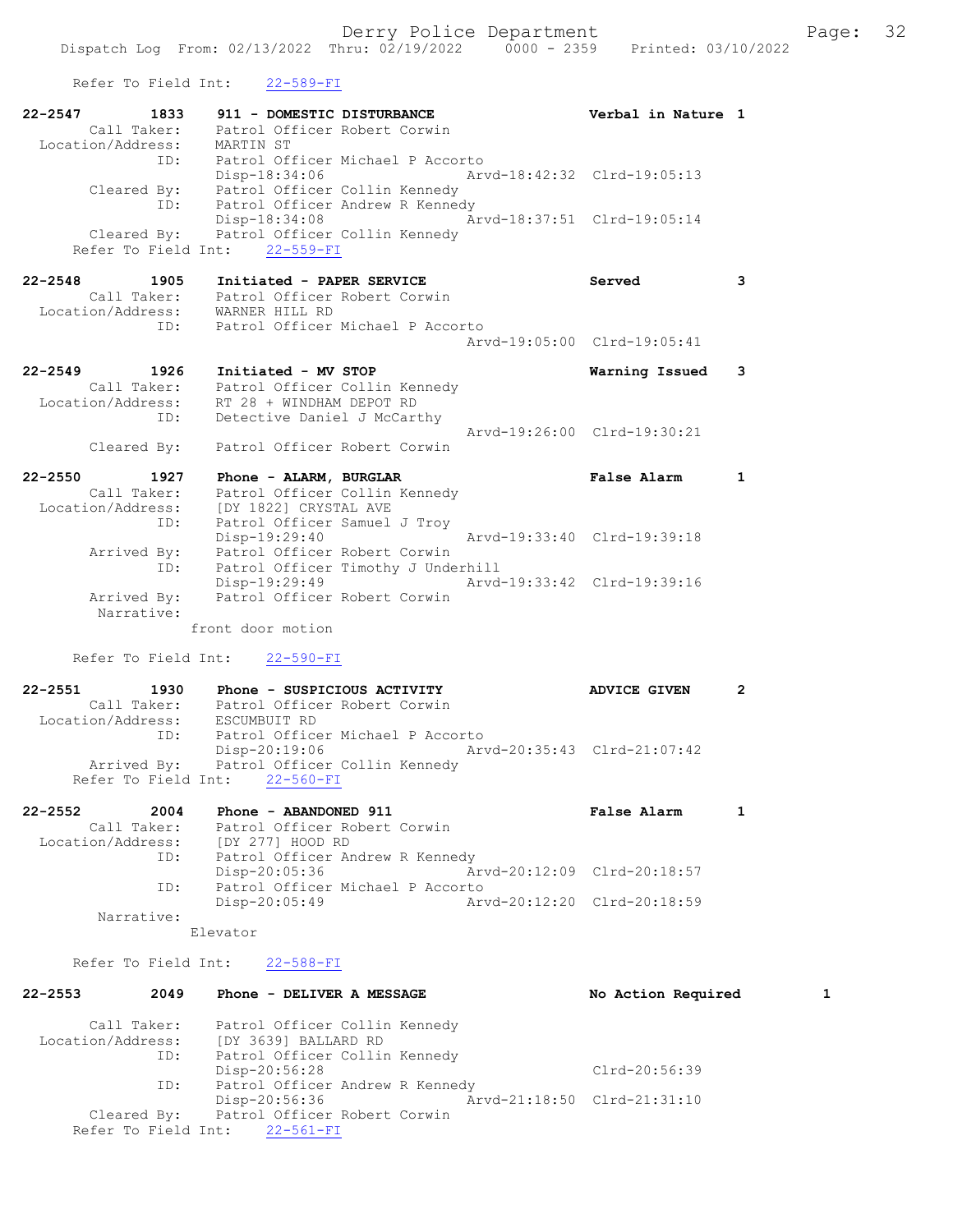Refer To Field Int: 22-589-FI

```
22-2547        1833    911 - DOMESTIC DISTURBANCE              Verbal in Nature 1
        Call Taker:    Patrol Officer Robert Corwin
  Location/Address:    MARTIN ST
                ID:    Patrol Officer Michael P Accorto
                       Disp-18:34:06              Arvd-18:42:32  Clrd-19:05:13
        Cleared By:    Patrol Officer Collin Kennedy
                ID:    Patrol Officer Andrew R Kennedy
                       Disp-18:34:08              Arvd-18:37:51  Clrd-19:05:14
        Cleared By:    Patrol Officer Collin Kennedy
    Refer To Field Int:    22-559-FI

22-2548        1905    Initiated - PAPER SERVICE               Served           3
        Call Taker:    Patrol Officer Robert Corwin
  Location/Address:    WARNER HILL RD
                ID:    Patrol Officer Michael P Accorto
                                                  Arvd-19:05:00  Clrd-19:05:41

22-2549        1926    Initiated - MV STOP                     Warning Issued   3
        Call Taker:    Patrol Officer Collin Kennedy
  Location/Address:    RT 28 + WINDHAM DEPOT RD
                ID:    Detective Daniel J McCarthy
                                                  Arvd-19:26:00  Clrd-19:30:21
        Cleared By:    Patrol Officer Robert Corwin

22-2550        1927    Phone - ALARM, BURGLAR                  False Alarm      1
        Call Taker:    Patrol Officer Collin Kennedy
  Location/Address:    [DY 1822] CRYSTAL AVE
                ID:    Patrol Officer Samuel J Troy
                       Disp-19:29:40              Arvd-19:33:40  Clrd-19:39:18
        Arrived By:    Patrol Officer Robert Corwin
                ID:    Patrol Officer Timothy J Underhill
                       Disp-19:29:49              Arvd-19:33:42  Clrd-19:39:16
        Arrived By:    Patrol Officer Robert Corwin
         Narrative:
                     front door motion

    Refer To Field Int:    22-590-FI

22-2551        1930    Phone - SUSPICIOUS ACTIVITY             ADVICE GIVEN     2
        Call Taker:    Patrol Officer Robert Corwin
  Location/Address:    ESCUMBUIT RD
                ID:    Patrol Officer Michael P Accorto
                       Disp-20:19:06              Arvd-20:35:43  Clrd-21:07:42
        Arrived By:    Patrol Officer Collin Kennedy
    Refer To Field Int:    22-560-FI

22-2552        2004    Phone - ABANDONED 911                   False Alarm      1
        Call Taker:    Patrol Officer Robert Corwin
  Location/Address:    [DY 277] HOOD RD
                ID:    Patrol Officer Andrew R Kennedy
                       Disp-20:05:36              Arvd-20:12:09  Clrd-20:18:57
                ID:    Patrol Officer Michael P Accorto
                       Disp-20:05:49              Arvd-20:12:20  Clrd-20:18:59
         Narrative:
                     Elevator

    Refer To Field Int:    22-588-FI

22-2553        2049    Phone - DELIVER A MESSAGE               No Action Required        1

        Call Taker:    Patrol Officer Collin Kennedy
  Location/Address:    [DY 3639] BALLARD RD
                ID:    Patrol Officer Collin Kennedy
                       Disp-20:56:28                             Clrd-20:56:39
                ID:    Patrol Officer Andrew R Kennedy
                       Disp-20:56:36              Arvd-21:18:50  Clrd-21:31:10
        Cleared By:    Patrol Officer Robert Corwin
    Refer To Field Int:    22-561-FI
```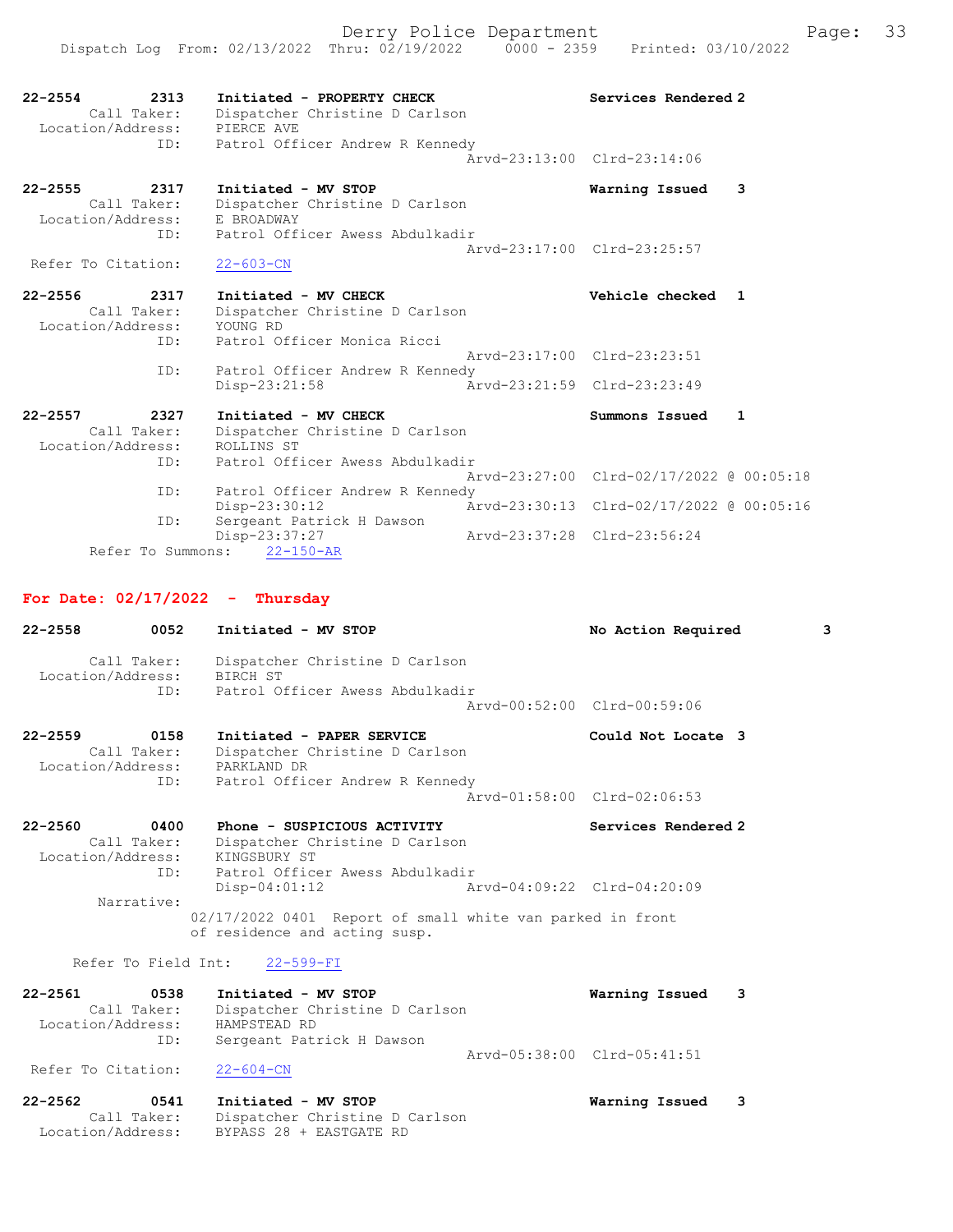22-2554 2313 Initiated - PROPERTY CHECK Services Rendered 2
Call Taker: Dispatcher Christine D Carlson
Location/Address: PIERCE AVE
ID: Patrol Officer Andrew R Kennedy
Arvd-23:13:00 Clrd-23:14:06

22-2555 2317 Initiated - MV STOP Warning Issued 3
Call Taker: Dispatcher Christine D Carlson
Location/Address: E BROADWAY
ID: Patrol Officer Awess Abdulkadir
Arvd-23:17:00 Clrd-23:25:57
Refer To Citation: 22-603-CN

22-2556 2317 Initiated - MV CHECK Vehicle checked 1
Call Taker: Dispatcher Christine D Carlson
Location/Address: YOUNG RD
ID: Patrol Officer Monica Ricci
Arvd-23:17:00 Clrd-23:23:51
ID: Patrol Officer Andrew R Kennedy
Disp-23:21:58 Arvd-23:21:59 Clrd-23:23:49

22-2557 2327 Initiated - MV CHECK Summons Issued 1
Call Taker: Dispatcher Christine D Carlson
Location/Address: ROLLINS ST
ID: Patrol Officer Awess Abdulkadir
Arvd-23:27:00 Clrd-02/17/2022 @ 00:05:18
ID: Patrol Officer Andrew R Kennedy
Disp-23:30:12 Arvd-23:30:13 Clrd-02/17/2022 @ 00:05:16
ID: Sergeant Patrick H Dawson
Disp-23:37:27 Arvd-23:37:28 Clrd-23:56:24
Refer To Summons: 22-150-AR

**For Date: 02/17/2022 - Thursday**

22-2558 0052 Initiated - MV STOP No Action Required 3
Call Taker: Dispatcher Christine D Carlson
Location/Address: BIRCH ST
ID: Patrol Officer Awess Abdulkadir
Arvd-00:52:00 Clrd-00:59:06

22-2559 0158 Initiated - PAPER SERVICE Could Not Locate 3
Call Taker: Dispatcher Christine D Carlson
Location/Address: PARKLAND DR
ID: Patrol Officer Andrew R Kennedy
Arvd-01:58:00 Clrd-02:06:53

22-2560 0400 Phone - SUSPICIOUS ACTIVITY Services Rendered 2
Call Taker: Dispatcher Christine D Carlson
Location/Address: KINGSBURY ST
ID: Patrol Officer Awess Abdulkadir
Disp-04:01:12 Arvd-04:09:22 Clrd-04:20:09
Narrative:
02/17/2022 0401 Report of small white van parked in front of residence and acting susp.

Refer To Field Int: 22-599-FI

22-2561 0538 Initiated - MV STOP Warning Issued 3
Call Taker: Dispatcher Christine D Carlson
Location/Address: HAMPSTEAD RD
ID: Sergeant Patrick H Dawson
Arvd-05:38:00 Clrd-05:41:51
Refer To Citation: 22-604-CN

22-2562 0541 Initiated - MV STOP Warning Issued 3
Call Taker: Dispatcher Christine D Carlson
Location/Address: BYPASS 28 + EASTGATE RD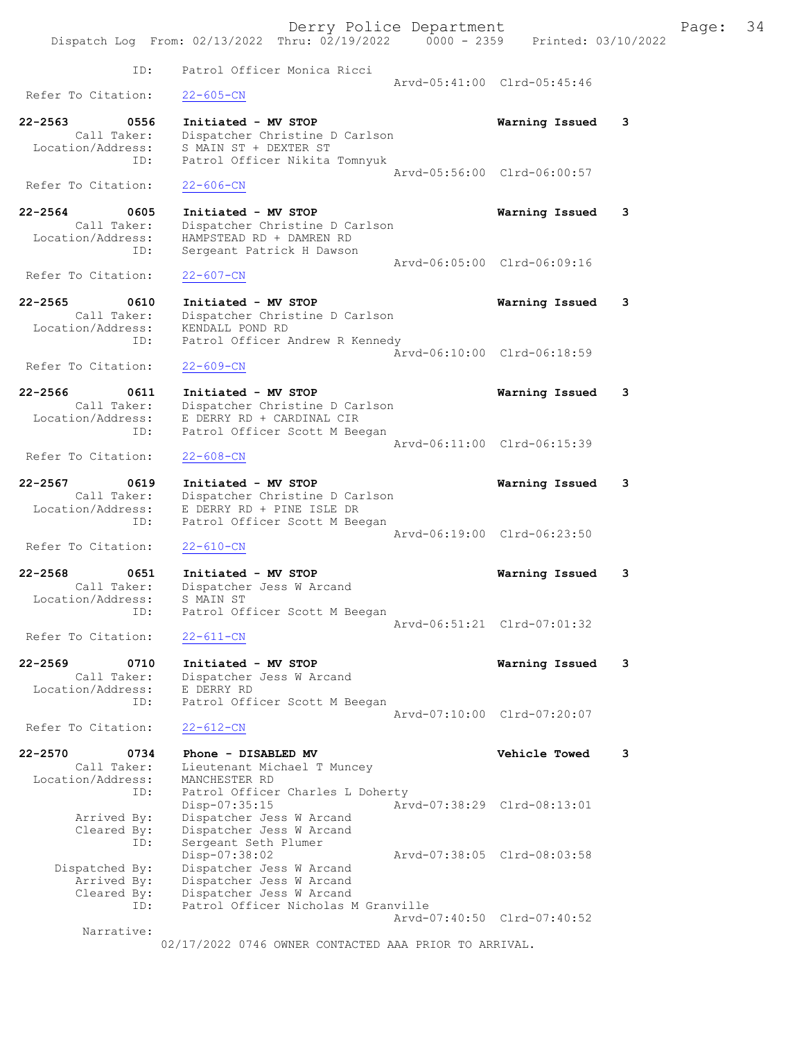```
              ID:       Patrol Officer Monica Ricci
                                                     Arvd-05:41:00  Clrd-05:45:46
   Refer To Citation:   22-605-CN

22-2563        0556     Initiated - MV STOP                          Warning Issued    3
           Call Taker:  Dispatcher Christine D Carlson
     Location/Address:  S MAIN ST + DEXTER ST
                  ID:   Patrol Officer Nikita Tomnyuk
                                                     Arvd-05:56:00  Clrd-06:00:57
   Refer To Citation:   22-606-CN

22-2564        0605     Initiated - MV STOP                          Warning Issued    3
           Call Taker:  Dispatcher Christine D Carlson
     Location/Address:  HAMPSTEAD RD + DAMREN RD
                  ID:   Sergeant Patrick H Dawson
                                                     Arvd-06:05:00  Clrd-06:09:16
   Refer To Citation:   22-607-CN

22-2565        0610     Initiated - MV STOP                          Warning Issued    3
           Call Taker:  Dispatcher Christine D Carlson
     Location/Address:  KENDALL POND RD
                  ID:   Patrol Officer Andrew R Kennedy
                                                     Arvd-06:10:00  Clrd-06:18:59
   Refer To Citation:   22-609-CN

22-2566        0611     Initiated - MV STOP                          Warning Issued    3
           Call Taker:  Dispatcher Christine D Carlson
     Location/Address:  E DERRY RD + CARDINAL CIR
                  ID:   Patrol Officer Scott M Beegan
                                                     Arvd-06:11:00  Clrd-06:15:39
   Refer To Citation:   22-608-CN

22-2567        0619     Initiated - MV STOP                          Warning Issued    3
           Call Taker:  Dispatcher Christine D Carlson
     Location/Address:  E DERRY RD + PINE ISLE DR
                  ID:   Patrol Officer Scott M Beegan
                                                     Arvd-06:19:00  Clrd-06:23:50
   Refer To Citation:   22-610-CN

22-2568        0651     Initiated - MV STOP                          Warning Issued    3
           Call Taker:  Dispatcher Jess W Arcand
     Location/Address:  S MAIN ST
                  ID:   Patrol Officer Scott M Beegan
                                                     Arvd-06:51:21  Clrd-07:01:32
   Refer To Citation:   22-611-CN

22-2569        0710     Initiated - MV STOP                          Warning Issued    3
           Call Taker:  Dispatcher Jess W Arcand
     Location/Address:  E DERRY RD
                  ID:   Patrol Officer Scott M Beegan
                                                     Arvd-07:10:00  Clrd-07:20:07
   Refer To Citation:   22-612-CN

22-2570        0734     Phone - DISABLED MV                          Vehicle Towed     3
           Call Taker:  Lieutenant Michael T Muncey
     Location/Address:  MANCHESTER RD
                  ID:   Patrol Officer Charles L Doherty
                        Disp-07:35:15                Arvd-07:38:29  Clrd-08:13:01
          Arrived By:   Dispatcher Jess W Arcand
          Cleared By:   Dispatcher Jess W Arcand
                  ID:   Sergeant Seth Plumer
                        Disp-07:38:02                Arvd-07:38:05  Clrd-08:03:58
       Dispatched By:   Dispatcher Jess W Arcand
          Arrived By:   Dispatcher Jess W Arcand
          Cleared By:   Dispatcher Jess W Arcand
                  ID:   Patrol Officer Nicholas M Granville
                                                     Arvd-07:40:50  Clrd-07:40:52
           Narrative:
                     02/17/2022 0746 OWNER CONTACTED AAA PRIOR TO ARRIVAL.
```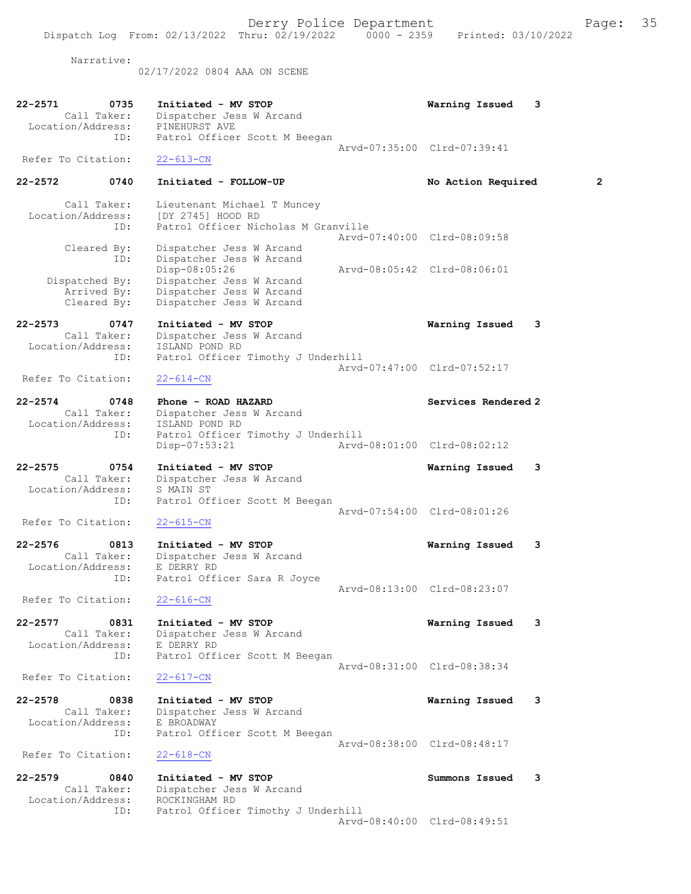Narrative:
02/17/2022 0804 AAA ON SCENE

```
22-2571        0735    Initiated - MV STOP                          Warning Issued    3
        Call Taker:    Dispatcher Jess W Arcand
  Location/Address:    PINEHURST AVE
               ID:     Patrol Officer Scott M Beegan
                                                 Arvd-07:35:00  Clrd-07:39:41
 Refer To Citation:    22-613-CN

22-2572        0740    Initiated - FOLLOW-UP                        No Action Required        2

        Call Taker:    Lieutenant Michael T Muncey
  Location/Address:    [DY 2745] HOOD RD
               ID:     Patrol Officer Nicholas M Granville
                                                 Arvd-07:40:00  Clrd-08:09:58
        Cleared By:    Dispatcher Jess W Arcand
               ID:     Dispatcher Jess W Arcand
                       Disp-08:05:26             Arvd-08:05:42  Clrd-08:06:01
     Dispatched By:    Dispatcher Jess W Arcand
        Arrived By:    Dispatcher Jess W Arcand
        Cleared By:    Dispatcher Jess W Arcand

22-2573        0747    Initiated - MV STOP                          Warning Issued    3
        Call Taker:    Dispatcher Jess W Arcand
  Location/Address:    ISLAND POND RD
               ID:     Patrol Officer Timothy J Underhill
                                                 Arvd-07:47:00  Clrd-07:52:17
 Refer To Citation:    22-614-CN

22-2574        0748    Phone - ROAD HAZARD                          Services Rendered 2
        Call Taker:    Dispatcher Jess W Arcand
  Location/Address:    ISLAND POND RD
               ID:     Patrol Officer Timothy J Underhill
                       Disp-07:53:21             Arvd-08:01:00  Clrd-08:02:12

22-2575        0754    Initiated - MV STOP                          Warning Issued    3
        Call Taker:    Dispatcher Jess W Arcand
  Location/Address:    S MAIN ST
               ID:     Patrol Officer Scott M Beegan
                                                 Arvd-07:54:00  Clrd-08:01:26
 Refer To Citation:    22-615-CN

22-2576        0813    Initiated - MV STOP                          Warning Issued    3
        Call Taker:    Dispatcher Jess W Arcand
  Location/Address:    E DERRY RD
               ID:     Patrol Officer Sara R Joyce
                                                 Arvd-08:13:00  Clrd-08:23:07
 Refer To Citation:    22-616-CN

22-2577        0831    Initiated - MV STOP                          Warning Issued    3
        Call Taker:    Dispatcher Jess W Arcand
  Location/Address:    E DERRY RD
               ID:     Patrol Officer Scott M Beegan
                                                 Arvd-08:31:00  Clrd-08:38:34
 Refer To Citation:    22-617-CN

22-2578        0838    Initiated - MV STOP                          Warning Issued    3
        Call Taker:    Dispatcher Jess W Arcand
  Location/Address:    E BROADWAY
               ID:     Patrol Officer Scott M Beegan
                                                 Arvd-08:38:00  Clrd-08:48:17
 Refer To Citation:    22-618-CN

22-2579        0840    Initiated - MV STOP                          Summons Issued    3
        Call Taker:    Dispatcher Jess W Arcand
  Location/Address:    ROCKINGHAM RD
               ID:     Patrol Officer Timothy J Underhill
                                                 Arvd-08:40:00  Clrd-08:49:51
```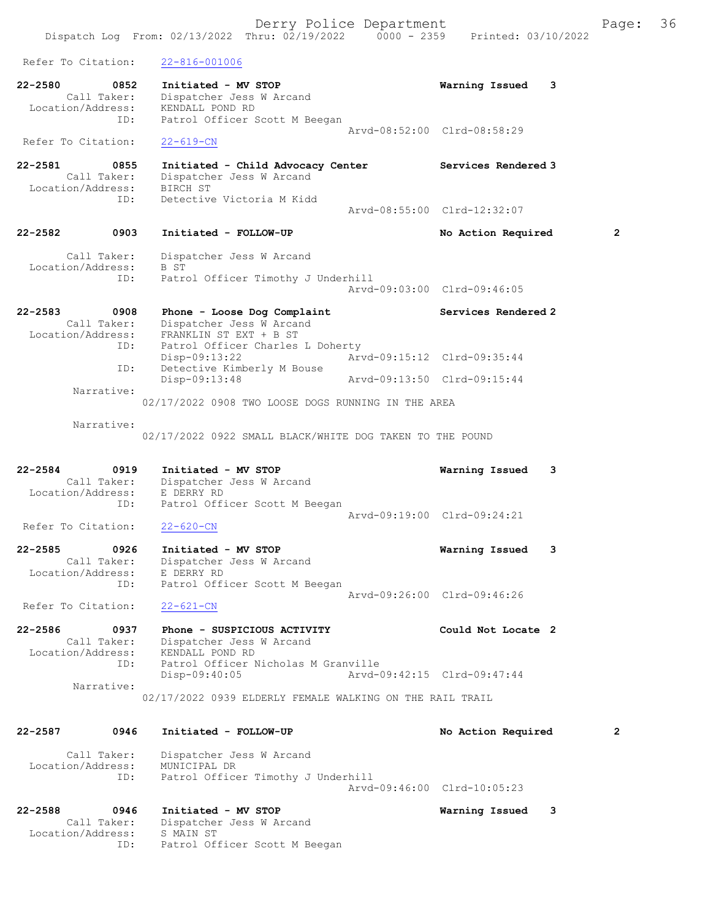Refer To Citation: 22-816-001006

```
22-2580        0852    Initiated - MV STOP                          Warning Issued    3
        Call Taker:    Dispatcher Jess W Arcand
  Location/Address:    KENDALL POND RD
               ID:     Patrol Officer Scott M Beegan
                                                  Arvd-08:52:00  Clrd-08:58:29
 Refer To Citation:    22-619-CN

22-2581        0855    Initiated - Child Advocacy Center            Services Rendered 3
        Call Taker:    Dispatcher Jess W Arcand
  Location/Address:    BIRCH ST
               ID:     Detective Victoria M Kidd
                                                  Arvd-08:55:00  Clrd-12:32:07

22-2582        0903    Initiated - FOLLOW-UP                        No Action Required        2

        Call Taker:    Dispatcher Jess W Arcand
  Location/Address:    B ST
               ID:     Patrol Officer Timothy J Underhill
                                                  Arvd-09:03:00  Clrd-09:46:05

22-2583        0908    Phone - Loose Dog Complaint                  Services Rendered 2
        Call Taker:    Dispatcher Jess W Arcand
  Location/Address:    FRANKLIN ST EXT + B ST
               ID:     Patrol Officer Charles L Doherty
                       Disp-09:13:22              Arvd-09:15:12  Clrd-09:35:44
               ID:     Detective Kimberly M Bouse
                       Disp-09:13:48              Arvd-09:13:50  Clrd-09:15:44
         Narrative:
                  02/17/2022 0908 TWO LOOSE DOGS RUNNING IN THE AREA

         Narrative:
                  02/17/2022 0922 SMALL BLACK/WHITE DOG TAKEN TO THE POUND


22-2584        0919    Initiated - MV STOP                          Warning Issued    3
        Call Taker:    Dispatcher Jess W Arcand
  Location/Address:    E DERRY RD
               ID:     Patrol Officer Scott M Beegan
                                                  Arvd-09:19:00  Clrd-09:24:21
 Refer To Citation:    22-620-CN

22-2585        0926    Initiated - MV STOP                          Warning Issued    3
        Call Taker:    Dispatcher Jess W Arcand
  Location/Address:    E DERRY RD
               ID:     Patrol Officer Scott M Beegan
                                                  Arvd-09:26:00  Clrd-09:46:26
 Refer To Citation:    22-621-CN

22-2586        0937    Phone - SUSPICIOUS ACTIVITY                  Could Not Locate 2
        Call Taker:    Dispatcher Jess W Arcand
  Location/Address:    KENDALL POND RD
               ID:     Patrol Officer Nicholas M Granville
                       Disp-09:40:05              Arvd-09:42:15  Clrd-09:47:44
         Narrative:
                  02/17/2022 0939 ELDERLY FEMALE WALKING ON THE RAIL TRAIL


22-2587        0946    Initiated - FOLLOW-UP                        No Action Required        2

        Call Taker:    Dispatcher Jess W Arcand
  Location/Address:    MUNICIPAL DR
               ID:     Patrol Officer Timothy J Underhill
                                                  Arvd-09:46:00  Clrd-10:05:23

22-2588        0946    Initiated - MV STOP                          Warning Issued    3
        Call Taker:    Dispatcher Jess W Arcand
  Location/Address:    S MAIN ST
               ID:     Patrol Officer Scott M Beegan
```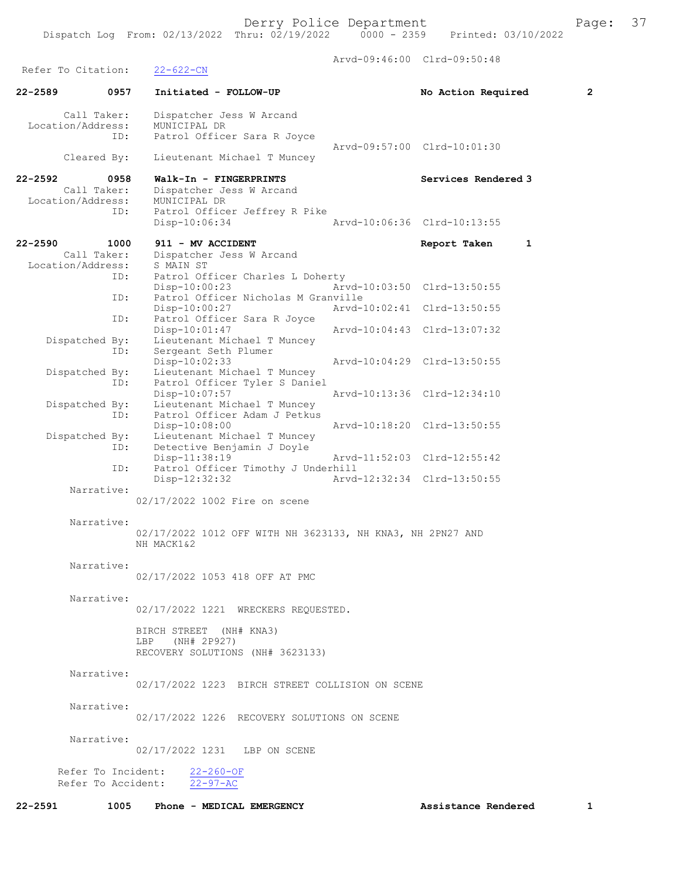Arvd-09:46:00 Clrd-09:50:48

Refer To Citation: 22-622-CN

**22-2589 0957 Initiated - FOLLOW-UP No Action Required 2**

Call Taker: Dispatcher Jess W Arcand
Location/Address: MUNICIPAL DR
ID: Patrol Officer Sara R Joyce
Arvd-09:57:00 Clrd-10:01:30
Cleared By: Lieutenant Michael T Muncey

**22-2592 0958 Walk-In - FINGERPRINTS Services Rendered 3**

Call Taker: Dispatcher Jess W Arcand
Location/Address: MUNICIPAL DR
ID: Patrol Officer Jeffrey R Pike
Disp-10:06:34 Arvd-10:06:36 Clrd-10:13:55

**22-2590 1000 911 - MV ACCIDENT Report Taken 1**

Call Taker: Dispatcher Jess W Arcand
Location/Address: S MAIN ST
ID: Patrol Officer Charles L Doherty
Disp-10:00:23 Arvd-10:03:50 Clrd-13:50:55
ID: Patrol Officer Nicholas M Granville
Disp-10:00:27 Arvd-10:02:41 Clrd-13:50:55
ID: Patrol Officer Sara R Joyce
Disp-10:01:47 Arvd-10:04:43 Clrd-13:07:32
Dispatched By: Lieutenant Michael T Muncey
ID: Sergeant Seth Plumer
Disp-10:02:33 Arvd-10:04:29 Clrd-13:50:55
Dispatched By: Lieutenant Michael T Muncey
ID: Patrol Officer Tyler S Daniel
Disp-10:07:57 Arvd-10:13:36 Clrd-12:34:10
Dispatched By: Lieutenant Michael T Muncey
ID: Patrol Officer Adam J Petkus
Disp-10:08:00 Arvd-10:18:20 Clrd-13:50:55
Dispatched By: Lieutenant Michael T Muncey
ID: Detective Benjamin J Doyle
Disp-11:38:19 Arvd-11:52:03 Clrd-12:55:42
ID: Patrol Officer Timothy J Underhill
Disp-12:32:32 Arvd-12:32:34 Clrd-13:50:55

Narrative:
02/17/2022 1002 Fire on scene

Narrative:
02/17/2022 1012 OFF WITH NH 3623133, NH KNA3, NH 2PN27 AND NH MACK1&2

Narrative:
02/17/2022 1053 418 OFF AT PMC

Narrative:
02/17/2022 1221 WRECKERS REQUESTED.

BIRCH STREET (NH# KNA3)
LBP (NH# 2P927)
RECOVERY SOLUTIONS (NH# 3623133)

Narrative:
02/17/2022 1223 BIRCH STREET COLLISION ON SCENE

Narrative:
02/17/2022 1226 RECOVERY SOLUTIONS ON SCENE

Narrative:
02/17/2022 1231 LBP ON SCENE

Refer To Incident: 22-260-OF
Refer To Accident: 22-97-AC

**22-2591 1005 Phone - MEDICAL EMERGENCY Assistance Rendered 1**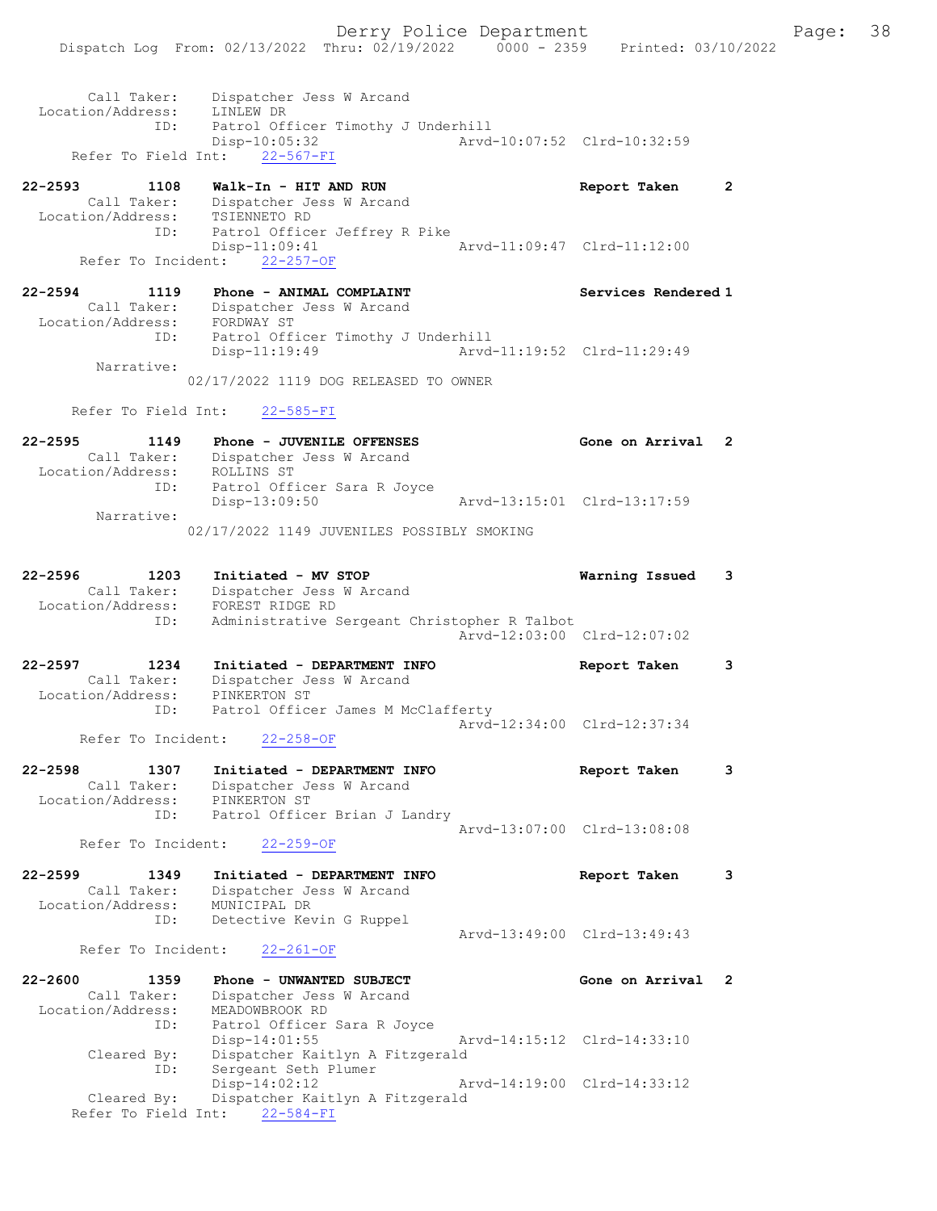```
 Call Taker:    Dispatcher Jess W Arcand
 Location/Address:    LINLEW DR
               ID:    Patrol Officer Timothy J Underhill
                      Disp-10:05:32                 Arvd-10:07:52  Clrd-10:32:59
 Refer To Field Int:    22-567-FI

22-2593        1108    Walk-In - HIT AND RUN                       Report Taken       2
 Call Taker:    Dispatcher Jess W Arcand
 Location/Address:    TSIENNETO RD
               ID:    Patrol Officer Jeffrey R Pike
                      Disp-11:09:41                 Arvd-11:09:47  Clrd-11:12:00
 Refer To Incident:    22-257-OF

22-2594        1119    Phone - ANIMAL COMPLAINT                    Services Rendered 1
 Call Taker:    Dispatcher Jess W Arcand
 Location/Address:    FORDWAY ST
               ID:    Patrol Officer Timothy J Underhill
                      Disp-11:19:49                 Arvd-11:19:52  Clrd-11:29:49
 Narrative:
          02/17/2022 1119 DOG RELEASED TO OWNER

 Refer To Field Int:    22-585-FI

22-2595        1149    Phone - JUVENILE OFFENSES                   Gone on Arrival   2
 Call Taker:    Dispatcher Jess W Arcand
 Location/Address:    ROLLINS ST
               ID:    Patrol Officer Sara R Joyce
                      Disp-13:09:50                 Arvd-13:15:01  Clrd-13:17:59
 Narrative:
          02/17/2022 1149 JUVENILES POSSIBLY SMOKING

22-2596        1203    Initiated - MV STOP                         Warning Issued    3
 Call Taker:    Dispatcher Jess W Arcand
 Location/Address:    FOREST RIDGE RD
               ID:    Administrative Sergeant Christopher R Talbot
                                                    Arvd-12:03:00  Clrd-12:07:02

22-2597        1234    Initiated - DEPARTMENT INFO                 Report Taken      3
 Call Taker:    Dispatcher Jess W Arcand
 Location/Address:    PINKERTON ST
               ID:    Patrol Officer James M McClafferty
                                                    Arvd-12:34:00  Clrd-12:37:34
 Refer To Incident:    22-258-OF

22-2598        1307    Initiated - DEPARTMENT INFO                 Report Taken      3
 Call Taker:    Dispatcher Jess W Arcand
 Location/Address:    PINKERTON ST
               ID:    Patrol Officer Brian J Landry
                                                    Arvd-13:07:00  Clrd-13:08:08
 Refer To Incident:    22-259-OF

22-2599        1349    Initiated - DEPARTMENT INFO                 Report Taken      3
 Call Taker:    Dispatcher Jess W Arcand
 Location/Address:    MUNICIPAL DR
               ID:    Detective Kevin G Ruppel
                                                    Arvd-13:49:00  Clrd-13:49:43
 Refer To Incident:    22-261-OF

22-2600        1359    Phone - UNWANTED SUBJECT                    Gone on Arrival   2
 Call Taker:    Dispatcher Jess W Arcand
 Location/Address:    MEADOWBROOK RD
               ID:    Patrol Officer Sara R Joyce
                      Disp-14:01:55                 Arvd-14:15:12  Clrd-14:33:10
 Cleared By:    Dispatcher Kaitlyn A Fitzgerald
               ID:    Sergeant Seth Plumer
                      Disp-14:02:12                 Arvd-14:19:00  Clrd-14:33:12
 Cleared By:    Dispatcher Kaitlyn A Fitzgerald
 Refer To Field Int:    22-584-FI
```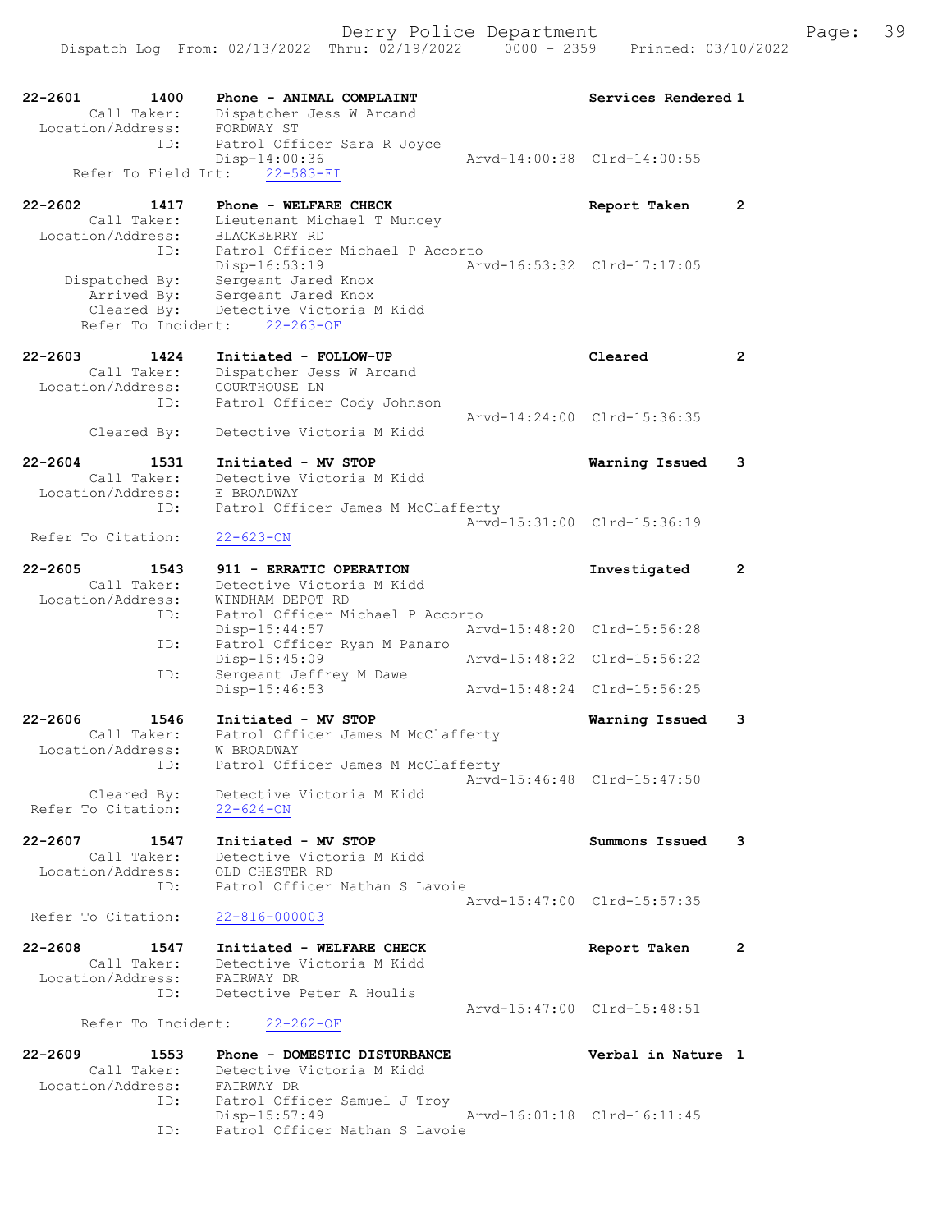```
22-2601        1400    Phone - ANIMAL COMPLAINT                    Services Rendered 1
         Call Taker:     Dispatcher Jess W Arcand
  Location/Address:      FORDWAY ST
                 ID:     Patrol Officer Sara R Joyce
                         Disp-14:00:36                Arvd-14:00:38  Clrd-14:00:55
     Refer To Field Int:     22-583-FI

22-2602        1417    Phone - WELFARE CHECK                       Report Taken     2
         Call Taker:     Lieutenant Michael T Muncey
  Location/Address:      BLACKBERRY RD
                 ID:     Patrol Officer Michael P Accorto
                         Disp-16:53:19                Arvd-16:53:32  Clrd-17:17:05
      Dispatched By:     Sergeant Jared Knox
         Arrived By:     Sergeant Jared Knox
         Cleared By:     Detective Victoria M Kidd
      Refer To Incident:     22-263-OF

22-2603        1424    Initiated - FOLLOW-UP                       Cleared          2
         Call Taker:     Dispatcher Jess W Arcand
  Location/Address:      COURTHOUSE LN
                 ID:     Patrol Officer Cody Johnson
                                                      Arvd-14:24:00  Clrd-15:36:35
         Cleared By:     Detective Victoria M Kidd

22-2604        1531    Initiated - MV STOP                         Warning Issued   3
         Call Taker:     Detective Victoria M Kidd
  Location/Address:      E BROADWAY
                 ID:     Patrol Officer James M McClafferty
                                                      Arvd-15:31:00  Clrd-15:36:19
  Refer To Citation:     22-623-CN

22-2605        1543    911 - ERRATIC OPERATION                     Investigated     2
         Call Taker:     Detective Victoria M Kidd
  Location/Address:      WINDHAM DEPOT RD
                 ID:     Patrol Officer Michael P Accorto
                         Disp-15:44:57                Arvd-15:48:20  Clrd-15:56:28
                 ID:     Patrol Officer Ryan M Panaro
                         Disp-15:45:09                Arvd-15:48:22  Clrd-15:56:22
                 ID:     Sergeant Jeffrey M Dawe
                         Disp-15:46:53                Arvd-15:48:24  Clrd-15:56:25

22-2606        1546    Initiated - MV STOP                         Warning Issued   3
         Call Taker:     Patrol Officer James M McClafferty
  Location/Address:      W BROADWAY
                 ID:     Patrol Officer James M McClafferty
                                                      Arvd-15:46:48  Clrd-15:47:50
         Cleared By:     Detective Victoria M Kidd
  Refer To Citation:     22-624-CN

22-2607        1547    Initiated - MV STOP                         Summons Issued   3
         Call Taker:     Detective Victoria M Kidd
  Location/Address:      OLD CHESTER RD
                 ID:     Patrol Officer Nathan S Lavoie
                                                      Arvd-15:47:00  Clrd-15:57:35
  Refer To Citation:     22-816-000003

22-2608        1547    Initiated - WELFARE CHECK                   Report Taken     2
         Call Taker:     Detective Victoria M Kidd
  Location/Address:      FAIRWAY DR
                 ID:     Detective Peter A Houlis
                                                      Arvd-15:47:00  Clrd-15:48:51
      Refer To Incident:     22-262-OF

22-2609        1553    Phone - DOMESTIC DISTURBANCE                Verbal in Nature 1
         Call Taker:     Detective Victoria M Kidd
  Location/Address:      FAIRWAY DR
                 ID:     Patrol Officer Samuel J Troy
                         Disp-15:57:49                Arvd-16:01:18  Clrd-16:11:45
                 ID:     Patrol Officer Nathan S Lavoie
```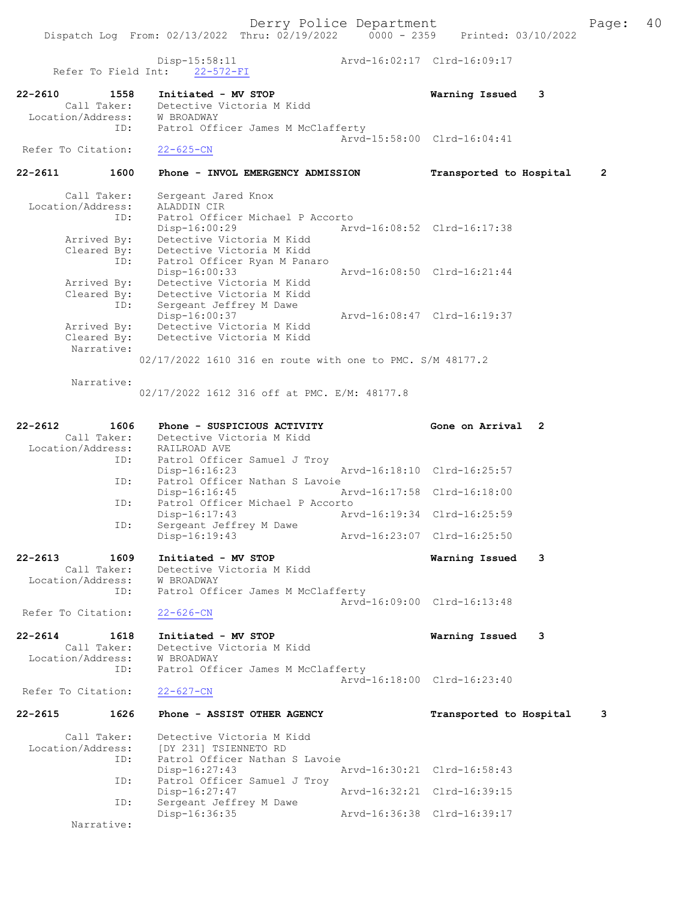```
                Disp-15:58:11                Arvd-16:02:17  Clrd-16:09:17
   Refer To Field Int:    22-572-FI

22-2610        1558    Initiated - MV STOP                        Warning Issued    3
        Call Taker:    Detective Victoria M Kidd
  Location/Address:    W BROADWAY
               ID:     Patrol Officer James M McClafferty
                                                  Arvd-15:58:00  Clrd-16:04:41
  Refer To Citation:   22-625-CN

22-2611        1600    Phone - INVOL EMERGENCY ADMISSION          Transported to Hospital     2

        Call Taker:    Sergeant Jared Knox
  Location/Address:    ALADDIN CIR
               ID:     Patrol Officer Michael P Accorto
                       Disp-16:00:29              Arvd-16:08:52  Clrd-16:17:38
        Arrived By:    Detective Victoria M Kidd
        Cleared By:    Detective Victoria M Kidd
               ID:     Patrol Officer Ryan M Panaro
                       Disp-16:00:33              Arvd-16:08:50  Clrd-16:21:44
        Arrived By:    Detective Victoria M Kidd
        Cleared By:    Detective Victoria M Kidd
               ID:     Sergeant Jeffrey M Dawe
                       Disp-16:00:37              Arvd-16:08:47  Clrd-16:19:37
        Arrived By:    Detective Victoria M Kidd
        Cleared By:    Detective Victoria M Kidd
         Narrative:
                  02/17/2022 1610 316 en route with one to PMC. S/M 48177.2

         Narrative:
                  02/17/2022 1612 316 off at PMC. E/M: 48177.8


22-2612        1606    Phone - SUSPICIOUS ACTIVITY                Gone on Arrival   2
        Call Taker:    Detective Victoria M Kidd
  Location/Address:    RAILROAD AVE
               ID:     Patrol Officer Samuel J Troy
                       Disp-16:16:23              Arvd-16:18:10  Clrd-16:25:57
               ID:     Patrol Officer Nathan S Lavoie
                       Disp-16:16:45              Arvd-16:17:58  Clrd-16:18:00
               ID:     Patrol Officer Michael P Accorto
                       Disp-16:17:43              Arvd-16:19:34  Clrd-16:25:59
               ID:     Sergeant Jeffrey M Dawe
                       Disp-16:19:43              Arvd-16:23:07  Clrd-16:25:50

22-2613        1609    Initiated - MV STOP                        Warning Issued    3
        Call Taker:    Detective Victoria M Kidd
  Location/Address:    W BROADWAY
               ID:     Patrol Officer James M McClafferty
                                                  Arvd-16:09:00  Clrd-16:13:48
  Refer To Citation:   22-626-CN

22-2614        1618    Initiated - MV STOP                        Warning Issued    3
        Call Taker:    Detective Victoria M Kidd
  Location/Address:    W BROADWAY
               ID:     Patrol Officer James M McClafferty
                                                  Arvd-16:18:00  Clrd-16:23:40
  Refer To Citation:   22-627-CN

22-2615        1626    Phone - ASSIST OTHER AGENCY                Transported to Hospital     3

        Call Taker:    Detective Victoria M Kidd
  Location/Address:    [DY 231] TSIENNETO RD
               ID:     Patrol Officer Nathan S Lavoie
                       Disp-16:27:43              Arvd-16:30:21  Clrd-16:58:43
               ID:     Patrol Officer Samuel J Troy
                       Disp-16:27:47              Arvd-16:32:21  Clrd-16:39:15
               ID:     Sergeant Jeffrey M Dawe
                       Disp-16:36:35              Arvd-16:36:38  Clrd-16:39:17
         Narrative:
```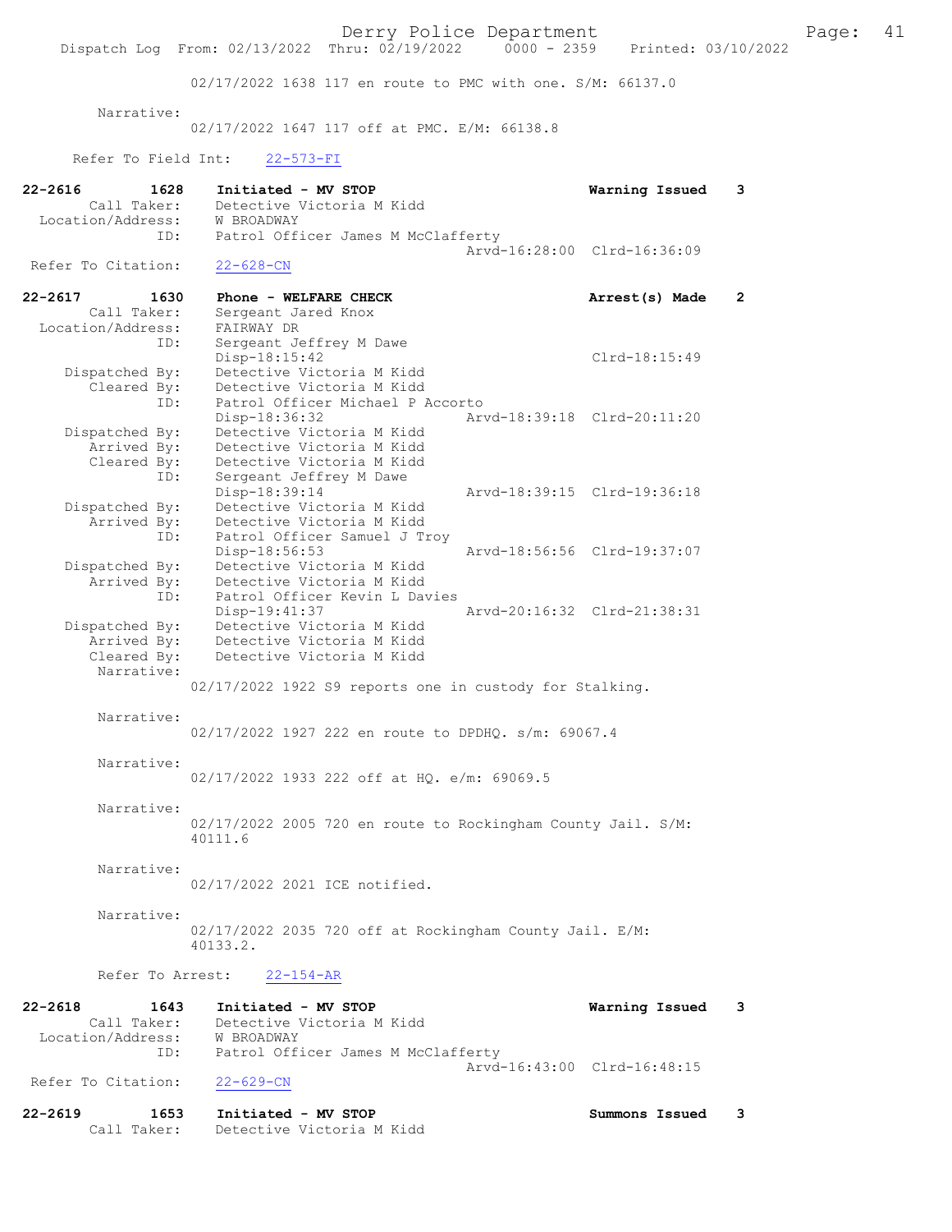02/17/2022 1638 117 en route to PMC with one. S/M: 66137.0

Narrative:
02/17/2022 1647 117 off at PMC. E/M: 66138.8

Refer To Field Int: 22-573-FI

**22-2616 1628 Initiated - MV STOP** — **Warning Issued 3**
Call Taker: Detective Victoria M Kidd
Location/Address: W BROADWAY
ID: Patrol Officer James M McClafferty
Arvd-16:28:00 Clrd-16:36:09
Refer To Citation: 22-628-CN

**22-2617 1630 Phone - WELFARE CHECK** — **Arrest(s) Made 2**
Call Taker: Sergeant Jared Knox
Location/Address: FAIRWAY DR
ID: Sergeant Jeffrey M Dawe
Disp-18:15:42 Clrd-18:15:49
Dispatched By: Detective Victoria M Kidd
Cleared By: Detective Victoria M Kidd
ID: Patrol Officer Michael P Accorto
Disp-18:36:32 Arvd-18:39:18 Clrd-20:11:20
Dispatched By: Detective Victoria M Kidd
Arrived By: Detective Victoria M Kidd
Cleared By: Detective Victoria M Kidd
ID: Sergeant Jeffrey M Dawe
Disp-18:39:14 Arvd-18:39:15 Clrd-19:36:18
Dispatched By: Detective Victoria M Kidd
Arrived By: Detective Victoria M Kidd
ID: Patrol Officer Samuel J Troy
Disp-18:56:53 Arvd-18:56:56 Clrd-19:37:07
Dispatched By: Detective Victoria M Kidd
Arrived By: Detective Victoria M Kidd
ID: Patrol Officer Kevin L Davies
Disp-19:41:37 Arvd-20:16:32 Clrd-21:38:31
Dispatched By: Detective Victoria M Kidd
Arrived By: Detective Victoria M Kidd
Cleared By: Detective Victoria M Kidd

Narrative:
02/17/2022 1922 S9 reports one in custody for Stalking.

Narrative:
02/17/2022 1927 222 en route to DPDHQ. s/m: 69067.4

Narrative:
02/17/2022 1933 222 off at HQ. e/m: 69069.5

Narrative:
02/17/2022 2005 720 en route to Rockingham County Jail. S/M: 40111.6

Narrative:
02/17/2022 2021 ICE notified.

Narrative:
02/17/2022 2035 720 off at Rockingham County Jail. E/M: 40133.2.

Refer To Arrest: 22-154-AR

**22-2618 1643 Initiated - MV STOP** — **Warning Issued 3**
Call Taker: Detective Victoria M Kidd
Location/Address: W BROADWAY
ID: Patrol Officer James M McClafferty
Arvd-16:43:00 Clrd-16:48:15
Refer To Citation: 22-629-CN

**22-2619 1653 Initiated - MV STOP** — **Summons Issued 3**
Call Taker: Detective Victoria M Kidd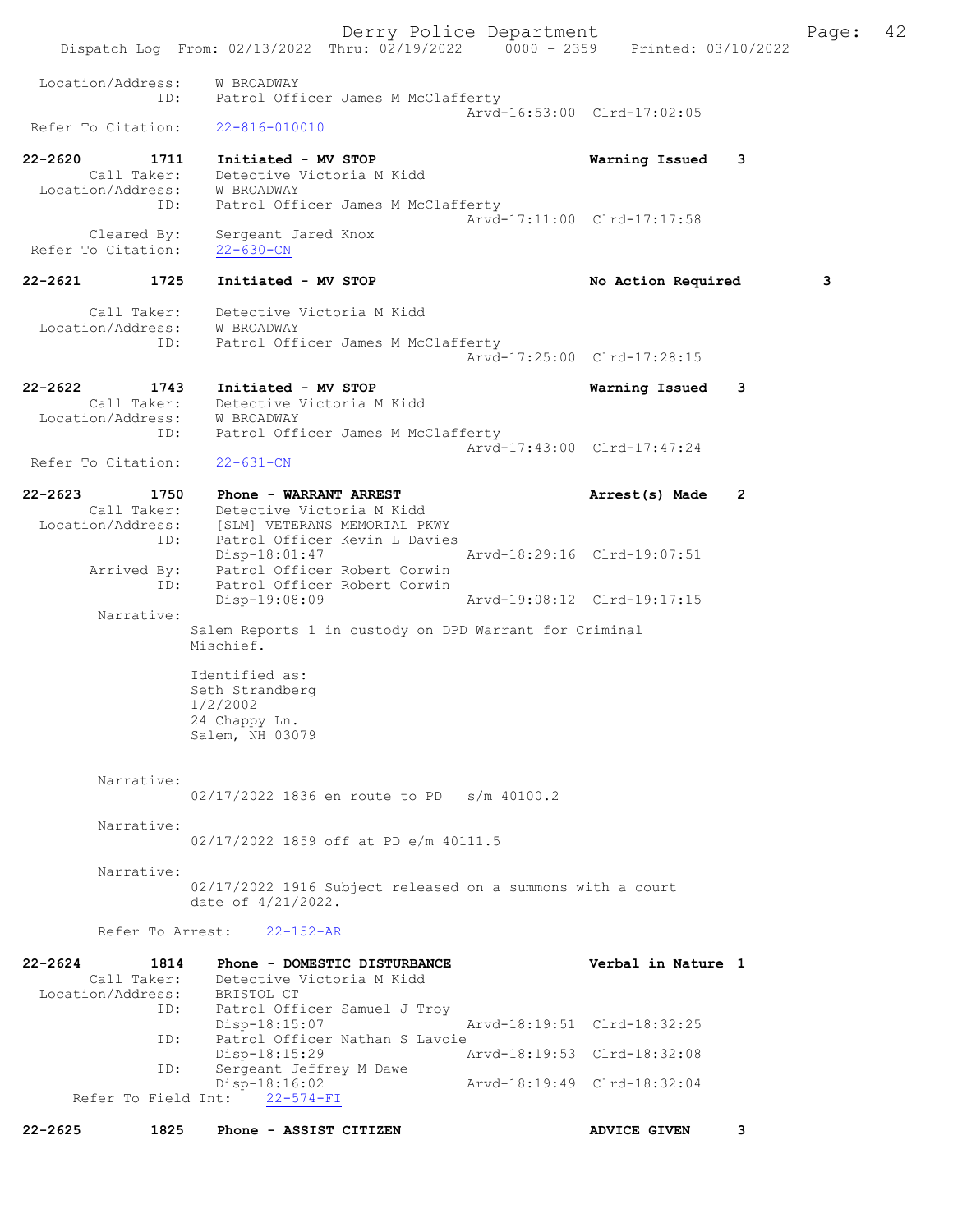Location/Address: W BROADWAY
ID: Patrol Officer James M McClafferty
Arvd-16:53:00 Clrd-17:02:05
Refer To Citation: 22-816-010010

22-2620 1711 Initiated - MV STOP Warning Issued 3
Call Taker: Detective Victoria M Kidd
Location/Address: W BROADWAY
ID: Patrol Officer James M McClafferty
Arvd-17:11:00 Clrd-17:17:58
Cleared By: Sergeant Jared Knox
Refer To Citation: 22-630-CN

22-2621 1725 Initiated - MV STOP No Action Required 3

Call Taker: Detective Victoria M Kidd
Location/Address: W BROADWAY
ID: Patrol Officer James M McClafferty
Arvd-17:25:00 Clrd-17:28:15

22-2622 1743 Initiated - MV STOP Warning Issued 3
Call Taker: Detective Victoria M Kidd
Location/Address: W BROADWAY
ID: Patrol Officer James M McClafferty
Arvd-17:43:00 Clrd-17:47:24
Refer To Citation: 22-631-CN

22-2623 1750 Phone - WARRANT ARREST Arrest(s) Made 2
Call Taker: Detective Victoria M Kidd
Location/Address: [SLM] VETERANS MEMORIAL PKWY
ID: Patrol Officer Kevin L Davies
Disp-18:01:47 Arvd-18:29:16 Clrd-19:07:51
Arrived By: Patrol Officer Robert Corwin
ID: Patrol Officer Robert Corwin
Disp-19:08:09 Arvd-19:08:12 Clrd-19:17:15
Narrative:
Salem Reports 1 in custody on DPD Warrant for Criminal Mischief.

Identified as:
Seth Strandberg
1/2/2002
24 Chappy Ln.
Salem, NH 03079

Narrative:
02/17/2022 1836 en route to PD s/m 40100.2

Narrative:
02/17/2022 1859 off at PD e/m 40111.5

Narrative:
02/17/2022 1916 Subject released on a summons with a court date of 4/21/2022.

Refer To Arrest: 22-152-AR

22-2624 1814 Phone - DOMESTIC DISTURBANCE Verbal in Nature 1
Call Taker: Detective Victoria M Kidd
Location/Address: BRISTOL CT
ID: Patrol Officer Samuel J Troy
Disp-18:15:07 Arvd-18:19:51 Clrd-18:32:25
ID: Patrol Officer Nathan S Lavoie
Disp-18:15:29 Arvd-18:19:53 Clrd-18:32:08
ID: Sergeant Jeffrey M Dawe
Disp-18:16:02 Arvd-18:19:49 Clrd-18:32:04
Refer To Field Int: 22-574-FI

22-2625 1825 Phone - ASSIST CITIZEN ADVICE GIVEN 3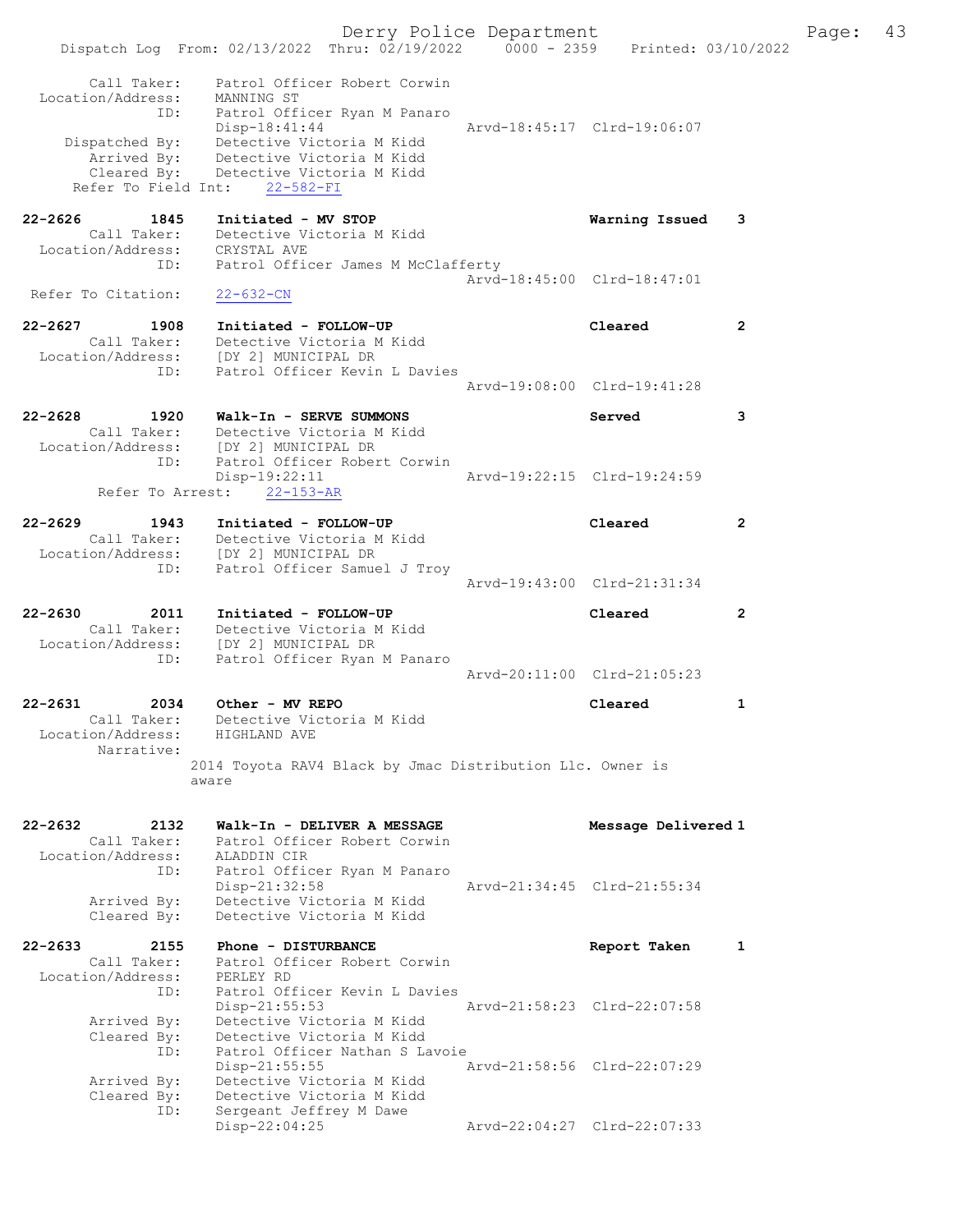```
    Call Taker:    Patrol Officer Robert Corwin
  Location/Address:    MANNING ST
              ID:    Patrol Officer Ryan M Panaro
                     Disp-18:41:44                 Arvd-18:45:17  Clrd-19:06:07
    Dispatched By:    Detective Victoria M Kidd
      Arrived By:    Detective Victoria M Kidd
      Cleared By:    Detective Victoria M Kidd
   Refer To Field Int:    22-582-FI

22-2626        1845    Initiated - MV STOP                     Warning Issued    3
    Call Taker:    Detective Victoria M Kidd
  Location/Address:    CRYSTAL AVE
              ID:    Patrol Officer James M McClafferty
                                                   Arvd-18:45:00  Clrd-18:47:01
  Refer To Citation:    22-632-CN

22-2627        1908    Initiated - FOLLOW-UP                   Cleared           2
    Call Taker:    Detective Victoria M Kidd
  Location/Address:    [DY 2] MUNICIPAL DR
              ID:    Patrol Officer Kevin L Davies
                                                   Arvd-19:08:00  Clrd-19:41:28

22-2628        1920    Walk-In - SERVE SUMMONS                 Served            3
    Call Taker:    Detective Victoria M Kidd
  Location/Address:    [DY 2] MUNICIPAL DR
              ID:    Patrol Officer Robert Corwin
                     Disp-19:22:11                 Arvd-19:22:15  Clrd-19:24:59
     Refer To Arrest:    22-153-AR

22-2629        1943    Initiated - FOLLOW-UP                   Cleared           2
    Call Taker:    Detective Victoria M Kidd
  Location/Address:    [DY 2] MUNICIPAL DR
              ID:    Patrol Officer Samuel J Troy
                                                   Arvd-19:43:00  Clrd-21:31:34

22-2630        2011    Initiated - FOLLOW-UP                   Cleared           2
    Call Taker:    Detective Victoria M Kidd
  Location/Address:    [DY 2] MUNICIPAL DR
              ID:    Patrol Officer Ryan M Panaro
                                                   Arvd-20:11:00  Clrd-21:05:23

22-2631        2034    Other - MV REPO                         Cleared           1
    Call Taker:    Detective Victoria M Kidd
  Location/Address:    HIGHLAND AVE
       Narrative:
                 2014 Toyota RAV4 Black by Jmac Distribution Llc. Owner is
                 aware

22-2632        2132    Walk-In - DELIVER A MESSAGE             Message Delivered 1
    Call Taker:    Patrol Officer Robert Corwin
  Location/Address:    ALADDIN CIR
              ID:    Patrol Officer Ryan M Panaro
                     Disp-21:32:58                 Arvd-21:34:45  Clrd-21:55:34
      Arrived By:    Detective Victoria M Kidd
      Cleared By:    Detective Victoria M Kidd

22-2633        2155    Phone - DISTURBANCE                     Report Taken      1
    Call Taker:    Patrol Officer Robert Corwin
  Location/Address:    PERLEY RD
              ID:    Patrol Officer Kevin L Davies
                     Disp-21:55:53                 Arvd-21:58:23  Clrd-22:07:58
      Arrived By:    Detective Victoria M Kidd
      Cleared By:    Detective Victoria M Kidd
              ID:    Patrol Officer Nathan S Lavoie
                     Disp-21:55:55                 Arvd-21:58:56  Clrd-22:07:29
      Arrived By:    Detective Victoria M Kidd
      Cleared By:    Detective Victoria M Kidd
              ID:    Sergeant Jeffrey M Dawe
                     Disp-22:04:25                 Arvd-22:04:27  Clrd-22:07:33
```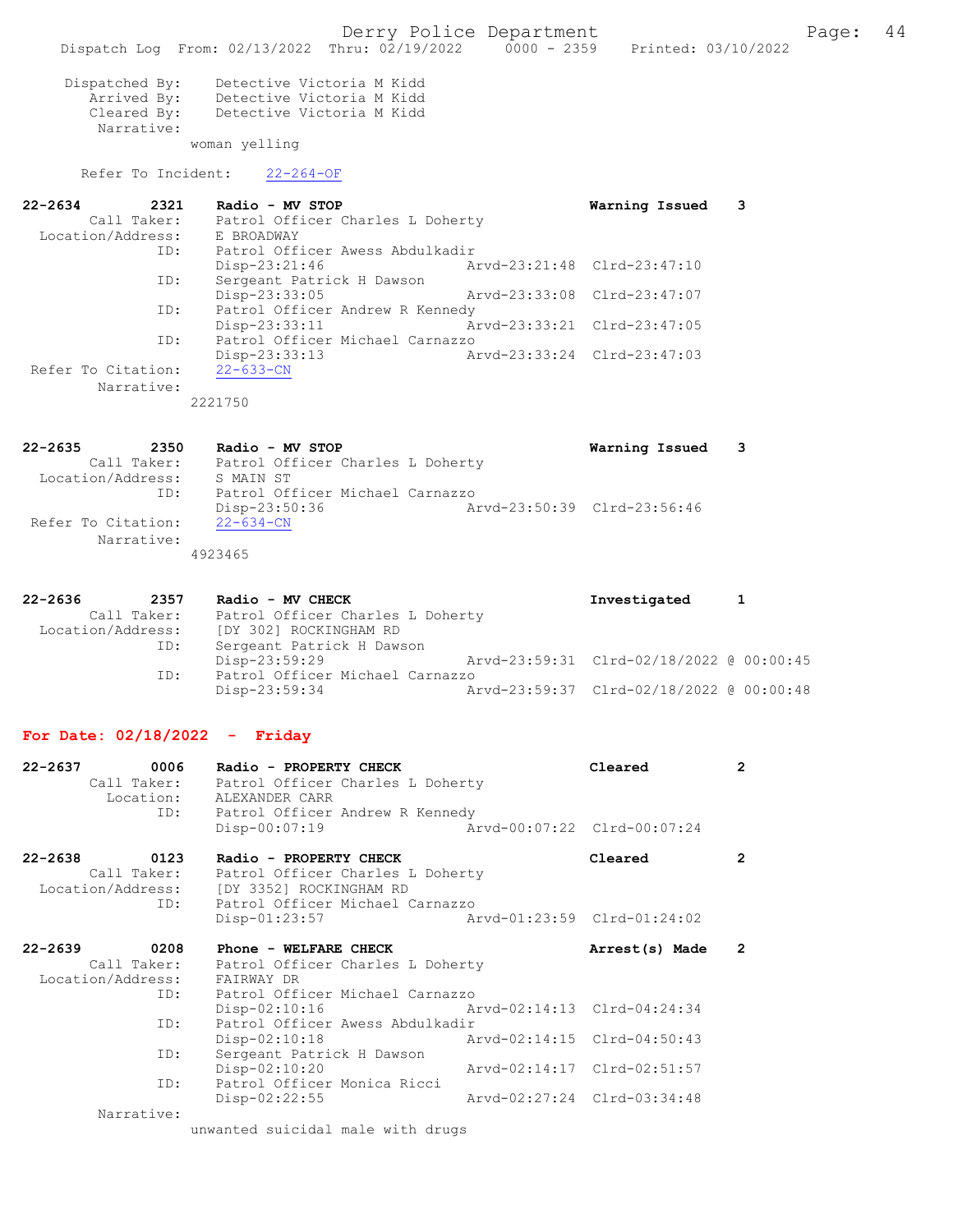```
    Dispatched By:    Detective Victoria M Kidd
       Arrived By:    Detective Victoria M Kidd
       Cleared By:    Detective Victoria M Kidd
        Narrative:
                 woman yelling

      Refer To Incident:    22-264-OF

22-2634        2321    Radio - MV STOP                          Warning Issued    3
        Call Taker:    Patrol Officer Charles L Doherty
  Location/Address:    E BROADWAY
               ID:     Patrol Officer Awess Abdulkadir
                       Disp-23:21:46              Arvd-23:21:48  Clrd-23:47:10
               ID:     Sergeant Patrick H Dawson
                       Disp-23:33:05              Arvd-23:33:08  Clrd-23:47:07
               ID:     Patrol Officer Andrew R Kennedy
                       Disp-23:33:11              Arvd-23:33:21  Clrd-23:47:05
               ID:     Patrol Officer Michael Carnazzo
                       Disp-23:33:13              Arvd-23:33:24  Clrd-23:47:03
 Refer To Citation:    22-633-CN
        Narrative:
                 2221750

22-2635        2350    Radio - MV STOP                          Warning Issued    3
        Call Taker:    Patrol Officer Charles L Doherty
  Location/Address:    S MAIN ST
               ID:     Patrol Officer Michael Carnazzo
                       Disp-23:50:36              Arvd-23:50:39  Clrd-23:56:46
 Refer To Citation:    22-634-CN
        Narrative:
                 4923465

22-2636        2357    Radio - MV CHECK                         Investigated      1
        Call Taker:    Patrol Officer Charles L Doherty
  Location/Address:    [DY 302] ROCKINGHAM RD
               ID:     Sergeant Patrick H Dawson
                       Disp-23:59:29              Arvd-23:59:31  Clrd-02/18/2022 @ 00:00:45
               ID:     Patrol Officer Michael Carnazzo
                       Disp-23:59:34              Arvd-23:59:37  Clrd-02/18/2022 @ 00:00:48
```

## For Date: 02/18/2022 - Friday

```
22-2637        0006    Radio - PROPERTY CHECK                   Cleared           2
        Call Taker:    Patrol Officer Charles L Doherty
          Location:    ALEXANDER CARR
               ID:     Patrol Officer Andrew R Kennedy
                       Disp-00:07:19              Arvd-00:07:22  Clrd-00:07:24

22-2638        0123    Radio - PROPERTY CHECK                   Cleared           2
        Call Taker:    Patrol Officer Charles L Doherty
  Location/Address:    [DY 3352] ROCKINGHAM RD
               ID:     Patrol Officer Michael Carnazzo
                       Disp-01:23:57              Arvd-01:23:59  Clrd-01:24:02

22-2639        0208    Phone - WELFARE CHECK                    Arrest(s) Made    2
        Call Taker:    Patrol Officer Charles L Doherty
  Location/Address:    FAIRWAY DR
               ID:     Patrol Officer Michael Carnazzo
                       Disp-02:10:16              Arvd-02:14:13  Clrd-04:24:34
               ID:     Patrol Officer Awess Abdulkadir
                       Disp-02:10:18              Arvd-02:14:15  Clrd-04:50:43
               ID:     Sergeant Patrick H Dawson
                       Disp-02:10:20              Arvd-02:14:17  Clrd-02:51:57
               ID:     Patrol Officer Monica Ricci
                       Disp-02:22:55              Arvd-02:27:24  Clrd-03:34:48
        Narrative:
                 unwanted suicidal male with drugs
```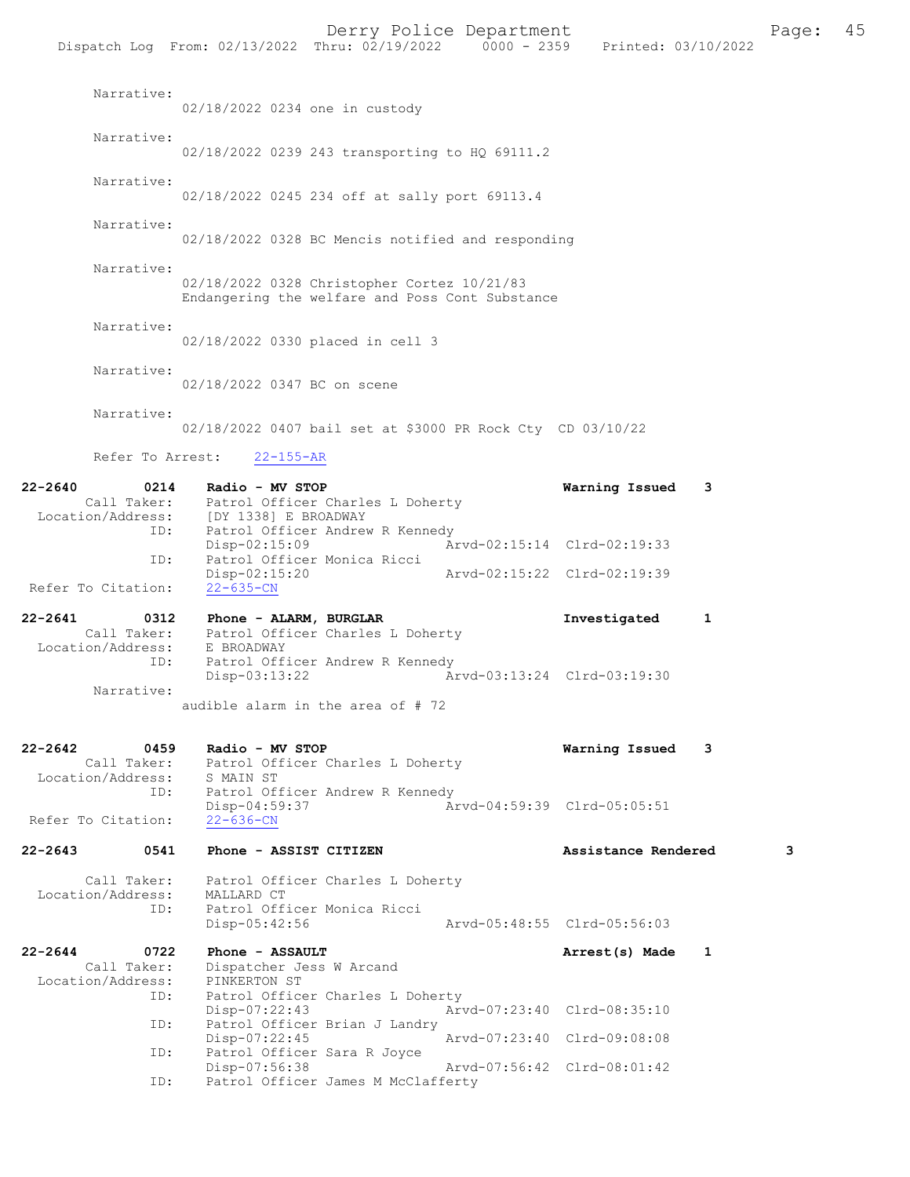Narrative:
02/18/2022 0234 one in custody

Narrative:
02/18/2022 0239 243 transporting to HQ 69111.2

Narrative:
02/18/2022 0245 234 off at sally port 69113.4

Narrative:
02/18/2022 0328 BC Mencis notified and responding

Narrative:
02/18/2022 0328 Christopher Cortez 10/21/83
Endangering the welfare and Poss Cont Substance

Narrative:
02/18/2022 0330 placed in cell 3

Narrative:
02/18/2022 0347 BC on scene

Narrative:
02/18/2022 0407 bail set at $3000 PR Rock Cty CD 03/10/22

Refer To Arrest: 22-155-AR

**22-2640 0214 Radio - MV STOP — Warning Issued 3**
Call Taker: Patrol Officer Charles L Doherty
Location/Address: [DY 1338] E BROADWAY
ID: Patrol Officer Andrew R Kennedy
Disp-02:15:09 Arvd-02:15:14 Clrd-02:19:33
ID: Patrol Officer Monica Ricci
Disp-02:15:20 Arvd-02:15:22 Clrd-02:19:39
Refer To Citation: 22-635-CN

**22-2641 0312 Phone - ALARM, BURGLAR — Investigated 1**
Call Taker: Patrol Officer Charles L Doherty
Location/Address: E BROADWAY
ID: Patrol Officer Andrew R Kennedy
Disp-03:13:22 Arvd-03:13:24 Clrd-03:19:30
Narrative:
audible alarm in the area of # 72

**22-2642 0459 Radio - MV STOP — Warning Issued 3**
Call Taker: Patrol Officer Charles L Doherty
Location/Address: S MAIN ST
ID: Patrol Officer Andrew R Kennedy
Disp-04:59:37 Arvd-04:59:39 Clrd-05:05:51
Refer To Citation: 22-636-CN

**22-2643 0541 Phone - ASSIST CITIZEN — Assistance Rendered 3**
Call Taker: Patrol Officer Charles L Doherty
Location/Address: MALLARD CT
ID: Patrol Officer Monica Ricci
Disp-05:42:56 Arvd-05:48:55 Clrd-05:56:03

**22-2644 0722 Phone - ASSAULT — Arrest(s) Made 1**
Call Taker: Dispatcher Jess W Arcand
Location/Address: PINKERTON ST
ID: Patrol Officer Charles L Doherty
Disp-07:22:43 Arvd-07:23:40 Clrd-08:35:10
ID: Patrol Officer Brian J Landry
Disp-07:22:45 Arvd-07:23:40 Clrd-09:08:08
ID: Patrol Officer Sara R Joyce
Disp-07:56:38 Arvd-07:56:42 Clrd-08:01:42
ID: Patrol Officer James M McClafferty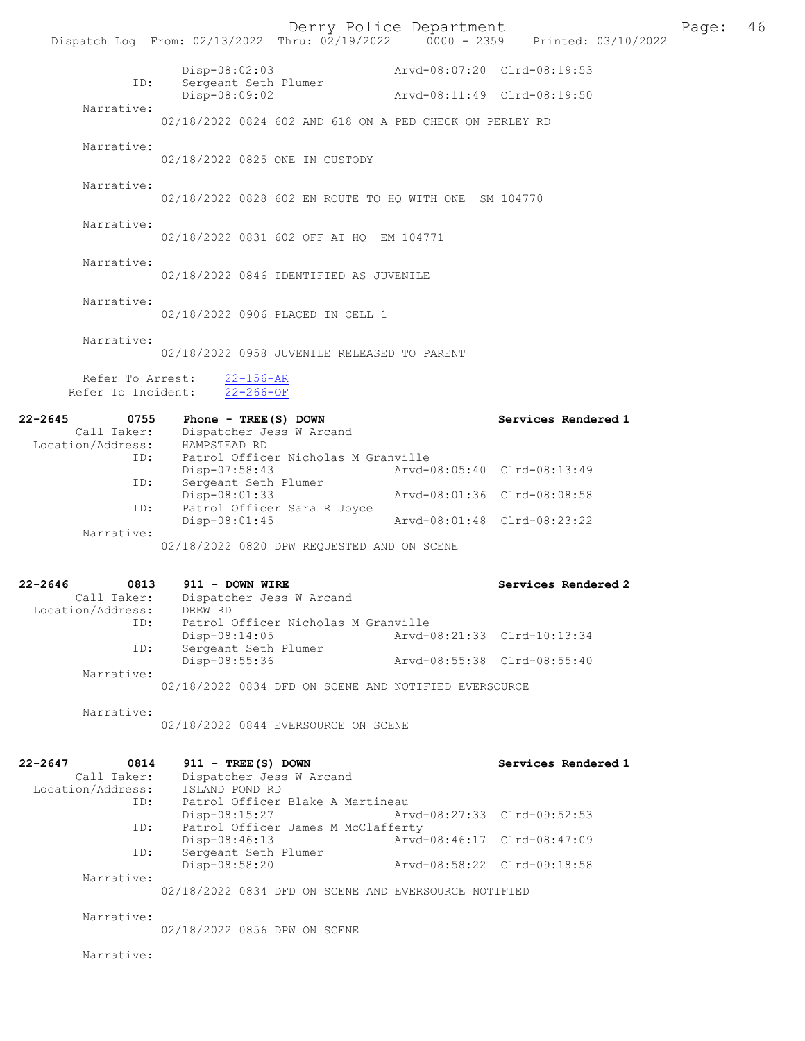Disp-08:02:03 Arvd-08:07:20 Clrd-08:19:53
ID: Sergeant Seth Plumer
Disp-08:09:02 Arvd-08:11:49 Clrd-08:19:50

Narrative:
02/18/2022 0824 602 AND 618 ON A PED CHECK ON PERLEY RD

Narrative:
02/18/2022 0825 ONE IN CUSTODY

Narrative:
02/18/2022 0828 602 EN ROUTE TO HQ WITH ONE SM 104770

Narrative:
02/18/2022 0831 602 OFF AT HQ EM 104771

Narrative:
02/18/2022 0846 IDENTIFIED AS JUVENILE

Narrative:
02/18/2022 0906 PLACED IN CELL 1

Narrative:
02/18/2022 0958 JUVENILE RELEASED TO PARENT

Refer To Arrest: 22-156-AR
Refer To Incident: 22-266-OF

**22-2645 0755 Phone - TREE(S) DOWN** Services Rendered 1
Call Taker: Dispatcher Jess W Arcand
Location/Address: HAMPSTEAD RD
ID: Patrol Officer Nicholas M Granville
Disp-07:58:43 Arvd-08:05:40 Clrd-08:13:49
ID: Sergeant Seth Plumer
Disp-08:01:33 Arvd-08:01:36 Clrd-08:08:58
ID: Patrol Officer Sara R Joyce
Disp-08:01:45 Arvd-08:01:48 Clrd-08:23:22

Narrative:
02/18/2022 0820 DPW REQUESTED AND ON SCENE

**22-2646 0813 911 - DOWN WIRE** Services Rendered 2
Call Taker: Dispatcher Jess W Arcand
Location/Address: DREW RD
ID: Patrol Officer Nicholas M Granville
Disp-08:14:05 Arvd-08:21:33 Clrd-10:13:34
ID: Sergeant Seth Plumer
Disp-08:55:36 Arvd-08:55:38 Clrd-08:55:40

Narrative:
02/18/2022 0834 DFD ON SCENE AND NOTIFIED EVERSOURCE

Narrative:
02/18/2022 0844 EVERSOURCE ON SCENE

**22-2647 0814 911 - TREE(S) DOWN** Services Rendered 1
Call Taker: Dispatcher Jess W Arcand
Location/Address: ISLAND POND RD
ID: Patrol Officer Blake A Martineau
Disp-08:15:27 Arvd-08:27:33 Clrd-09:52:53
ID: Patrol Officer James M McClafferty
Disp-08:46:13 Arvd-08:46:17 Clrd-08:47:09
ID: Sergeant Seth Plumer
Disp-08:58:20 Arvd-08:58:22 Clrd-09:18:58

Narrative:
02/18/2022 0834 DFD ON SCENE AND EVERSOURCE NOTIFIED

Narrative:
02/18/2022 0856 DPW ON SCENE

Narrative: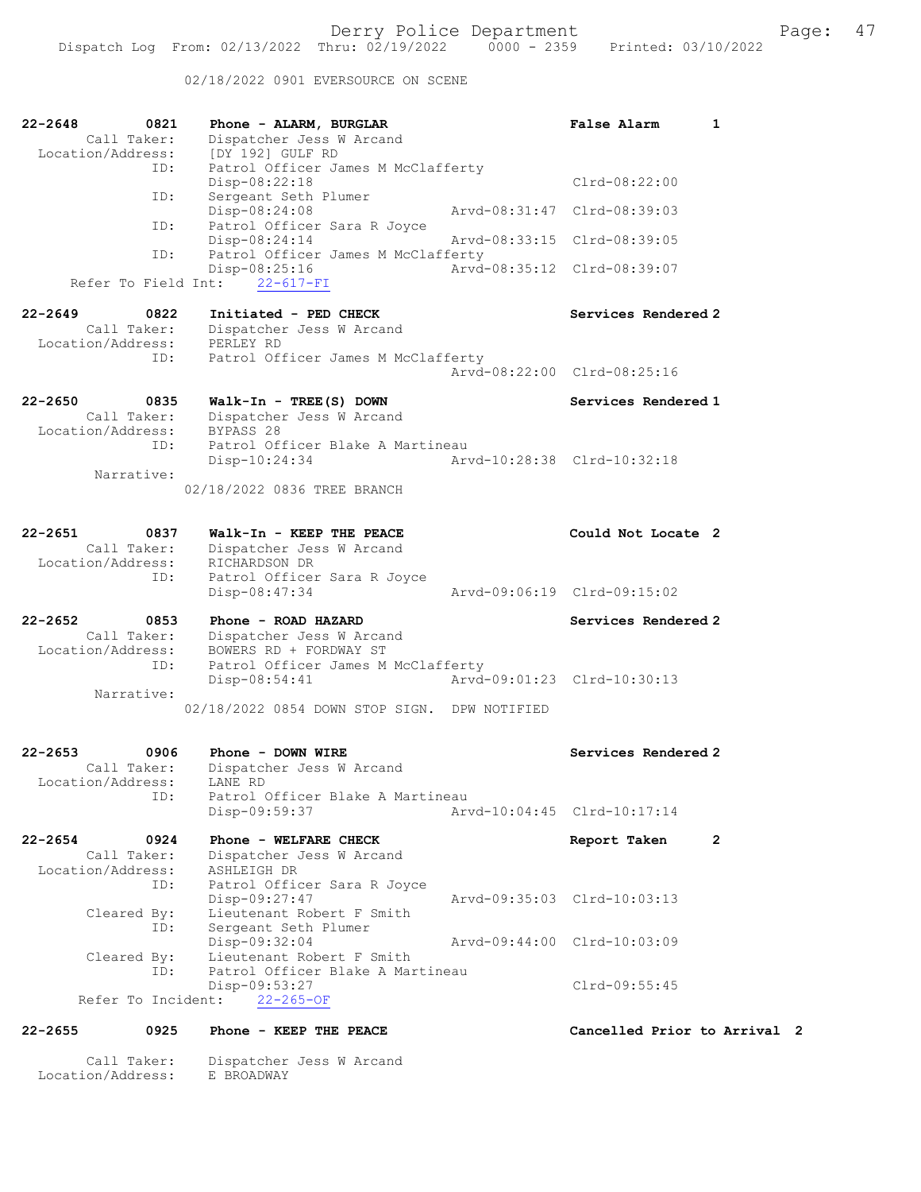02/18/2022 0901 EVERSOURCE ON SCENE

```
22-2648        0821    Phone - ALARM, BURGLAR                      False Alarm      1
        Call Taker:    Dispatcher Jess W Arcand
  Location/Address:    [DY 192] GULF RD
               ID:     Patrol Officer James M McClafferty
                       Disp-08:22:18                               Clrd-08:22:00
               ID:     Sergeant Seth Plumer
                       Disp-08:24:08               Arvd-08:31:47   Clrd-08:39:03
               ID:     Patrol Officer Sara R Joyce
                       Disp-08:24:14               Arvd-08:33:15   Clrd-08:39:05
               ID:     Patrol Officer James M McClafferty
                       Disp-08:25:16               Arvd-08:35:12   Clrd-08:39:07
     Refer To Field Int:    22-617-FI

22-2649        0822    Initiated - PED CHECK                       Services Rendered 2
        Call Taker:    Dispatcher Jess W Arcand
  Location/Address:    PERLEY RD
               ID:     Patrol Officer James M McClafferty
                                                   Arvd-08:22:00   Clrd-08:25:16

22-2650        0835    Walk-In - TREE(S) DOWN                      Services Rendered 1
        Call Taker:    Dispatcher Jess W Arcand
  Location/Address:    BYPASS 28
               ID:     Patrol Officer Blake A Martineau
                       Disp-10:24:34               Arvd-10:28:38   Clrd-10:32:18
         Narrative:
                       02/18/2022 0836 TREE BRANCH

22-2651        0837    Walk-In - KEEP THE PEACE                    Could Not Locate  2
        Call Taker:    Dispatcher Jess W Arcand
  Location/Address:    RICHARDSON DR
               ID:     Patrol Officer Sara R Joyce
                       Disp-08:47:34               Arvd-09:06:19   Clrd-09:15:02

22-2652        0853    Phone - ROAD HAZARD                         Services Rendered 2
        Call Taker:    Dispatcher Jess W Arcand
  Location/Address:    BOWERS RD + FORDWAY ST
               ID:     Patrol Officer James M McClafferty
                       Disp-08:54:41               Arvd-09:01:23   Clrd-10:30:13
         Narrative:
                       02/18/2022 0854 DOWN STOP SIGN.  DPW NOTIFIED

22-2653        0906    Phone - DOWN WIRE                           Services Rendered 2
        Call Taker:    Dispatcher Jess W Arcand
  Location/Address:    LANE RD
               ID:     Patrol Officer Blake A Martineau
                       Disp-09:59:37               Arvd-10:04:45   Clrd-10:17:14

22-2654        0924    Phone - WELFARE CHECK                       Report Taken      2
        Call Taker:    Dispatcher Jess W Arcand
  Location/Address:    ASHLEIGH DR
               ID:     Patrol Officer Sara R Joyce
                       Disp-09:27:47               Arvd-09:35:03   Clrd-10:03:13
        Cleared By:    Lieutenant Robert F Smith
               ID:     Sergeant Seth Plumer
                       Disp-09:32:04               Arvd-09:44:00   Clrd-10:03:09
        Cleared By:    Lieutenant Robert F Smith
               ID:     Patrol Officer Blake A Martineau
                       Disp-09:53:27                               Clrd-09:55:45
      Refer To Incident:    22-265-OF

22-2655        0925    Phone - KEEP THE PEACE                      Cancelled Prior to Arrival  2

        Call Taker:    Dispatcher Jess W Arcand
  Location/Address:    E BROADWAY
```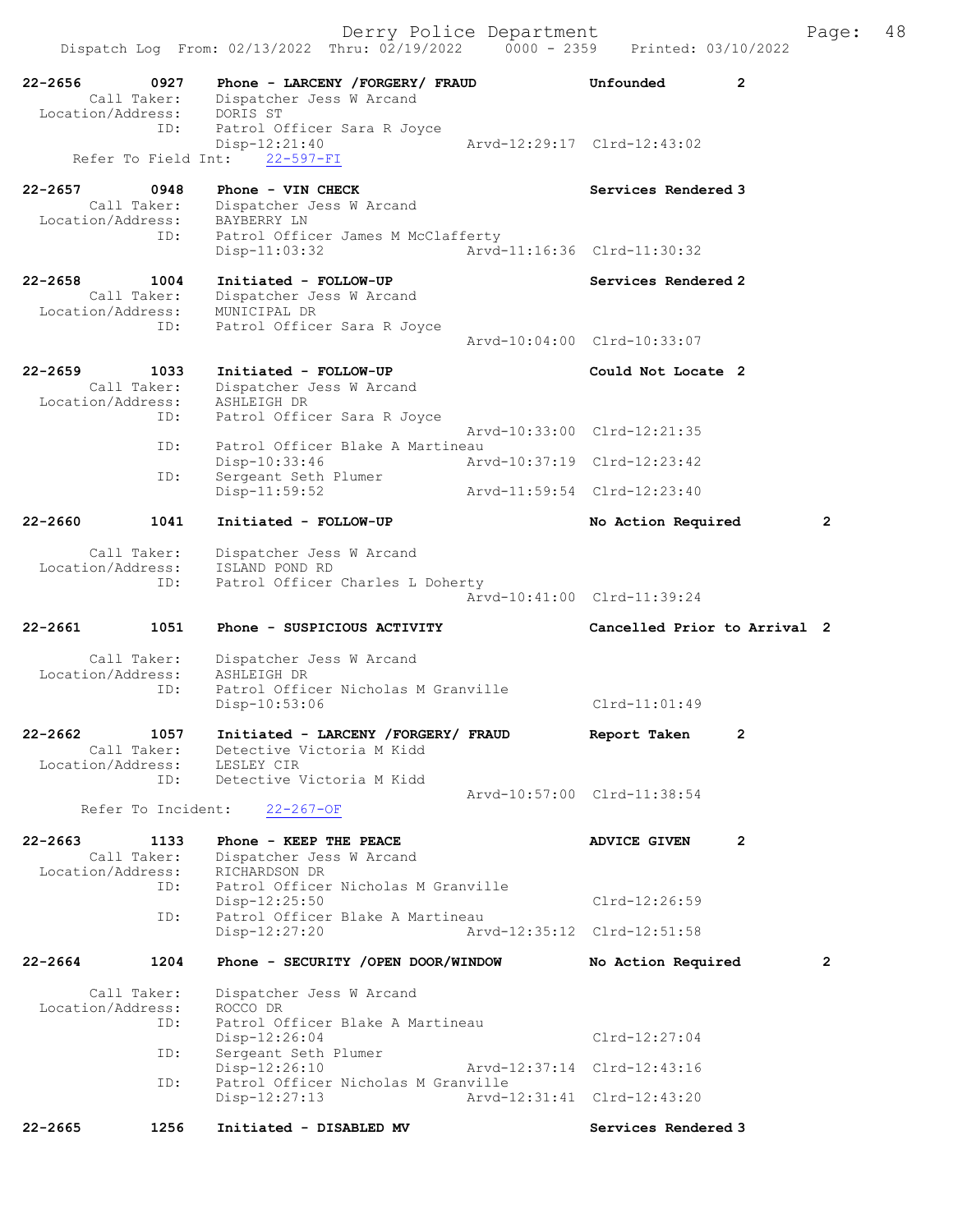22-2656 0927 Phone - LARCENY /FORGERY/ FRAUD Unfounded 2
Call Taker: Dispatcher Jess W Arcand
Location/Address: DORIS ST
ID: Patrol Officer Sara R Joyce
Disp-12:21:40 Arvd-12:29:17 Clrd-12:43:02
Refer To Field Int: 22-597-FI

22-2657 0948 Phone - VIN CHECK Services Rendered 3
Call Taker: Dispatcher Jess W Arcand
Location/Address: BAYBERRY LN
ID: Patrol Officer James M McClafferty
Disp-11:03:32 Arvd-11:16:36 Clrd-11:30:32

22-2658 1004 Initiated - FOLLOW-UP Services Rendered 2
Call Taker: Dispatcher Jess W Arcand
Location/Address: MUNICIPAL DR
ID: Patrol Officer Sara R Joyce
Arvd-10:04:00 Clrd-10:33:07

22-2659 1033 Initiated - FOLLOW-UP Could Not Locate 2
Call Taker: Dispatcher Jess W Arcand
Location/Address: ASHLEIGH DR
ID: Patrol Officer Sara R Joyce
Arvd-10:33:00 Clrd-12:21:35
ID: Patrol Officer Blake A Martineau
Disp-10:33:46 Arvd-10:37:19 Clrd-12:23:42
ID: Sergeant Seth Plumer
Disp-11:59:52 Arvd-11:59:54 Clrd-12:23:40

22-2660 1041 Initiated - FOLLOW-UP No Action Required 2
Call Taker: Dispatcher Jess W Arcand
Location/Address: ISLAND POND RD
ID: Patrol Officer Charles L Doherty
Arvd-10:41:00 Clrd-11:39:24

22-2661 1051 Phone - SUSPICIOUS ACTIVITY Cancelled Prior to Arrival 2
Call Taker: Dispatcher Jess W Arcand
Location/Address: ASHLEIGH DR
ID: Patrol Officer Nicholas M Granville
Disp-10:53:06 Clrd-11:01:49

22-2662 1057 Initiated - LARCENY /FORGERY/ FRAUD Report Taken 2
Call Taker: Detective Victoria M Kidd
Location/Address: LESLEY CIR
ID: Detective Victoria M Kidd
Arvd-10:57:00 Clrd-11:38:54
Refer To Incident: 22-267-OF

22-2663 1133 Phone - KEEP THE PEACE ADVICE GIVEN 2
Call Taker: Dispatcher Jess W Arcand
Location/Address: RICHARDSON DR
ID: Patrol Officer Nicholas M Granville
Disp-12:25:50 Clrd-12:26:59
ID: Patrol Officer Blake A Martineau
Disp-12:27:20 Arvd-12:35:12 Clrd-12:51:58

22-2664 1204 Phone - SECURITY /OPEN DOOR/WINDOW No Action Required 2
Call Taker: Dispatcher Jess W Arcand
Location/Address: ROCCO DR
ID: Patrol Officer Blake A Martineau
Disp-12:26:04 Clrd-12:27:04
ID: Sergeant Seth Plumer
Disp-12:26:10 Arvd-12:37:14 Clrd-12:43:16
ID: Patrol Officer Nicholas M Granville
Disp-12:27:13 Arvd-12:31:41 Clrd-12:43:20

22-2665 1256 Initiated - DISABLED MV Services Rendered 3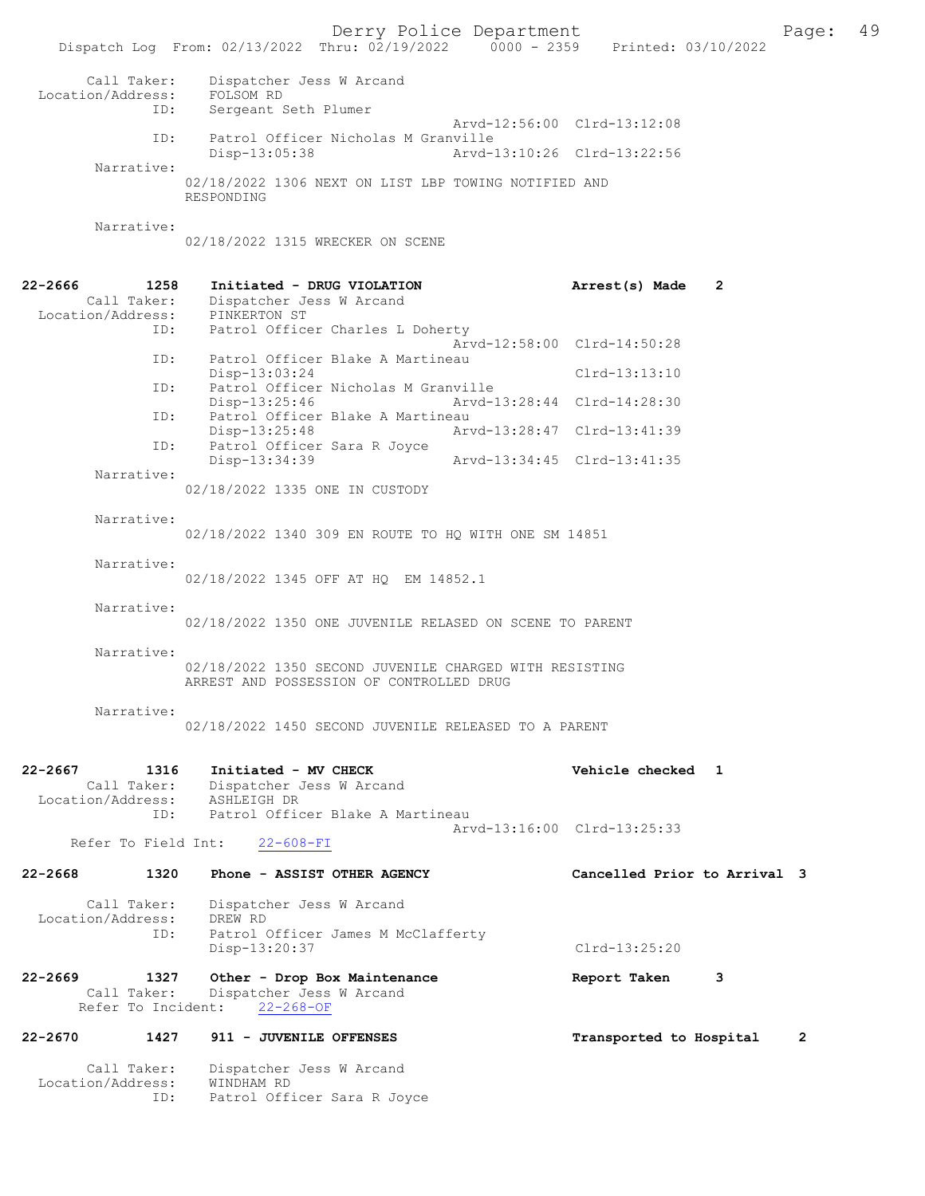```
        Call Taker:    Dispatcher Jess W Arcand
  Location/Address:    FOLSOM RD
               ID:     Sergeant Seth Plumer
                                                 Arvd-12:56:00  Clrd-13:12:08
               ID:     Patrol Officer Nicholas M Granville
                       Disp-13:05:38             Arvd-13:10:26  Clrd-13:22:56
        Narrative:
                   02/18/2022 1306 NEXT ON LIST LBP TOWING NOTIFIED AND
                   RESPONDING

        Narrative:
                   02/18/2022 1315 WRECKER ON SCENE


22-2666        1258    Initiated - DRUG VIOLATION                  Arrest(s) Made    2
        Call Taker:    Dispatcher Jess W Arcand
  Location/Address:    PINKERTON ST
               ID:     Patrol Officer Charles L Doherty
                                                 Arvd-12:58:00  Clrd-14:50:28
               ID:     Patrol Officer Blake A Martineau
                       Disp-13:03:24                            Clrd-13:13:10
               ID:     Patrol Officer Nicholas M Granville
                       Disp-13:25:46             Arvd-13:28:44  Clrd-14:28:30
               ID:     Patrol Officer Blake A Martineau
                       Disp-13:25:48             Arvd-13:28:47  Clrd-13:41:39
               ID:     Patrol Officer Sara R Joyce
                       Disp-13:34:39             Arvd-13:34:45  Clrd-13:41:35
        Narrative:
                   02/18/2022 1335 ONE IN CUSTODY

        Narrative:
                   02/18/2022 1340 309 EN ROUTE TO HQ WITH ONE SM 14851

        Narrative:
                   02/18/2022 1345 OFF AT HQ  EM 14852.1

        Narrative:
                   02/18/2022 1350 ONE JUVENILE RELASED ON SCENE TO PARENT

        Narrative:
                   02/18/2022 1350 SECOND JUVENILE CHARGED WITH RESISTING
                   ARREST AND POSSESSION OF CONTROLLED DRUG

        Narrative:
                   02/18/2022 1450 SECOND JUVENILE RELEASED TO A PARENT


22-2667        1316    Initiated - MV CHECK                        Vehicle checked  1
        Call Taker:    Dispatcher Jess W Arcand
  Location/Address:    ASHLEIGH DR
               ID:     Patrol Officer Blake A Martineau
                                                 Arvd-13:16:00  Clrd-13:25:33
     Refer To Field Int:    22-608-FI

22-2668        1320    Phone - ASSIST OTHER AGENCY                 Cancelled Prior to Arrival  3

        Call Taker:    Dispatcher Jess W Arcand
  Location/Address:    DREW RD
               ID:     Patrol Officer James M McClafferty
                       Disp-13:20:37                            Clrd-13:25:20

22-2669        1327    Other - Drop Box Maintenance                Report Taken      3
        Call Taker:    Dispatcher Jess W Arcand
     Refer To Incident:    22-268-OF

22-2670        1427    911 - JUVENILE OFFENSES                     Transported to Hospital    2

        Call Taker:    Dispatcher Jess W Arcand
  Location/Address:    WINDHAM RD
               ID:     Patrol Officer Sara R Joyce
```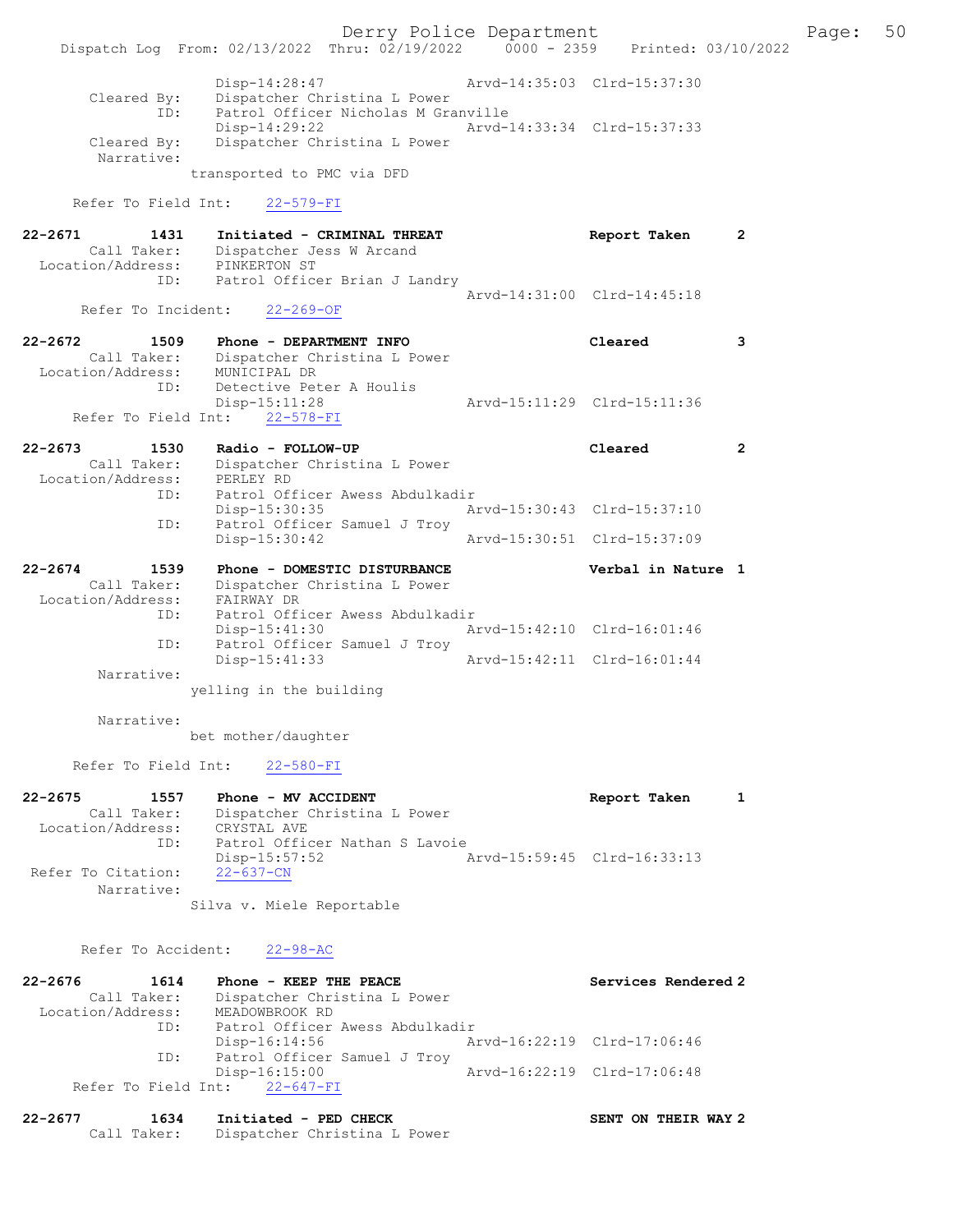```
              Disp-14:28:47                 Arvd-14:35:03  Clrd-15:37:30
    Cleared By:   Dispatcher Christina L Power
           ID:    Patrol Officer Nicholas M Granville
              Disp-14:29:22                 Arvd-14:33:34  Clrd-15:37:33
    Cleared By:   Dispatcher Christina L Power
     Narrative:
              transported to PMC via DFD

  Refer To Field Int:    22-579-FI

22-2671        1431    Initiated - CRIMINAL THREAT               Report Taken      2
      Call Taker:    Dispatcher Jess W Arcand
  Location/Address:    PINKERTON ST
             ID:    Patrol Officer Brian J Landry
                                            Arvd-14:31:00  Clrd-14:45:18
   Refer To Incident:    22-269-OF

22-2672        1509    Phone - DEPARTMENT INFO                   Cleared           3
      Call Taker:    Dispatcher Christina L Power
  Location/Address:    MUNICIPAL DR
             ID:    Detective Peter A Houlis
              Disp-15:11:28                 Arvd-15:11:29  Clrd-15:11:36
  Refer To Field Int:    22-578-FI

22-2673        1530    Radio - FOLLOW-UP                         Cleared           2
      Call Taker:    Dispatcher Christina L Power
  Location/Address:    PERLEY RD
             ID:    Patrol Officer Awess Abdulkadir
              Disp-15:30:35                 Arvd-15:30:43  Clrd-15:37:10
             ID:    Patrol Officer Samuel J Troy
              Disp-15:30:42                 Arvd-15:30:51  Clrd-15:37:09

22-2674        1539    Phone - DOMESTIC DISTURBANCE              Verbal in Nature  1
      Call Taker:    Dispatcher Christina L Power
  Location/Address:    FAIRWAY DR
             ID:    Patrol Officer Awess Abdulkadir
              Disp-15:41:30                 Arvd-15:42:10  Clrd-16:01:46
             ID:    Patrol Officer Samuel J Troy
              Disp-15:41:33                 Arvd-15:42:11  Clrd-16:01:44
     Narrative:
              yelling in the building

     Narrative:
              bet mother/daughter

  Refer To Field Int:    22-580-FI

22-2675        1557    Phone - MV ACCIDENT                       Report Taken      1
      Call Taker:    Dispatcher Christina L Power
  Location/Address:    CRYSTAL AVE
             ID:    Patrol Officer Nathan S Lavoie
              Disp-15:57:52                 Arvd-15:59:45  Clrd-16:33:13
 Refer To Citation:    22-637-CN
     Narrative:
              Silva v. Miele Reportable


   Refer To Accident:    22-98-AC

22-2676        1614    Phone - KEEP THE PEACE                    Services Rendered 2
      Call Taker:    Dispatcher Christina L Power
  Location/Address:    MEADOWBROOK RD
             ID:    Patrol Officer Awess Abdulkadir
              Disp-16:14:56                 Arvd-16:22:19  Clrd-17:06:46
             ID:    Patrol Officer Samuel J Troy
              Disp-16:15:00                 Arvd-16:22:19  Clrd-17:06:48
  Refer To Field Int:    22-647-FI

22-2677        1634    Initiated - PED CHECK                     SENT ON THEIR WAY 2
      Call Taker:    Dispatcher Christina L Power
```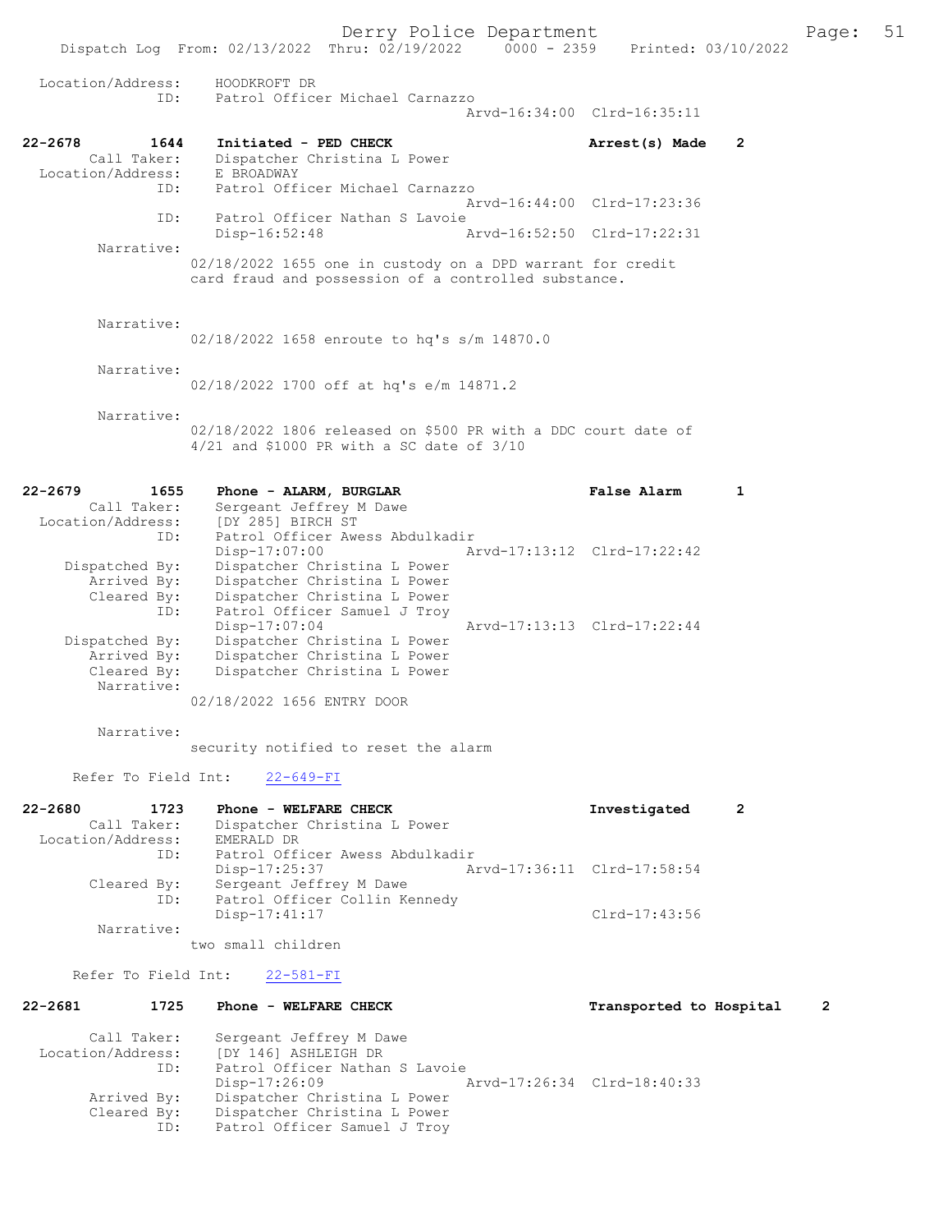Location/Address: HOODKROFT DR
ID: Patrol Officer Michael Carnazzo
Arvd-16:34:00 Clrd-16:35:11

**22-2678 1644 Initiated - PED CHECK — Arrest(s) Made 2**

Call Taker: Dispatcher Christina L Power
Location/Address: E BROADWAY
ID: Patrol Officer Michael Carnazzo
Arvd-16:44:00 Clrd-17:23:36
ID: Patrol Officer Nathan S Lavoie
Disp-16:52:48 Arvd-16:52:50 Clrd-17:22:31
Narrative:
02/18/2022 1655 one in custody on a DPD warrant for credit card fraud and possession of a controlled substance.

Narrative:
02/18/2022 1658 enroute to hq's s/m 14870.0

Narrative:
02/18/2022 1700 off at hq's e/m 14871.2

Narrative:
02/18/2022 1806 released on $500 PR with a DDC court date of 4/21 and $1000 PR with a SC date of 3/10

**22-2679 1655 Phone - ALARM, BURGLAR — False Alarm 1**

Call Taker: Sergeant Jeffrey M Dawe
Location/Address: [DY 285] BIRCH ST
ID: Patrol Officer Awess Abdulkadir
Disp-17:07:00 Arvd-17:13:12 Clrd-17:22:42
Dispatched By: Dispatcher Christina L Power
Arrived By: Dispatcher Christina L Power
Cleared By: Dispatcher Christina L Power
ID: Patrol Officer Samuel J Troy
Disp-17:07:04 Arvd-17:13:13 Clrd-17:22:44
Dispatched By: Dispatcher Christina L Power
Arrived By: Dispatcher Christina L Power
Cleared By: Dispatcher Christina L Power
Narrative:
02/18/2022 1656 ENTRY DOOR

Narrative:
security notified to reset the alarm

Refer To Field Int: 22-649-FI

**22-2680 1723 Phone - WELFARE CHECK — Investigated 2**

Call Taker: Dispatcher Christina L Power
Location/Address: EMERALD DR
ID: Patrol Officer Awess Abdulkadir
Disp-17:25:37 Arvd-17:36:11 Clrd-17:58:54
Cleared By: Sergeant Jeffrey M Dawe
ID: Patrol Officer Collin Kennedy
Disp-17:41:17 Clrd-17:43:56
Narrative:
two small children

Refer To Field Int: 22-581-FI

**22-2681 1725 Phone - WELFARE CHECK — Transported to Hospital 2**

Call Taker: Sergeant Jeffrey M Dawe
Location/Address: [DY 146] ASHLEIGH DR
ID: Patrol Officer Nathan S Lavoie
Disp-17:26:09 Arvd-17:26:34 Clrd-18:40:33
Arrived By: Dispatcher Christina L Power
Cleared By: Dispatcher Christina L Power
ID: Patrol Officer Samuel J Troy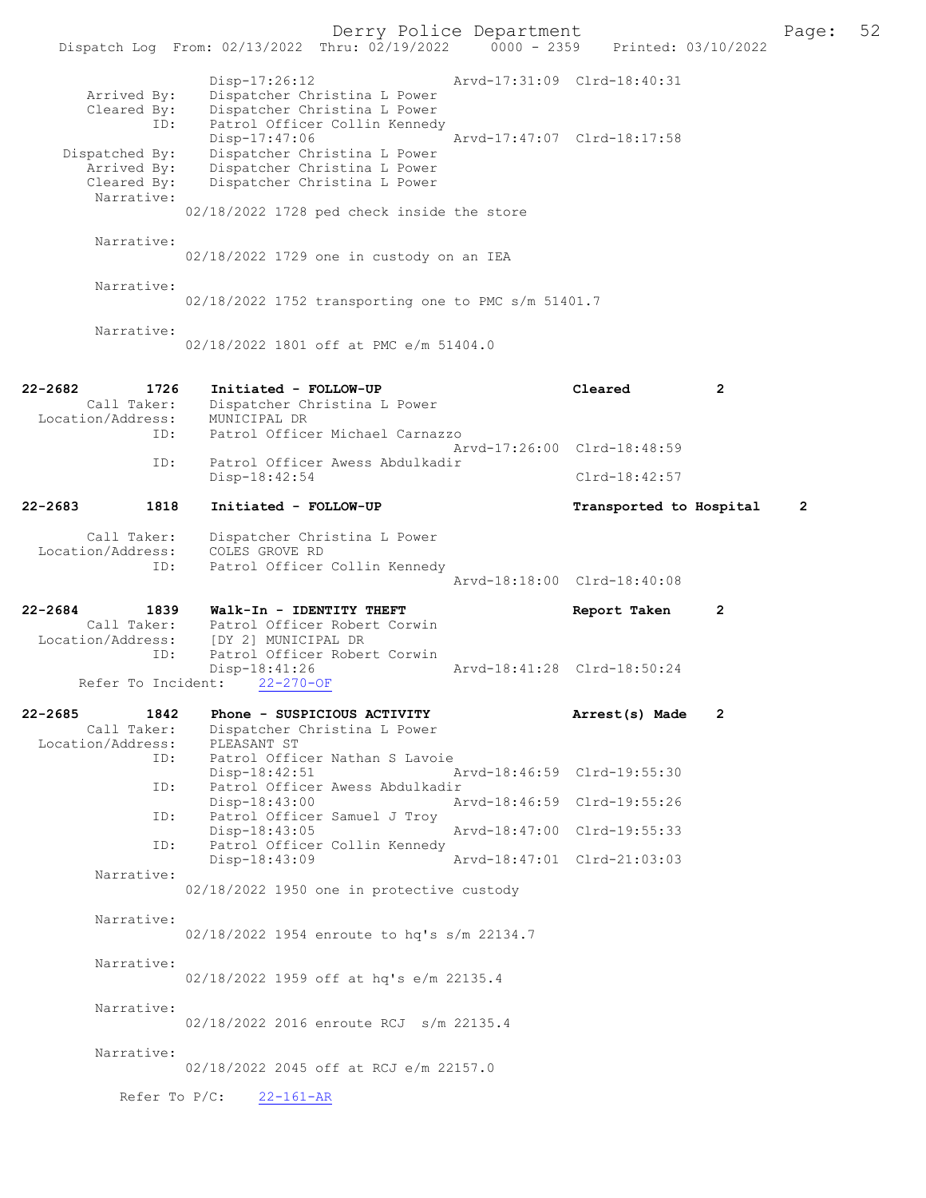```
                Disp-17:26:12                 Arvd-17:31:09  Clrd-18:40:31
      Arrived By:   Dispatcher Christina L Power
      Cleared By:   Dispatcher Christina L Power
             ID:    Patrol Officer Collin Kennedy
                Disp-17:47:06                 Arvd-17:47:07  Clrd-18:17:58
   Dispatched By:   Dispatcher Christina L Power
      Arrived By:   Dispatcher Christina L Power
      Cleared By:   Dispatcher Christina L Power
       Narrative:
              02/18/2022 1728 ped check inside the store

       Narrative:
              02/18/2022 1729 one in custody on an IEA

       Narrative:
              02/18/2022 1752 transporting one to PMC s/m 51401.7

       Narrative:
              02/18/2022 1801 off at PMC e/m 51404.0


22-2682        1726    Initiated - FOLLOW-UP                          Cleared          2
       Call Taker:   Dispatcher Christina L Power
 Location/Address:   MUNICIPAL DR
              ID:    Patrol Officer Michael Carnazzo
                                                Arvd-17:26:00  Clrd-18:48:59
              ID:    Patrol Officer Awess Abdulkadir
                 Disp-18:42:54                                 Clrd-18:42:57

22-2683        1818    Initiated - FOLLOW-UP                          Transported to Hospital    2

       Call Taker:   Dispatcher Christina L Power
 Location/Address:   COLES GROVE RD
              ID:    Patrol Officer Collin Kennedy
                                                Arvd-18:18:00  Clrd-18:40:08

22-2684        1839    Walk-In - IDENTITY THEFT                       Report Taken     2
       Call Taker:   Patrol Officer Robert Corwin
 Location/Address:   [DY 2] MUNICIPAL DR
              ID:    Patrol Officer Robert Corwin
                 Disp-18:41:26                  Arvd-18:41:28  Clrd-18:50:24
     Refer To Incident:    22-270-OF

22-2685        1842    Phone - SUSPICIOUS ACTIVITY                    Arrest(s) Made   2
       Call Taker:   Dispatcher Christina L Power
 Location/Address:   PLEASANT ST
              ID:    Patrol Officer Nathan S Lavoie
                 Disp-18:42:51                  Arvd-18:46:59  Clrd-19:55:30
              ID:    Patrol Officer Awess Abdulkadir
                 Disp-18:43:00                  Arvd-18:46:59  Clrd-19:55:26
              ID:    Patrol Officer Samuel J Troy
                 Disp-18:43:05                  Arvd-18:47:00  Clrd-19:55:33
              ID:    Patrol Officer Collin Kennedy
                 Disp-18:43:09                  Arvd-18:47:01  Clrd-21:03:03
       Narrative:
              02/18/2022 1950 one in protective custody

       Narrative:
              02/18/2022 1954 enroute to hq's s/m 22134.7

       Narrative:
              02/18/2022 1959 off at hq's e/m 22135.4

       Narrative:
              02/18/2022 2016 enroute RCJ  s/m 22135.4

       Narrative:
              02/18/2022 2045 off at RCJ e/m 22157.0

         Refer To P/C:    22-161-AR
```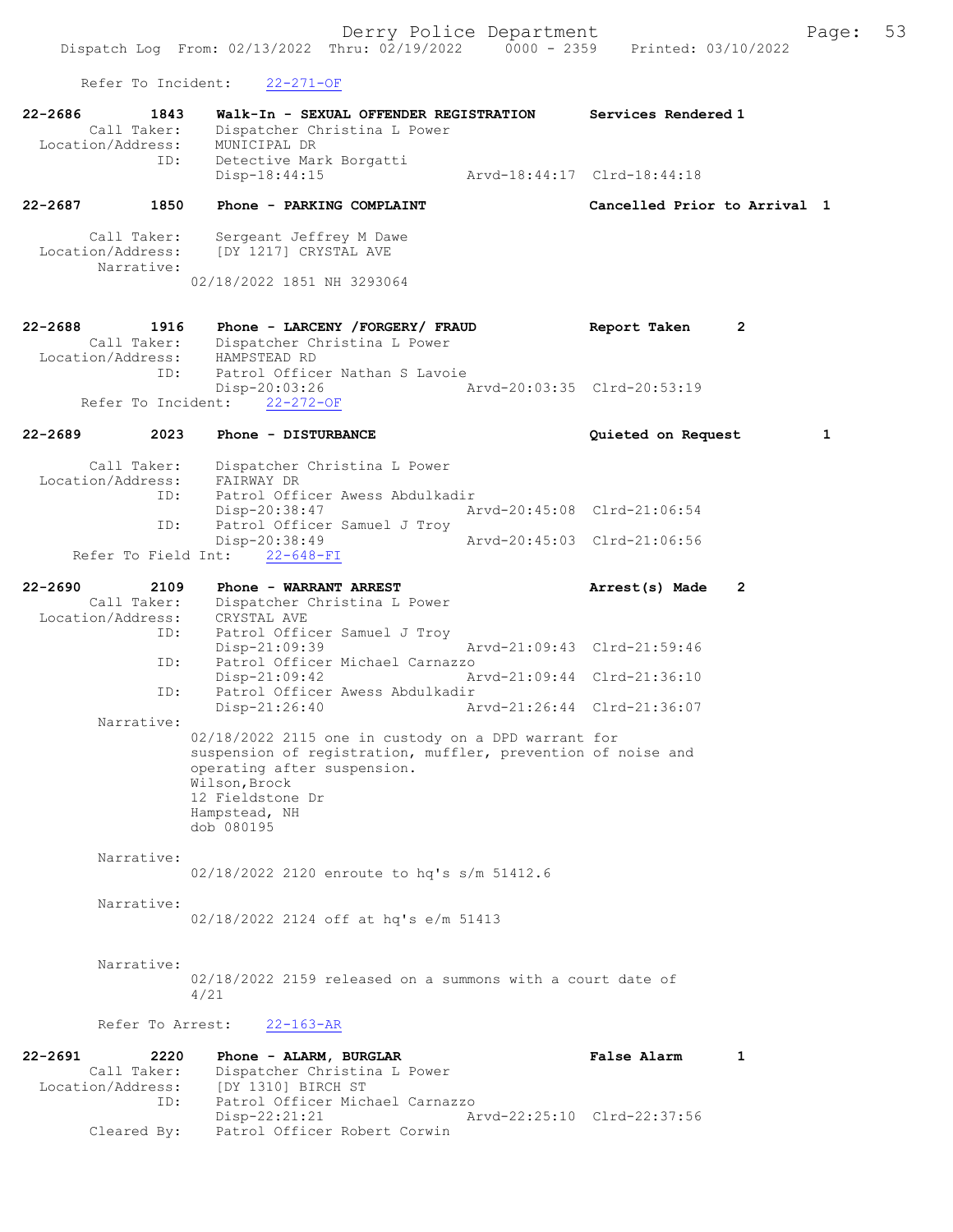Refer To Incident: 22-271-OF

```
22-2686        1843    Walk-In - SEXUAL OFFENDER REGISTRATION      Services Rendered 1
        Call Taker:    Dispatcher Christina L Power
  Location/Address:    MUNICIPAL DR
                ID:    Detective Mark Borgatti
                       Disp-18:44:15                  Arvd-18:44:17  Clrd-18:44:18

22-2687        1850    Phone - PARKING COMPLAINT                   Cancelled Prior to Arrival  1

        Call Taker:    Sergeant Jeffrey M Dawe
  Location/Address:    [DY 1217] CRYSTAL AVE
         Narrative:
                       02/18/2022 1851 NH 3293064

22-2688        1916    Phone - LARCENY /FORGERY/ FRAUD             Report Taken      2
        Call Taker:    Dispatcher Christina L Power
  Location/Address:    HAMPSTEAD RD
                ID:    Patrol Officer Nathan S Lavoie
                       Disp-20:03:26                  Arvd-20:03:35  Clrd-20:53:19
      Refer To Incident:    22-272-OF

22-2689        2023    Phone - DISTURBANCE                         Quieted on Request          1

        Call Taker:    Dispatcher Christina L Power
  Location/Address:    FAIRWAY DR
                ID:    Patrol Officer Awess Abdulkadir
                       Disp-20:38:47                  Arvd-20:45:08  Clrd-21:06:54
                ID:    Patrol Officer Samuel J Troy
                       Disp-20:38:49                  Arvd-20:45:03  Clrd-21:06:56
     Refer To Field Int:    22-648-FI

22-2690        2109    Phone - WARRANT ARREST                      Arrest(s) Made    2
        Call Taker:    Dispatcher Christina L Power
  Location/Address:    CRYSTAL AVE
                ID:    Patrol Officer Samuel J Troy
                       Disp-21:09:39                  Arvd-21:09:43  Clrd-21:59:46
                ID:    Patrol Officer Michael Carnazzo
                       Disp-21:09:42                  Arvd-21:09:44  Clrd-21:36:10
                ID:    Patrol Officer Awess Abdulkadir
                       Disp-21:26:40                  Arvd-21:26:44  Clrd-21:36:07
         Narrative:
                    02/18/2022 2115 one in custody on a DPD warrant for
                    suspension of registration, muffler, prevention of noise and
                    operating after suspension.
                    Wilson,Brock
                    12 Fieldstone Dr
                    Hampstead, NH
                    dob 080195

         Narrative:
                    02/18/2022 2120 enroute to hq's s/m 51412.6

         Narrative:
                    02/18/2022 2124 off at hq's e/m 51413

         Narrative:
                    02/18/2022 2159 released on a summons with a court date of
                    4/21

         Refer To Arrest:    22-163-AR

22-2691        2220    Phone - ALARM, BURGLAR                      False Alarm       1
        Call Taker:    Dispatcher Christina L Power
  Location/Address:    [DY 1310] BIRCH ST
                ID:    Patrol Officer Michael Carnazzo
                       Disp-22:21:21                  Arvd-22:25:10  Clrd-22:37:56
        Cleared By:    Patrol Officer Robert Corwin
```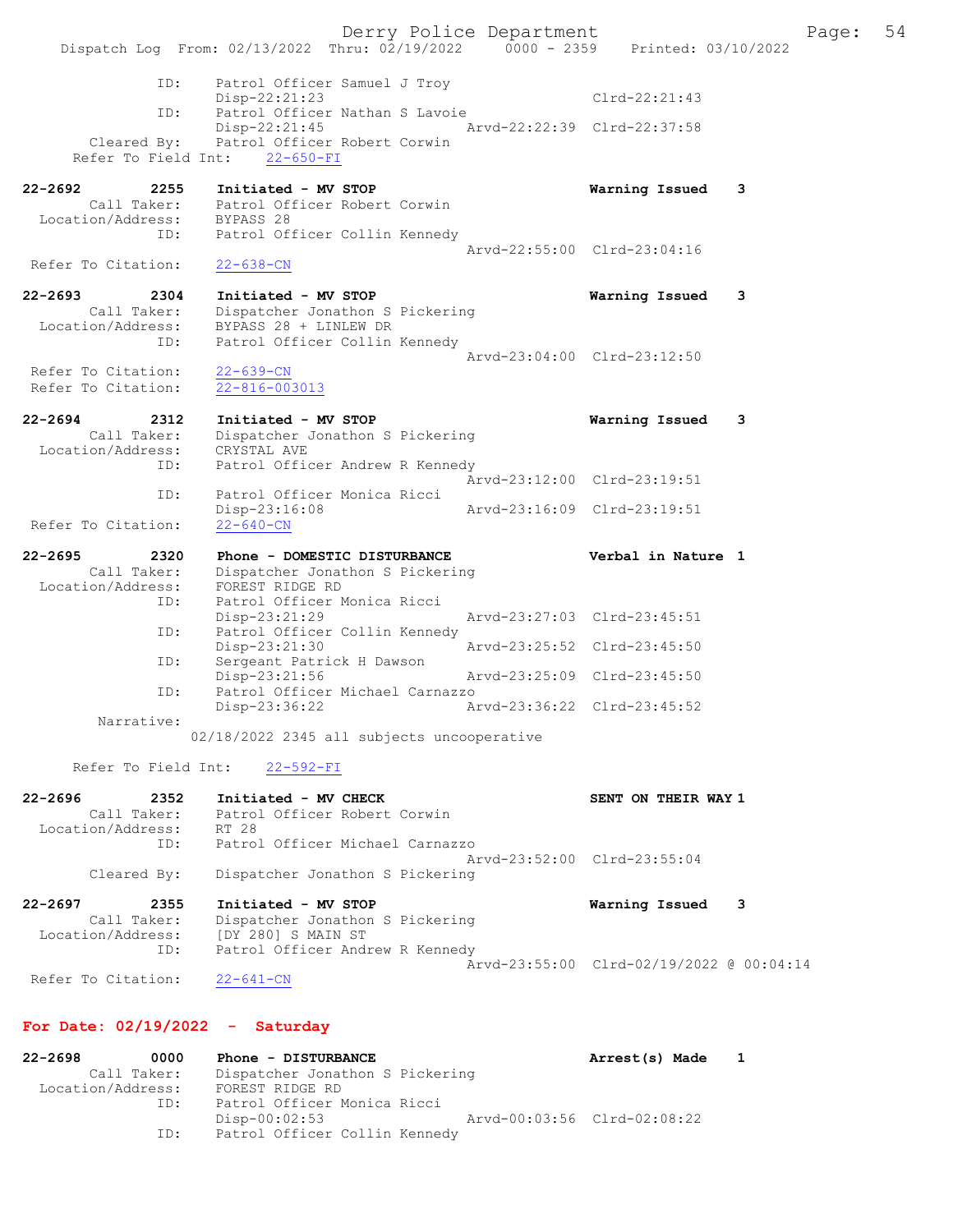```
            ID:      Patrol Officer Samuel J Troy
                     Disp-22:21:23                              Clrd-22:21:43
            ID:      Patrol Officer Nathan S Lavoie
                     Disp-22:21:45              Arvd-22:22:39   Clrd-22:37:58
    Cleared By:      Patrol Officer Robert Corwin
  Refer To Field Int:    22-650-FI

22-2692        2255   Initiated - MV STOP                       Warning Issued    3
       Call Taker:    Patrol Officer Robert Corwin
  Location/Address:   BYPASS 28
               ID:    Patrol Officer Collin Kennedy
                                                Arvd-22:55:00   Clrd-23:04:16
 Refer To Citation:   22-638-CN

22-2693        2304   Initiated - MV STOP                       Warning Issued    3
       Call Taker:    Dispatcher Jonathon S Pickering
  Location/Address:   BYPASS 28 + LINLEW DR
               ID:    Patrol Officer Collin Kennedy
                                                Arvd-23:04:00   Clrd-23:12:50
 Refer To Citation:   22-639-CN
 Refer To Citation:   22-816-003013

22-2694        2312   Initiated - MV STOP                       Warning Issued    3
       Call Taker:    Dispatcher Jonathon S Pickering
  Location/Address:   CRYSTAL AVE
               ID:    Patrol Officer Andrew R Kennedy
                                                Arvd-23:12:00   Clrd-23:19:51
               ID:    Patrol Officer Monica Ricci
                      Disp-23:16:08             Arvd-23:16:09   Clrd-23:19:51
 Refer To Citation:   22-640-CN

22-2695        2320   Phone - DOMESTIC DISTURBANCE              Verbal in Nature  1
       Call Taker:    Dispatcher Jonathon S Pickering
  Location/Address:   FOREST RIDGE RD
               ID:    Patrol Officer Monica Ricci
                      Disp-23:21:29             Arvd-23:27:03   Clrd-23:45:51
               ID:    Patrol Officer Collin Kennedy
                      Disp-23:21:30             Arvd-23:25:52   Clrd-23:45:50
               ID:    Sergeant Patrick H Dawson
                      Disp-23:21:56             Arvd-23:25:09   Clrd-23:45:50
               ID:    Patrol Officer Michael Carnazzo
                      Disp-23:36:22             Arvd-23:36:22   Clrd-23:45:52
        Narrative:
                    02/18/2022 2345 all subjects uncooperative

  Refer To Field Int:    22-592-FI

22-2696        2352   Initiated - MV CHECK                      SENT ON THEIR WAY 1
       Call Taker:    Patrol Officer Robert Corwin
  Location/Address:   RT 28
               ID:    Patrol Officer Michael Carnazzo
                                                Arvd-23:52:00   Clrd-23:55:04
       Cleared By:    Dispatcher Jonathon S Pickering

22-2697        2355   Initiated - MV STOP                       Warning Issued    3
       Call Taker:    Dispatcher Jonathon S Pickering
  Location/Address:   [DY 280] S MAIN ST
               ID:    Patrol Officer Andrew R Kennedy
                                                Arvd-23:55:00   Clrd-02/19/2022 @ 00:04:14
 Refer To Citation:   22-641-CN
```

## For Date: 02/19/2022 - Saturday

```
22-2698        0000   Phone - DISTURBANCE                       Arrest(s) Made    1
       Call Taker:    Dispatcher Jonathon S Pickering
  Location/Address:   FOREST RIDGE RD
               ID:    Patrol Officer Monica Ricci
                      Disp-00:02:53             Arvd-00:03:56   Clrd-02:08:22
               ID:    Patrol Officer Collin Kennedy
```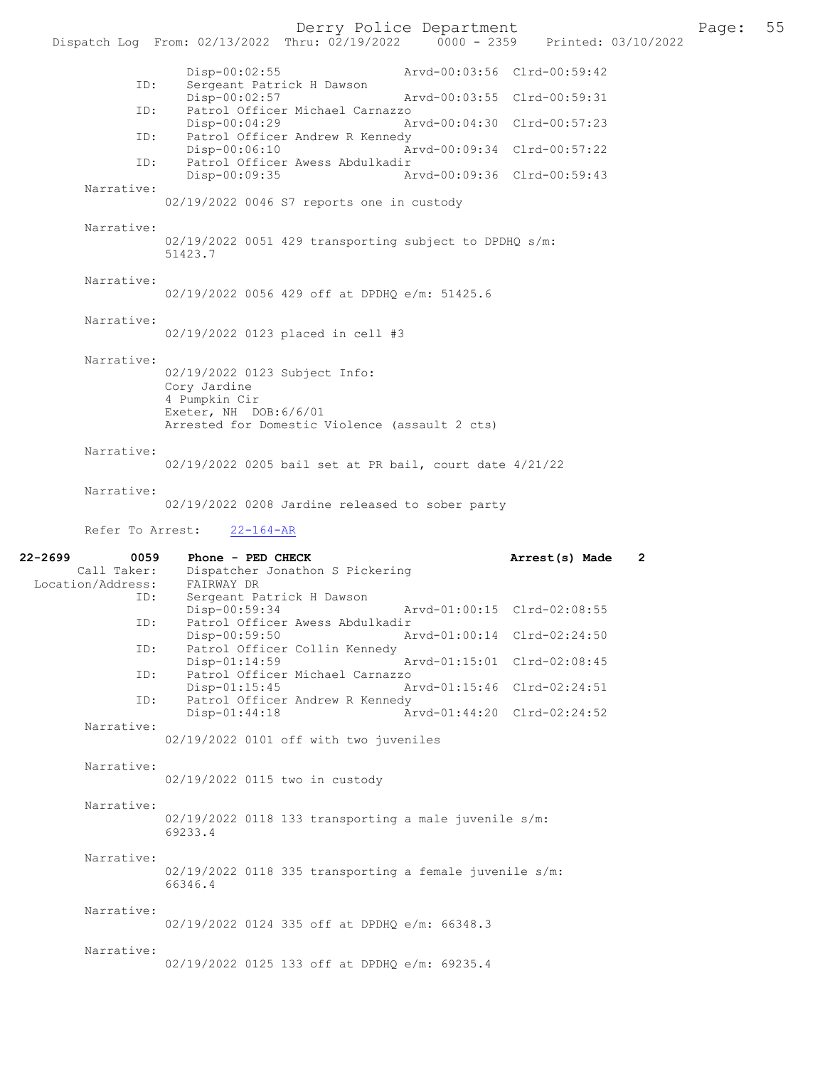Disp-00:02:55 Arvd-00:03:56 Clrd-00:59:42

ID: Sergeant Patrick H Dawson
Disp-00:02:57 Arvd-00:03:55 Clrd-00:59:31

ID: Patrol Officer Michael Carnazzo
Disp-00:04:29 Arvd-00:04:30 Clrd-00:57:23

ID: Patrol Officer Andrew R Kennedy
Disp-00:06:10 Arvd-00:09:34 Clrd-00:57:22

ID: Patrol Officer Awess Abdulkadir
Disp-00:09:35 Arvd-00:09:36 Clrd-00:59:43

Narrative:
02/19/2022 0046 S7 reports one in custody

Narrative:
02/19/2022 0051 429 transporting subject to DPDHQ s/m: 51423.7

Narrative:
02/19/2022 0056 429 off at DPDHQ e/m: 51425.6

Narrative:
02/19/2022 0123 placed in cell #3

Narrative:
02/19/2022 0123 Subject Info:
Cory Jardine
4 Pumpkin Cir
Exeter, NH DOB:6/6/01
Arrested for Domestic Violence (assault 2 cts)

Narrative:
02/19/2022 0205 bail set at PR bail, court date 4/21/22

Narrative:
02/19/2022 0208 Jardine released to sober party

Refer To Arrest: 22-164-AR

**22-2699 0059 Phone - PED CHECK** **Arrest(s) Made 2**

Call Taker: Dispatcher Jonathon S Pickering
Location/Address: FAIRWAY DR

ID: Sergeant Patrick H Dawson
Disp-00:59:34 Arvd-01:00:15 Clrd-02:08:55

ID: Patrol Officer Awess Abdulkadir
Disp-00:59:50 Arvd-01:00:14 Clrd-02:24:50

ID: Patrol Officer Collin Kennedy
Disp-01:14:59 Arvd-01:15:01 Clrd-02:08:45

ID: Patrol Officer Michael Carnazzo
Disp-01:15:45 Arvd-01:15:46 Clrd-02:24:51

ID: Patrol Officer Andrew R Kennedy
Disp-01:44:18 Arvd-01:44:20 Clrd-02:24:52

Narrative:
02/19/2022 0101 off with two juveniles

Narrative:
02/19/2022 0115 two in custody

Narrative:
02/19/2022 0118 133 transporting a male juvenile s/m: 69233.4

Narrative:
02/19/2022 0118 335 transporting a female juvenile s/m: 66346.4

Narrative:
02/19/2022 0124 335 off at DPDHQ e/m: 66348.3

Narrative:
02/19/2022 0125 133 off at DPDHQ e/m: 69235.4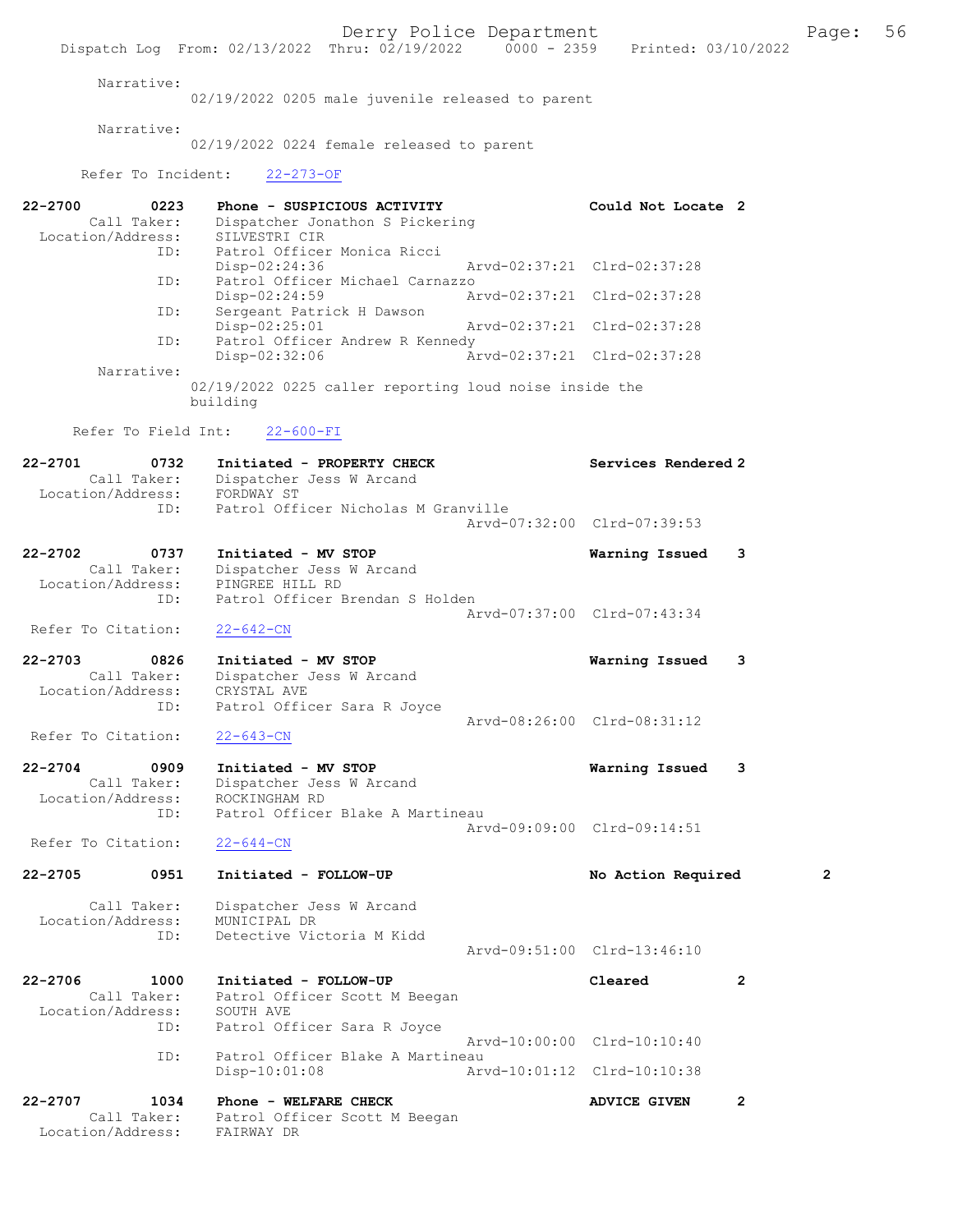Narrative:
02/19/2022 0205 male juvenile released to parent

Narrative:
02/19/2022 0224 female released to parent

Refer To Incident: 22-273-OF

**22-2700 0223 Phone - SUSPICIOUS ACTIVITY — Could Not Locate 2**
Call Taker: Dispatcher Jonathon S Pickering
Location/Address: SILVESTRI CIR
ID: Patrol Officer Monica Ricci
Disp-02:24:36 Arvd-02:37:21 Clrd-02:37:28
ID: Patrol Officer Michael Carnazzo
Disp-02:24:59 Arvd-02:37:21 Clrd-02:37:28
ID: Sergeant Patrick H Dawson
Disp-02:25:01 Arvd-02:37:21 Clrd-02:37:28
ID: Patrol Officer Andrew R Kennedy
Disp-02:32:06 Arvd-02:37:21 Clrd-02:37:28
Narrative:
02/19/2022 0225 caller reporting loud noise inside the building

Refer To Field Int: 22-600-FI

**22-2701 0732 Initiated - PROPERTY CHECK — Services Rendered 2**
Call Taker: Dispatcher Jess W Arcand
Location/Address: FORDWAY ST
ID: Patrol Officer Nicholas M Granville
Arvd-07:32:00 Clrd-07:39:53

**22-2702 0737 Initiated - MV STOP — Warning Issued 3**
Call Taker: Dispatcher Jess W Arcand
Location/Address: PINGREE HILL RD
ID: Patrol Officer Brendan S Holden
Arvd-07:37:00 Clrd-07:43:34
Refer To Citation: 22-642-CN

**22-2703 0826 Initiated - MV STOP — Warning Issued 3**
Call Taker: Dispatcher Jess W Arcand
Location/Address: CRYSTAL AVE
ID: Patrol Officer Sara R Joyce
Arvd-08:26:00 Clrd-08:31:12
Refer To Citation: 22-643-CN

**22-2704 0909 Initiated - MV STOP — Warning Issued 3**
Call Taker: Dispatcher Jess W Arcand
Location/Address: ROCKINGHAM RD
ID: Patrol Officer Blake A Martineau
Arvd-09:09:00 Clrd-09:14:51
Refer To Citation: 22-644-CN

**22-2705 0951 Initiated - FOLLOW-UP — No Action Required 2**
Call Taker: Dispatcher Jess W Arcand
Location/Address: MUNICIPAL DR
ID: Detective Victoria M Kidd
Arvd-09:51:00 Clrd-13:46:10

**22-2706 1000 Initiated - FOLLOW-UP — Cleared 2**
Call Taker: Patrol Officer Scott M Beegan
Location/Address: SOUTH AVE
ID: Patrol Officer Sara R Joyce
Arvd-10:00:00 Clrd-10:10:40
ID: Patrol Officer Blake A Martineau
Disp-10:01:08 Arvd-10:01:12 Clrd-10:10:38

**22-2707 1034 Phone - WELFARE CHECK — ADVICE GIVEN 2**
Call Taker: Patrol Officer Scott M Beegan
Location/Address: FAIRWAY DR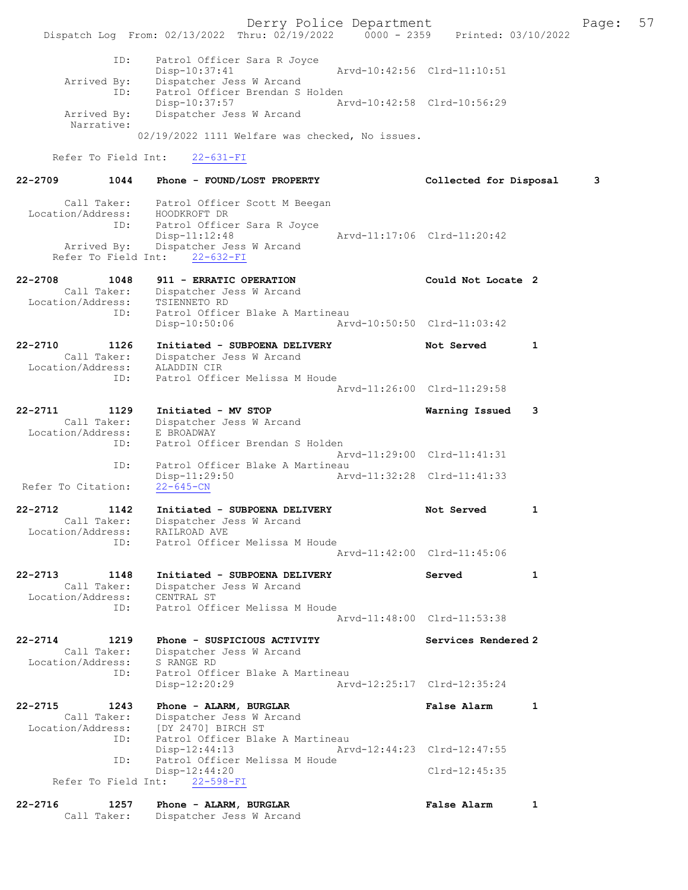```
          ID:     Patrol Officer Sara R Joyce
                  Disp-10:37:41              Arvd-10:42:56  Clrd-11:10:51
 Arrived By:      Dispatcher Jess W Arcand
          ID:     Patrol Officer Brendan S Holden
                  Disp-10:37:57              Arvd-10:42:58  Clrd-10:56:29
 Arrived By:      Dispatcher Jess W Arcand
  Narrative:
               02/19/2022 1111 Welfare was checked, No issues.

    Refer To Field Int:    22-631-FI

22-2709        1044    Phone - FOUND/LOST PROPERTY              Collected for Disposal    3

       Call Taker:    Patrol Officer Scott M Beegan
 Location/Address:    HOODKROFT DR
               ID:    Patrol Officer Sara R Joyce
                      Disp-11:12:48              Arvd-11:17:06  Clrd-11:20:42
      Arrived By:     Dispatcher Jess W Arcand
    Refer To Field Int:    22-632-FI

22-2708        1048    911 - ERRATIC OPERATION                  Could Not Locate 2
       Call Taker:    Dispatcher Jess W Arcand
 Location/Address:    TSIENNETO RD
               ID:    Patrol Officer Blake A Martineau
                      Disp-10:50:06              Arvd-10:50:50  Clrd-11:03:42

22-2710        1126    Initiated - SUBPOENA DELIVERY            Not Served       1
       Call Taker:    Dispatcher Jess W Arcand
 Location/Address:    ALADDIN CIR
               ID:    Patrol Officer Melissa M Houde
                                                 Arvd-11:26:00  Clrd-11:29:58

22-2711        1129    Initiated - MV STOP                      Warning Issued   3
       Call Taker:    Dispatcher Jess W Arcand
 Location/Address:    E BROADWAY
               ID:    Patrol Officer Brendan S Holden
                                                 Arvd-11:29:00  Clrd-11:41:31
               ID:    Patrol Officer Blake A Martineau
                      Disp-11:29:50              Arvd-11:32:28  Clrd-11:41:33
 Refer To Citation:   22-645-CN

22-2712        1142    Initiated - SUBPOENA DELIVERY            Not Served       1
       Call Taker:    Dispatcher Jess W Arcand
 Location/Address:    RAILROAD AVE
               ID:    Patrol Officer Melissa M Houde
                                                 Arvd-11:42:00  Clrd-11:45:06

22-2713        1148    Initiated - SUBPOENA DELIVERY            Served           1
       Call Taker:    Dispatcher Jess W Arcand
 Location/Address:    CENTRAL ST
               ID:    Patrol Officer Melissa M Houde
                                                 Arvd-11:48:00  Clrd-11:53:38

22-2714        1219    Phone - SUSPICIOUS ACTIVITY              Services Rendered 2
       Call Taker:    Dispatcher Jess W Arcand
 Location/Address:    S RANGE RD
               ID:    Patrol Officer Blake A Martineau
                      Disp-12:20:29              Arvd-12:25:17  Clrd-12:35:24

22-2715        1243    Phone - ALARM, BURGLAR                   False Alarm      1
       Call Taker:    Dispatcher Jess W Arcand
 Location/Address:    [DY 2470] BIRCH ST
               ID:    Patrol Officer Blake A Martineau
                      Disp-12:44:13              Arvd-12:44:23  Clrd-12:47:55
               ID:    Patrol Officer Melissa M Houde
                      Disp-12:44:20                             Clrd-12:45:35
    Refer To Field Int:    22-598-FI

22-2716        1257    Phone - ALARM, BURGLAR                   False Alarm      1
       Call Taker:    Dispatcher Jess W Arcand
```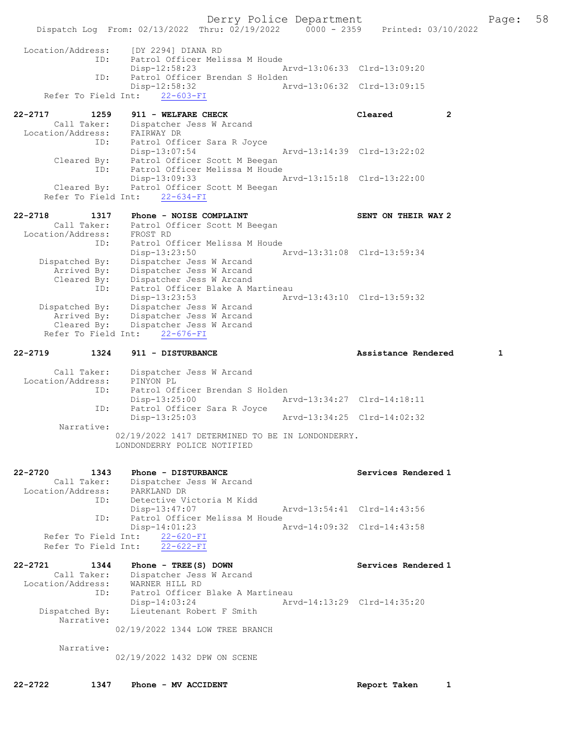```
 Location/Address:      [DY 2294] DIANA RD
                ID:     Patrol Officer Melissa M Houde
                        Disp-12:58:23                 Arvd-13:06:33  Clrd-13:09:20
                ID:     Patrol Officer Brendan S Holden
                        Disp-12:58:32                 Arvd-13:06:32  Clrd-13:09:15
     Refer To Field Int:    22-603-FI

22-2717         1259    911 - WELFARE CHECK                         Cleared         2
        Call Taker:     Dispatcher Jess W Arcand
 Location/Address:      FAIRWAY DR
                ID:     Patrol Officer Sara R Joyce
                        Disp-13:07:54                 Arvd-13:14:39  Clrd-13:22:02
        Cleared By:     Patrol Officer Scott M Beegan
                ID:     Patrol Officer Melissa M Houde
                        Disp-13:09:33                 Arvd-13:15:18  Clrd-13:22:00
        Cleared By:     Patrol Officer Scott M Beegan
     Refer To Field Int:    22-634-FI

22-2718         1317    Phone - NOISE COMPLAINT                     SENT ON THEIR WAY 2
        Call Taker:     Patrol Officer Scott M Beegan
 Location/Address:      FROST RD
                ID:     Patrol Officer Melissa M Houde
                        Disp-13:23:50                 Arvd-13:31:08  Clrd-13:59:34
     Dispatched By:     Dispatcher Jess W Arcand
        Arrived By:     Dispatcher Jess W Arcand
        Cleared By:     Dispatcher Jess W Arcand
                ID:     Patrol Officer Blake A Martineau
                        Disp-13:23:53                 Arvd-13:43:10  Clrd-13:59:32
     Dispatched By:     Dispatcher Jess W Arcand
        Arrived By:     Dispatcher Jess W Arcand
        Cleared By:     Dispatcher Jess W Arcand
     Refer To Field Int:    22-676-FI

22-2719         1324    911 - DISTURBANCE                           Assistance Rendered      1

        Call Taker:     Dispatcher Jess W Arcand
 Location/Address:      PINYON PL
                ID:     Patrol Officer Brendan S Holden
                        Disp-13:25:00                 Arvd-13:34:27  Clrd-14:18:11
                ID:     Patrol Officer Sara R Joyce
                        Disp-13:25:03                 Arvd-13:34:25  Clrd-14:02:32
         Narrative:
                    02/19/2022 1417 DETERMINED TO BE IN LONDONDERRY.
                    LONDONDERRY POLICE NOTIFIED


22-2720         1343    Phone - DISTURBANCE                         Services Rendered 1
        Call Taker:     Dispatcher Jess W Arcand
 Location/Address:      PARKLAND DR
                ID:     Detective Victoria M Kidd
                        Disp-13:47:07                 Arvd-13:54:41  Clrd-14:43:56
                ID:     Patrol Officer Melissa M Houde
                        Disp-14:01:23                 Arvd-14:09:32  Clrd-14:43:58
     Refer To Field Int:    22-620-FI
     Refer To Field Int:    22-622-FI

22-2721         1344    Phone - TREE(S) DOWN                        Services Rendered 1
        Call Taker:     Dispatcher Jess W Arcand
 Location/Address:      WARNER HILL RD
                ID:     Patrol Officer Blake A Martineau
                        Disp-14:03:24                 Arvd-14:13:29  Clrd-14:35:20
     Dispatched By:     Lieutenant Robert F Smith
         Narrative:
                    02/19/2022 1344 LOW TREE BRANCH

         Narrative:
                    02/19/2022 1432 DPW ON SCENE


22-2722         1347    Phone - MV ACCIDENT                         Report Taken    1
```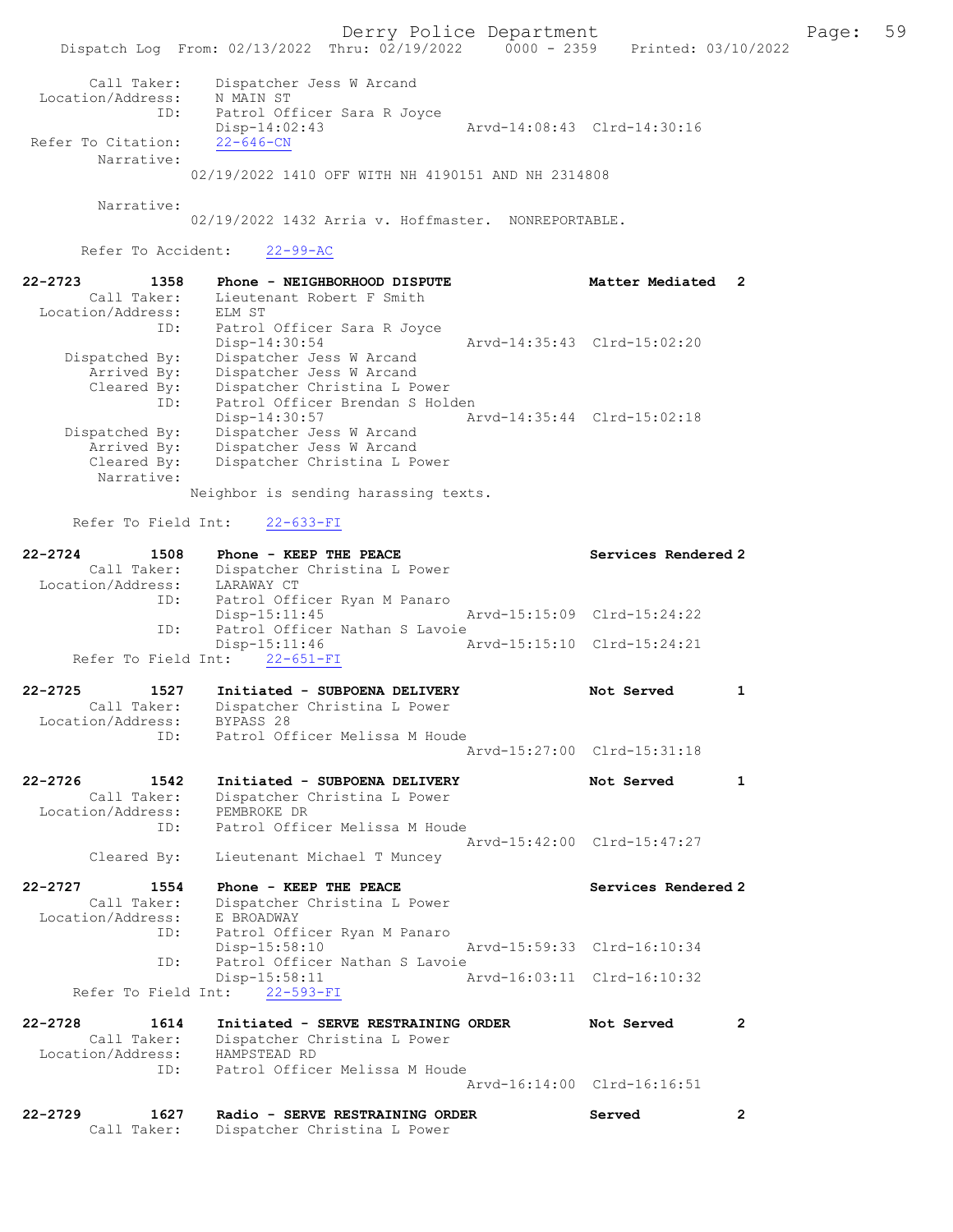```
        Call Taker:    Dispatcher Jess W Arcand
  Location/Address:    N MAIN ST
                ID:    Patrol Officer Sara R Joyce
                       Disp-14:02:43                 Arvd-14:08:43  Clrd-14:30:16
 Refer To Citation:    22-646-CN
         Narrative:
              02/19/2022 1410 OFF WITH NH 4190151 AND NH 2314808

         Narrative:
              02/19/2022 1432 Arria v. Hoffmaster.  NONREPORTABLE.

       Refer To Accident:    22-99-AC

22-2723         1358    Phone - NEIGHBORHOOD DISPUTE               Matter Mediated  2
        Call Taker:    Lieutenant Robert F Smith
  Location/Address:    ELM ST
                ID:    Patrol Officer Sara R Joyce
                       Disp-14:30:54                 Arvd-14:35:43  Clrd-15:02:20
     Dispatched By:    Dispatcher Jess W Arcand
        Arrived By:    Dispatcher Jess W Arcand
        Cleared By:    Dispatcher Christina L Power
                ID:    Patrol Officer Brendan S Holden
                       Disp-14:30:57                 Arvd-14:35:44  Clrd-15:02:18
     Dispatched By:    Dispatcher Jess W Arcand
        Arrived By:    Dispatcher Jess W Arcand
        Cleared By:    Dispatcher Christina L Power
         Narrative:
              Neighbor is sending harassing texts.

      Refer To Field Int:    22-633-FI

22-2724         1508    Phone - KEEP THE PEACE                     Services Rendered 2
        Call Taker:    Dispatcher Christina L Power
  Location/Address:    LARAWAY CT
                ID:    Patrol Officer Ryan M Panaro
                       Disp-15:11:45                 Arvd-15:15:09  Clrd-15:24:22
                ID:    Patrol Officer Nathan S Lavoie
                       Disp-15:11:46                 Arvd-15:15:10  Clrd-15:24:21
      Refer To Field Int:    22-651-FI

22-2725         1527    Initiated - SUBPOENA DELIVERY              Not Served       1
        Call Taker:    Dispatcher Christina L Power
  Location/Address:    BYPASS 28
                ID:    Patrol Officer Melissa M Houde
                                                     Arvd-15:27:00  Clrd-15:31:18

22-2726         1542    Initiated - SUBPOENA DELIVERY              Not Served       1
        Call Taker:    Dispatcher Christina L Power
  Location/Address:    PEMBROKE DR
                ID:    Patrol Officer Melissa M Houde
                                                     Arvd-15:42:00  Clrd-15:47:27
        Cleared By:    Lieutenant Michael T Muncey

22-2727         1554    Phone - KEEP THE PEACE                     Services Rendered 2
        Call Taker:    Dispatcher Christina L Power
  Location/Address:    E BROADWAY
                ID:    Patrol Officer Ryan M Panaro
                       Disp-15:58:10                 Arvd-15:59:33  Clrd-16:10:34
                ID:    Patrol Officer Nathan S Lavoie
                       Disp-15:58:11                 Arvd-16:03:11  Clrd-16:10:32
      Refer To Field Int:    22-593-FI

22-2728         1614    Initiated - SERVE RESTRAINING ORDER        Not Served       2
        Call Taker:    Dispatcher Christina L Power
  Location/Address:    HAMPSTEAD RD
                ID:    Patrol Officer Melissa M Houde
                                                     Arvd-16:14:00  Clrd-16:16:51

22-2729         1627    Radio - SERVE RESTRAINING ORDER            Served           2
        Call Taker:    Dispatcher Christina L Power
```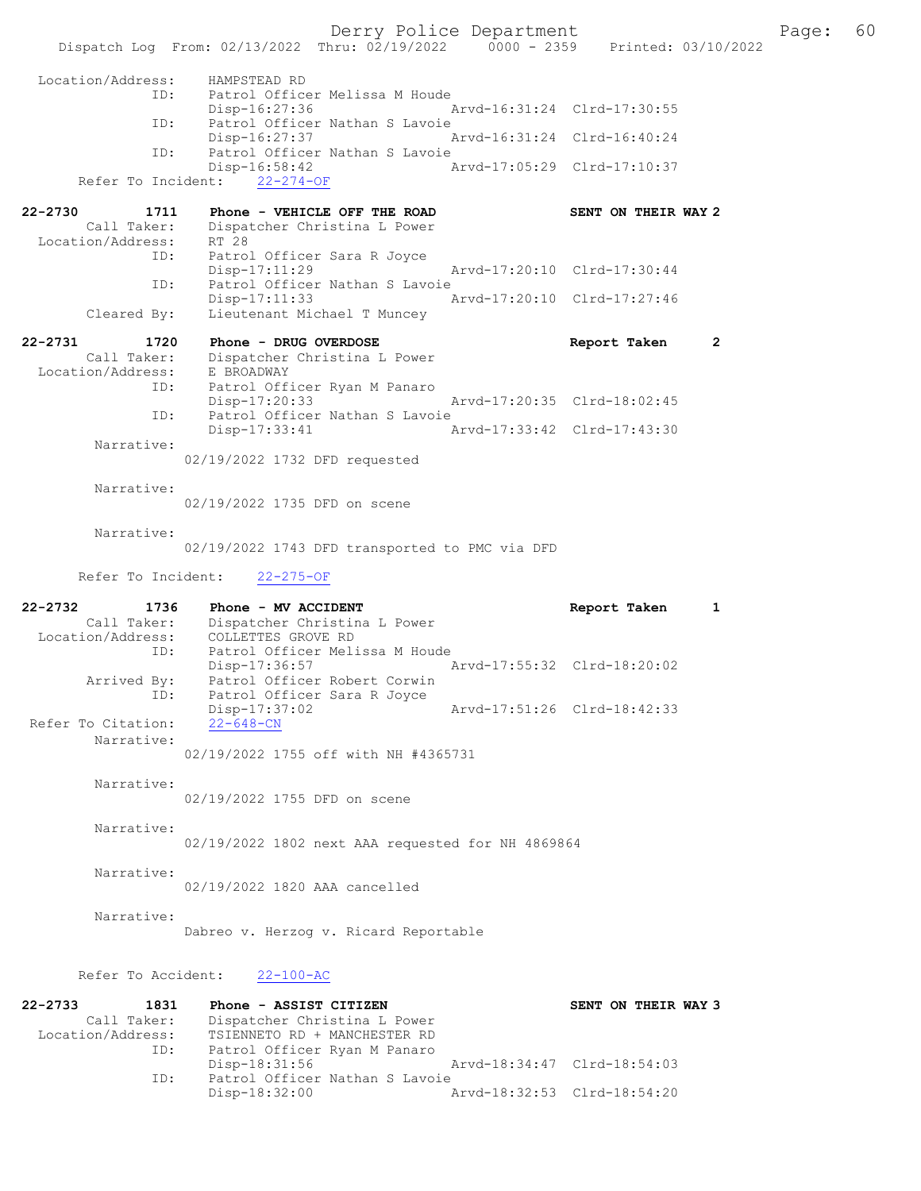```
 Location/Address:    HAMPSTEAD RD
              ID:    Patrol Officer Melissa M Houde
                     Disp-16:27:36              Arvd-16:31:24  Clrd-17:30:55
              ID:    Patrol Officer Nathan S Lavoie
                     Disp-16:27:37              Arvd-16:31:24  Clrd-16:40:24
              ID:    Patrol Officer Nathan S Lavoie
                     Disp-16:58:42              Arvd-17:05:29  Clrd-17:10:37
     Refer To Incident:    22-274-OF

22-2730          1711    Phone - VEHICLE OFF THE ROAD              SENT ON THEIR WAY 2
        Call Taker:    Dispatcher Christina L Power
  Location/Address:    RT 28
              ID:    Patrol Officer Sara R Joyce
                     Disp-17:11:29              Arvd-17:20:10  Clrd-17:30:44
              ID:    Patrol Officer Nathan S Lavoie
                     Disp-17:11:33              Arvd-17:20:10  Clrd-17:27:46
        Cleared By:    Lieutenant Michael T Muncey

22-2731          1720    Phone - DRUG OVERDOSE                     Report Taken      2
        Call Taker:    Dispatcher Christina L Power
  Location/Address:    E BROADWAY
              ID:    Patrol Officer Ryan M Panaro
                     Disp-17:20:33              Arvd-17:20:35  Clrd-18:02:45
              ID:    Patrol Officer Nathan S Lavoie
                     Disp-17:33:41              Arvd-17:33:42  Clrd-17:43:30
         Narrative:
                   02/19/2022 1732 DFD requested

         Narrative:
                   02/19/2022 1735 DFD on scene

         Narrative:
                   02/19/2022 1743 DFD transported to PMC via DFD

     Refer To Incident:    22-275-OF

22-2732          1736    Phone - MV ACCIDENT                       Report Taken      1
        Call Taker:    Dispatcher Christina L Power
  Location/Address:    COLLETTES GROVE RD
              ID:    Patrol Officer Melissa M Houde
                     Disp-17:36:57              Arvd-17:55:32  Clrd-18:20:02
        Arrived By:    Patrol Officer Robert Corwin
              ID:    Patrol Officer Sara R Joyce
                     Disp-17:37:02              Arvd-17:51:26  Clrd-18:42:33
 Refer To Citation:    22-648-CN
         Narrative:
                   02/19/2022 1755 off with NH #4365731

         Narrative:
                   02/19/2022 1755 DFD on scene

         Narrative:
                   02/19/2022 1802 next AAA requested for NH 4869864

         Narrative:
                   02/19/2022 1820 AAA cancelled

         Narrative:
                   Dabreo v. Herzog v. Ricard Reportable

     Refer To Accident:    22-100-AC

22-2733          1831    Phone - ASSIST CITIZEN                    SENT ON THEIR WAY 3
        Call Taker:    Dispatcher Christina L Power
  Location/Address:    TSIENNETO RD + MANCHESTER RD
              ID:    Patrol Officer Ryan M Panaro
                     Disp-18:31:56              Arvd-18:34:47  Clrd-18:54:03
              ID:    Patrol Officer Nathan S Lavoie
                     Disp-18:32:00              Arvd-18:32:53  Clrd-18:54:20
```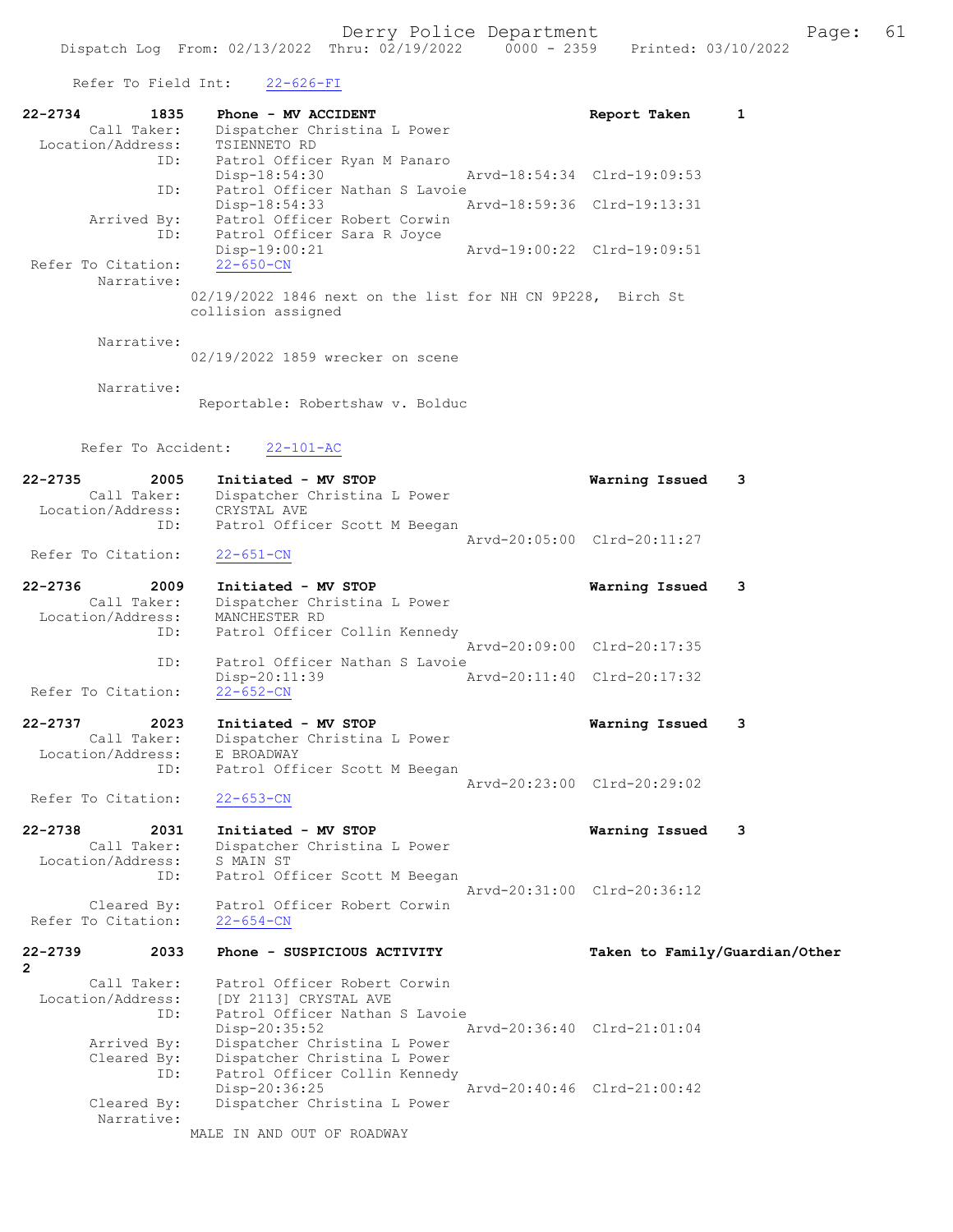Refer To Field Int: 22-626-FI

```
22-2734        1835    Phone - MV ACCIDENT                          Report Taken      1
        Call Taker:    Dispatcher Christina L Power
  Location/Address:    TSIENNETO RD
                ID:    Patrol Officer Ryan M Panaro
                       Disp-18:54:30               Arvd-18:54:34  Clrd-19:09:53
                ID:    Patrol Officer Nathan S Lavoie
                       Disp-18:54:33               Arvd-18:59:36  Clrd-19:13:31
        Arrived By:    Patrol Officer Robert Corwin
                ID:    Patrol Officer Sara R Joyce
                       Disp-19:00:21               Arvd-19:00:22  Clrd-19:09:51
 Refer To Citation:    22-650-CN
         Narrative:
                  02/19/2022 1846 next on the list for NH CN 9P228,  Birch St
                  collision assigned

         Narrative:
                  02/19/2022 1859 wrecker on scene

         Narrative:
                   Reportable: Robertshaw v. Bolduc


       Refer To Accident:    22-101-AC

22-2735        2005    Initiated - MV STOP                          Warning Issued    3
        Call Taker:    Dispatcher Christina L Power
  Location/Address:    CRYSTAL AVE
                ID:    Patrol Officer Scott M Beegan
                                                   Arvd-20:05:00  Clrd-20:11:27
 Refer To Citation:    22-651-CN

22-2736        2009    Initiated - MV STOP                          Warning Issued    3
        Call Taker:    Dispatcher Christina L Power
  Location/Address:    MANCHESTER RD
                ID:    Patrol Officer Collin Kennedy
                                                   Arvd-20:09:00  Clrd-20:17:35
                ID:    Patrol Officer Nathan S Lavoie
                       Disp-20:11:39               Arvd-20:11:40  Clrd-20:17:32
 Refer To Citation:    22-652-CN

22-2737        2023    Initiated - MV STOP                          Warning Issued    3
        Call Taker:    Dispatcher Christina L Power
  Location/Address:    E BROADWAY
                ID:    Patrol Officer Scott M Beegan
                                                   Arvd-20:23:00  Clrd-20:29:02
 Refer To Citation:    22-653-CN

22-2738        2031    Initiated - MV STOP                          Warning Issued    3
        Call Taker:    Dispatcher Christina L Power
  Location/Address:    S MAIN ST
                ID:    Patrol Officer Scott M Beegan
                                                   Arvd-20:31:00  Clrd-20:36:12
        Cleared By:    Patrol Officer Robert Corwin
 Refer To Citation:    22-654-CN

22-2739        2033    Phone - SUSPICIOUS ACTIVITY                  Taken to Family/Guardian/Other
2
        Call Taker:    Patrol Officer Robert Corwin
  Location/Address:    [DY 2113] CRYSTAL AVE
                ID:    Patrol Officer Nathan S Lavoie
                       Disp-20:35:52               Arvd-20:36:40  Clrd-21:01:04
        Arrived By:    Dispatcher Christina L Power
        Cleared By:    Dispatcher Christina L Power
                ID:    Patrol Officer Collin Kennedy
                       Disp-20:36:25               Arvd-20:40:46  Clrd-21:00:42
        Cleared By:    Dispatcher Christina L Power
         Narrative:
                  MALE IN AND OUT OF ROADWAY
```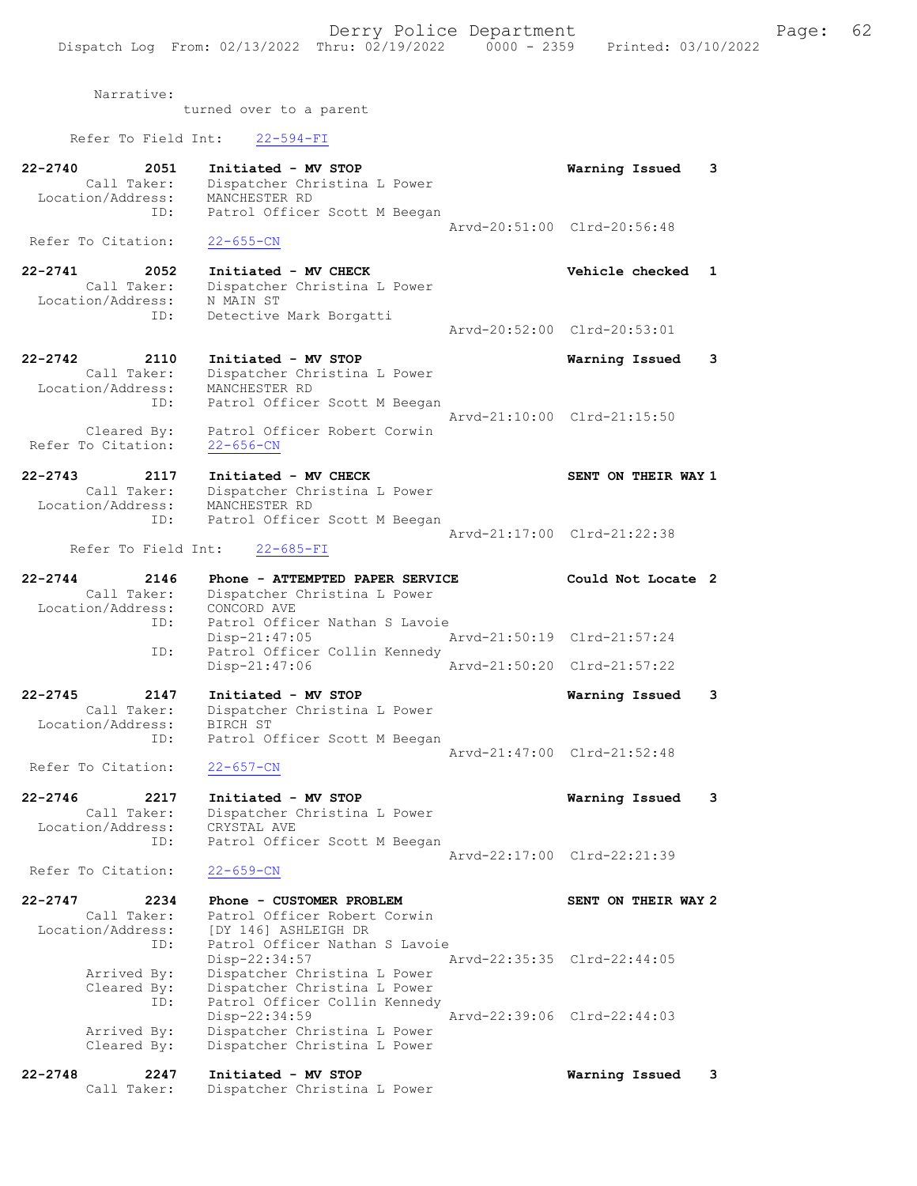Narrative:
turned over to a parent

Refer To Field Int: 22-594-FI

```
22-2740        2051    Initiated - MV STOP                      Warning Issued    3
        Call Taker:    Dispatcher Christina L Power
   Location/Address:   MANCHESTER RD
                ID:    Patrol Officer Scott M Beegan
                                                    Arvd-20:51:00  Clrd-20:56:48
  Refer To Citation:   22-655-CN

22-2741        2052    Initiated - MV CHECK                     Vehicle checked   1
        Call Taker:    Dispatcher Christina L Power
   Location/Address:   N MAIN ST
                ID:    Detective Mark Borgatti
                                                    Arvd-20:52:00  Clrd-20:53:01

22-2742        2110    Initiated - MV STOP                      Warning Issued    3
        Call Taker:    Dispatcher Christina L Power
   Location/Address:   MANCHESTER RD
                ID:    Patrol Officer Scott M Beegan
                                                    Arvd-21:10:00  Clrd-21:15:50
        Cleared By:    Patrol Officer Robert Corwin
  Refer To Citation:   22-656-CN

22-2743        2117    Initiated - MV CHECK                     SENT ON THEIR WAY 1
        Call Taker:    Dispatcher Christina L Power
   Location/Address:   MANCHESTER RD
                ID:    Patrol Officer Scott M Beegan
                                                    Arvd-21:17:00  Clrd-21:22:38
     Refer To Field Int:    22-685-FI

22-2744        2146    Phone - ATTEMPTED PAPER SERVICE          Could Not Locate  2
        Call Taker:    Dispatcher Christina L Power
   Location/Address:   CONCORD AVE
                ID:    Patrol Officer Nathan S Lavoie
                       Disp-21:47:05                Arvd-21:50:19  Clrd-21:57:24
                ID:    Patrol Officer Collin Kennedy
                       Disp-21:47:06                Arvd-21:50:20  Clrd-21:57:22

22-2745        2147    Initiated - MV STOP                      Warning Issued    3
        Call Taker:    Dispatcher Christina L Power
   Location/Address:   BIRCH ST
                ID:    Patrol Officer Scott M Beegan
                                                    Arvd-21:47:00  Clrd-21:52:48
  Refer To Citation:   22-657-CN

22-2746        2217    Initiated - MV STOP                      Warning Issued    3
        Call Taker:    Dispatcher Christina L Power
   Location/Address:   CRYSTAL AVE
                ID:    Patrol Officer Scott M Beegan
                                                    Arvd-22:17:00  Clrd-22:21:39
  Refer To Citation:   22-659-CN

22-2747        2234    Phone - CUSTOMER PROBLEM                 SENT ON THEIR WAY 2
        Call Taker:    Patrol Officer Robert Corwin
   Location/Address:   [DY 146] ASHLEIGH DR
                ID:    Patrol Officer Nathan S Lavoie
                       Disp-22:34:57                Arvd-22:35:35  Clrd-22:44:05
        Arrived By:    Dispatcher Christina L Power
        Cleared By:    Dispatcher Christina L Power
                ID:    Patrol Officer Collin Kennedy
                       Disp-22:34:59                Arvd-22:39:06  Clrd-22:44:03
        Arrived By:    Dispatcher Christina L Power
        Cleared By:    Dispatcher Christina L Power

22-2748        2247    Initiated - MV STOP                      Warning Issued    3
        Call Taker:    Dispatcher Christina L Power
```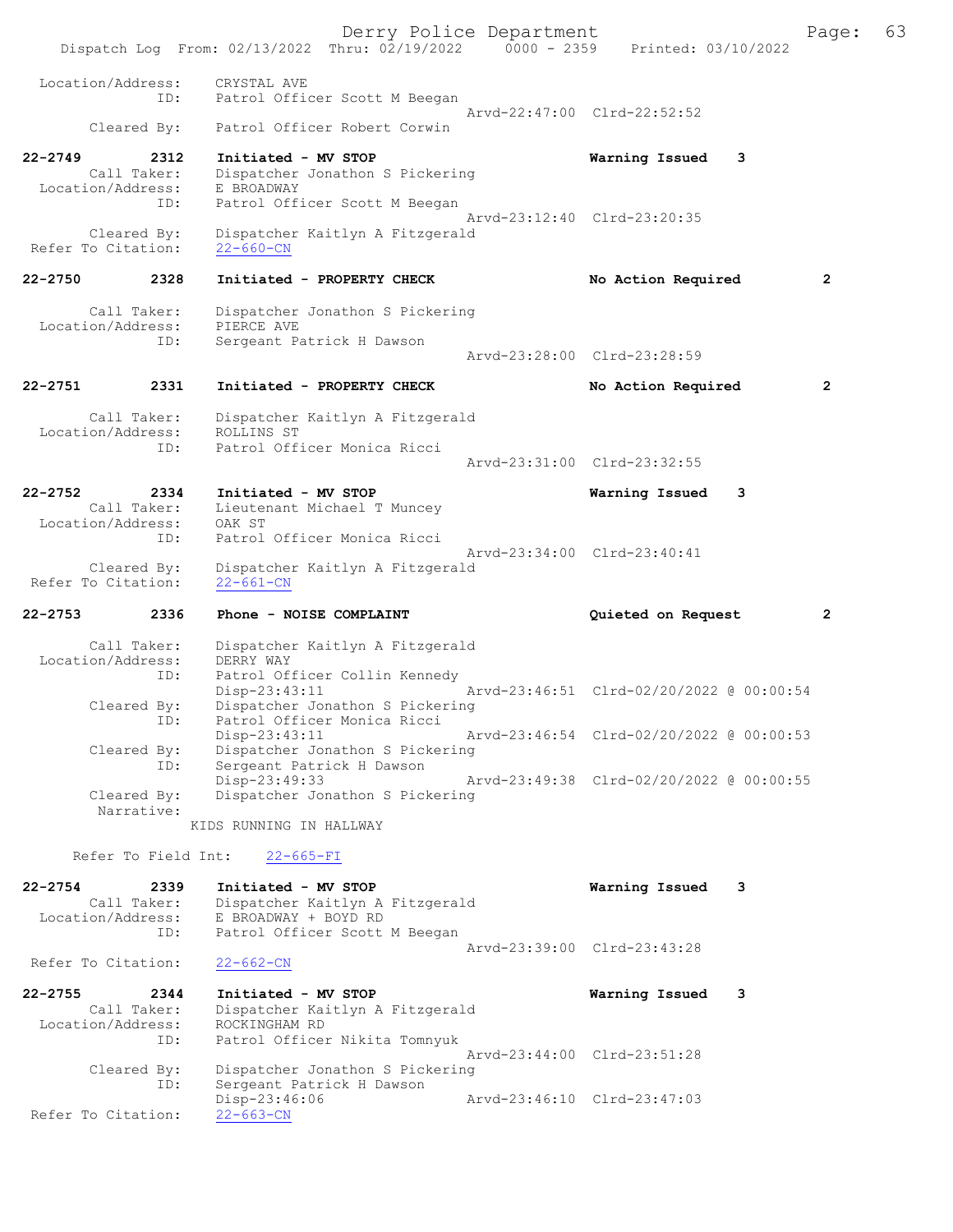```
 Location/Address:     CRYSTAL AVE
               ID:     Patrol Officer Scott M Beegan
                                                  Arvd-22:47:00  Clrd-22:52:52
       Cleared By:     Patrol Officer Robert Corwin

22-2749        2312    Initiated - MV STOP                      Warning Issued    3
       Call Taker:     Dispatcher Jonathon S Pickering
 Location/Address:     E BROADWAY
               ID:     Patrol Officer Scott M Beegan
                                                  Arvd-23:12:40  Clrd-23:20:35
       Cleared By:     Dispatcher Kaitlyn A Fitzgerald
 Refer To Citation:    22-660-CN

22-2750        2328    Initiated - PROPERTY CHECK               No Action Required        2

       Call Taker:     Dispatcher Jonathon S Pickering
 Location/Address:     PIERCE AVE
               ID:     Sergeant Patrick H Dawson
                                                  Arvd-23:28:00  Clrd-23:28:59

22-2751        2331    Initiated - PROPERTY CHECK               No Action Required        2

       Call Taker:     Dispatcher Kaitlyn A Fitzgerald
 Location/Address:     ROLLINS ST
               ID:     Patrol Officer Monica Ricci
                                                  Arvd-23:31:00  Clrd-23:32:55

22-2752        2334    Initiated - MV STOP                      Warning Issued    3
       Call Taker:     Lieutenant Michael T Muncey
 Location/Address:     OAK ST
               ID:     Patrol Officer Monica Ricci
                                                  Arvd-23:34:00  Clrd-23:40:41
       Cleared By:     Dispatcher Kaitlyn A Fitzgerald
 Refer To Citation:    22-661-CN

22-2753        2336    Phone - NOISE COMPLAINT                  Quieted on Request        2

       Call Taker:     Dispatcher Kaitlyn A Fitzgerald
 Location/Address:     DERRY WAY
               ID:     Patrol Officer Collin Kennedy
                       Disp-23:43:11              Arvd-23:46:51  Clrd-02/20/2022 @ 00:00:54
       Cleared By:     Dispatcher Jonathon S Pickering
               ID:     Patrol Officer Monica Ricci
                       Disp-23:43:11              Arvd-23:46:54  Clrd-02/20/2022 @ 00:00:53
       Cleared By:     Dispatcher Jonathon S Pickering
               ID:     Sergeant Patrick H Dawson
                       Disp-23:49:33              Arvd-23:49:38  Clrd-02/20/2022 @ 00:00:55
       Cleared By:     Dispatcher Jonathon S Pickering
        Narrative:
                    KIDS RUNNING IN HALLWAY

      Refer To Field Int:     22-665-FI

22-2754        2339    Initiated - MV STOP                      Warning Issued    3
       Call Taker:     Dispatcher Kaitlyn A Fitzgerald
 Location/Address:     E BROADWAY + BOYD RD
               ID:     Patrol Officer Scott M Beegan
                                                  Arvd-23:39:00  Clrd-23:43:28
 Refer To Citation:    22-662-CN

22-2755        2344    Initiated - MV STOP                      Warning Issued    3
       Call Taker:     Dispatcher Kaitlyn A Fitzgerald
 Location/Address:     ROCKINGHAM RD
               ID:     Patrol Officer Nikita Tomnyuk
                                                  Arvd-23:44:00  Clrd-23:51:28
       Cleared By:     Dispatcher Jonathon S Pickering
               ID:     Sergeant Patrick H Dawson
                       Disp-23:46:06              Arvd-23:46:10  Clrd-23:47:03
 Refer To Citation:    22-663-CN
```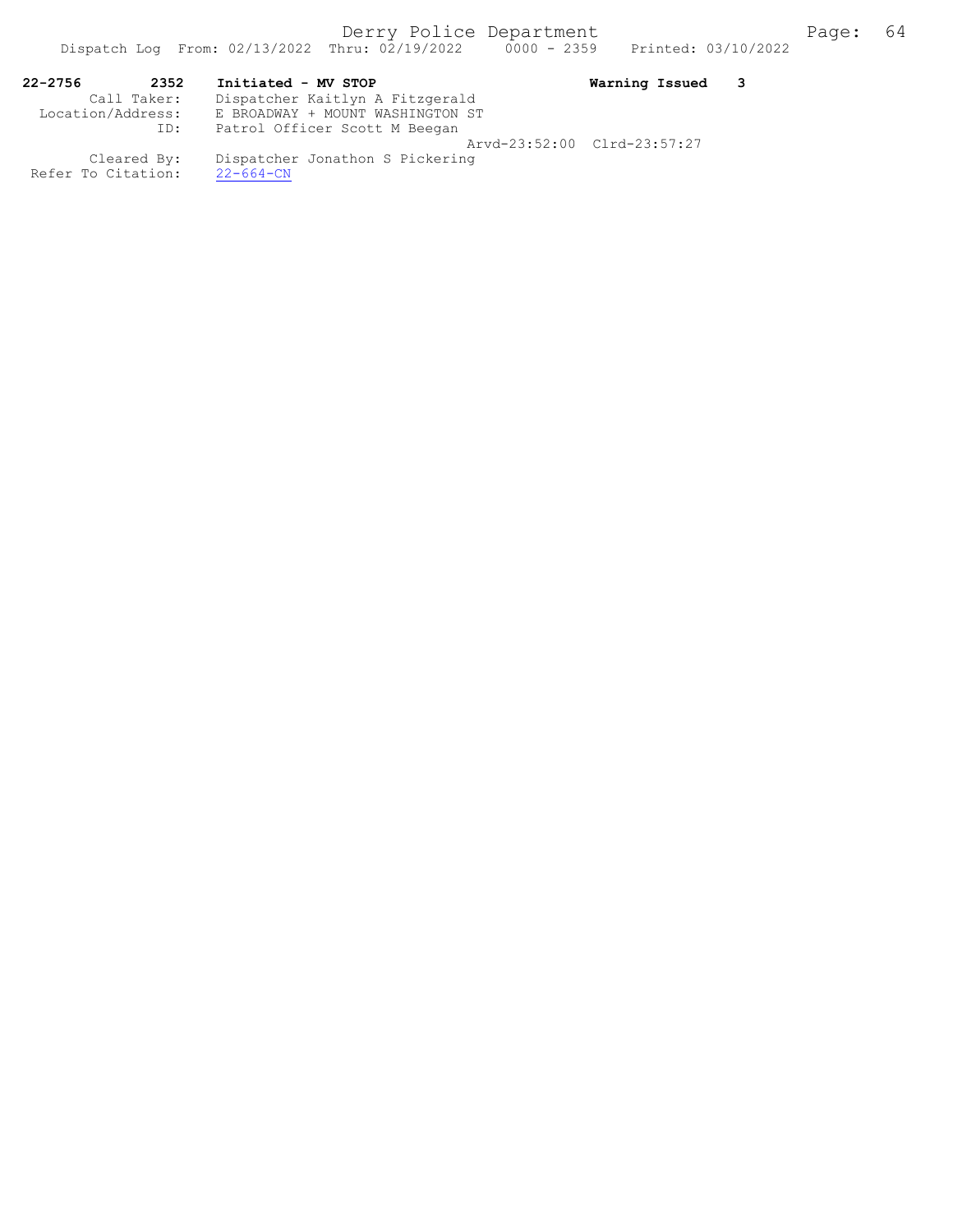**22-2756 2352 Initiated - MV STOP** **Warning Issued 3**

Call Taker: Dispatcher Kaitlyn A Fitzgerald
Location/Address: E BROADWAY + MOUNT WASHINGTON ST
ID: Patrol Officer Scott M Beegan
Arvd-23:52:00 Clrd-23:57:27
Cleared By: Dispatcher Jonathon S Pickering
Refer To Citation: 22-664-CN